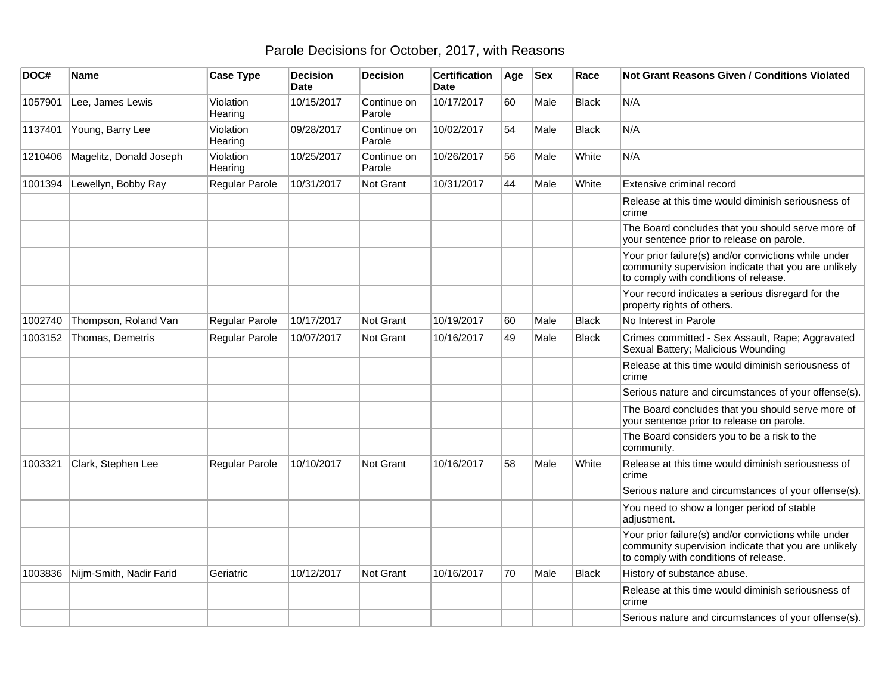# Parole Decisions for October, 2017, with Reasons

| DOC# | Name | Case Type | Decision Date | Decision | Certification Date | Age | Sex | Race | Not Grant Reasons Given / Conditions Violated |
|---|---|---|---|---|---|---|---|---|---|
| 1057901 | Lee, James Lewis | Violation Hearing | 10/15/2017 | Continue on Parole | 10/17/2017 | 60 | Male | Black | N/A |
| 1137401 | Young, Barry Lee | Violation Hearing | 09/28/2017 | Continue on Parole | 10/02/2017 | 54 | Male | Black | N/A |
| 1210406 | Magelitz, Donald Joseph | Violation Hearing | 10/25/2017 | Continue on Parole | 10/26/2017 | 56 | Male | White | N/A |
| 1001394 | Lewellyn, Bobby Ray | Regular Parole | 10/31/2017 | Not Grant | 10/31/2017 | 44 | Male | White | Extensive criminal record |
| | | | | | | | | | Release at this time would diminish seriousness of crime |
| | | | | | | | | | The Board concludes that you should serve more of your sentence prior to release on parole. |
| | | | | | | | | | Your prior failure(s) and/or convictions while under community supervision indicate that you are unlikely to comply with conditions of release. |
| | | | | | | | | | Your record indicates a serious disregard for the property rights of others. |
| 1002740 | Thompson, Roland Van | Regular Parole | 10/17/2017 | Not Grant | 10/19/2017 | 60 | Male | Black | No Interest in Parole |
| 1003152 | Thomas, Demetris | Regular Parole | 10/07/2017 | Not Grant | 10/16/2017 | 49 | Male | Black | Crimes committed - Sex Assault, Rape; Aggravated Sexual Battery; Malicious Wounding |
| | | | | | | | | | Release at this time would diminish seriousness of crime |
| | | | | | | | | | Serious nature and circumstances of your offense(s). |
| | | | | | | | | | The Board concludes that you should serve more of your sentence prior to release on parole. |
| | | | | | | | | | The Board considers you to be a risk to the community. |
| 1003321 | Clark, Stephen Lee | Regular Parole | 10/10/2017 | Not Grant | 10/16/2017 | 58 | Male | White | Release at this time would diminish seriousness of crime |
| | | | | | | | | | Serious nature and circumstances of your offense(s). |
| | | | | | | | | | You need to show a longer period of stable adjustment. |
| | | | | | | | | | Your prior failure(s) and/or convictions while under community supervision indicate that you are unlikely to comply with conditions of release. |
| 1003836 | Nijm-Smith, Nadir Farid | Geriatric | 10/12/2017 | Not Grant | 10/16/2017 | 70 | Male | Black | History of substance abuse. |
| | | | | | | | | | Release at this time would diminish seriousness of crime |
| | | | | | | | | | Serious nature and circumstances of your offense(s). |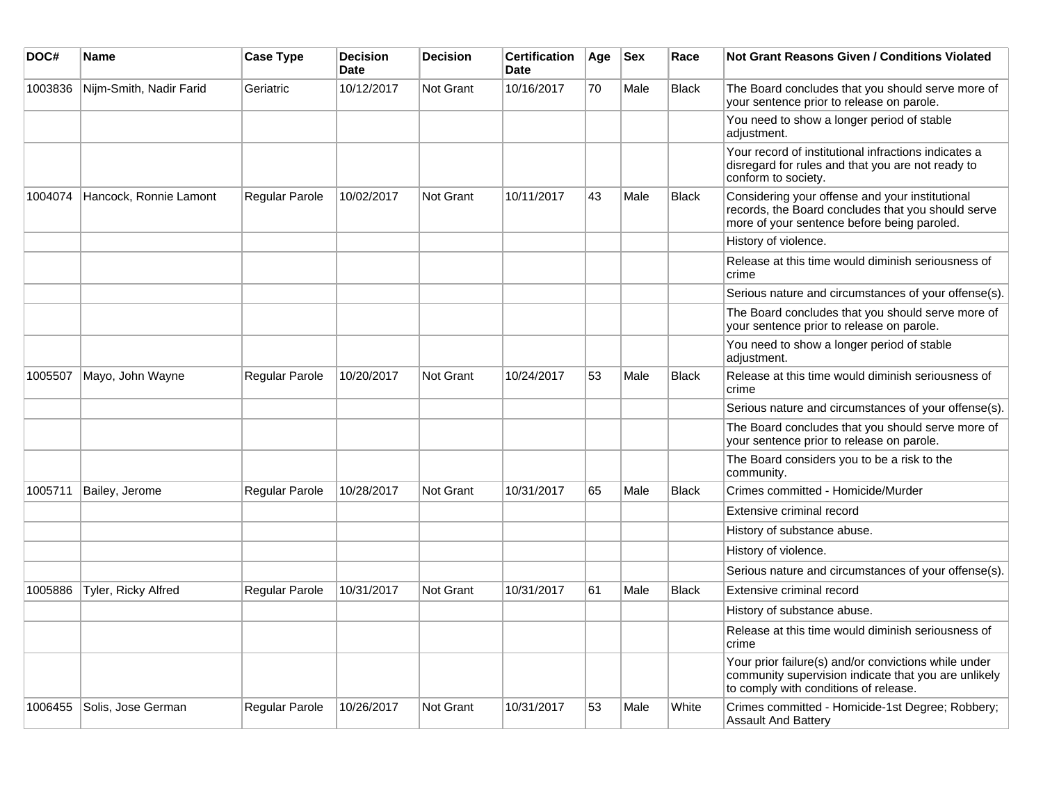| DOC# | Name | Case Type | Decision Date | Decision | Certification Date | Age | Sex | Race | Not Grant Reasons Given / Conditions Violated |
|---|---|---|---|---|---|---|---|---|---|
| 1003836 | Nijm-Smith, Nadir Farid | Geriatric | 10/12/2017 | Not Grant | 10/16/2017 | 70 | Male | Black | The Board concludes that you should serve more of your sentence prior to release on parole. |
| | | | | | | | | | You need to show a longer period of stable adjustment. |
| | | | | | | | | | Your record of institutional infractions indicates a disregard for rules and that you are not ready to conform to society. |
| 1004074 | Hancock, Ronnie Lamont | Regular Parole | 10/02/2017 | Not Grant | 10/11/2017 | 43 | Male | Black | Considering your offense and your institutional records, the Board concludes that you should serve more of your sentence before being paroled. |
| | | | | | | | | | History of violence. |
| | | | | | | | | | Release at this time would diminish seriousness of crime |
| | | | | | | | | | Serious nature and circumstances of your offense(s). |
| | | | | | | | | | The Board concludes that you should serve more of your sentence prior to release on parole. |
| | | | | | | | | | You need to show a longer period of stable adjustment. |
| 1005507 | Mayo, John Wayne | Regular Parole | 10/20/2017 | Not Grant | 10/24/2017 | 53 | Male | Black | Release at this time would diminish seriousness of crime |
| | | | | | | | | | Serious nature and circumstances of your offense(s). |
| | | | | | | | | | The Board concludes that you should serve more of your sentence prior to release on parole. |
| | | | | | | | | | The Board considers you to be a risk to the community. |
| 1005711 | Bailey, Jerome | Regular Parole | 10/28/2017 | Not Grant | 10/31/2017 | 65 | Male | Black | Crimes committed - Homicide/Murder |
| | | | | | | | | | Extensive criminal record |
| | | | | | | | | | History of substance abuse. |
| | | | | | | | | | History of violence. |
| | | | | | | | | | Serious nature and circumstances of your offense(s). |
| 1005886 | Tyler, Ricky Alfred | Regular Parole | 10/31/2017 | Not Grant | 10/31/2017 | 61 | Male | Black | Extensive criminal record |
| | | | | | | | | | History of substance abuse. |
| | | | | | | | | | Release at this time would diminish seriousness of crime |
| | | | | | | | | | Your prior failure(s) and/or convictions while under community supervision indicate that you are unlikely to comply with conditions of release. |
| 1006455 | Solis, Jose German | Regular Parole | 10/26/2017 | Not Grant | 10/31/2017 | 53 | Male | White | Crimes committed - Homicide-1st Degree; Robbery; Assault And Battery |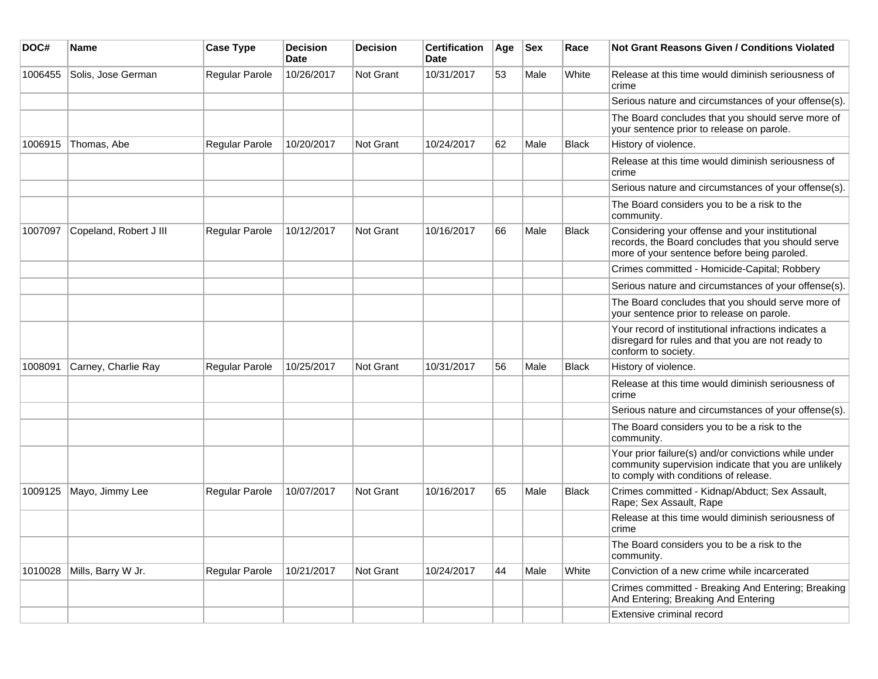| DOC# | Name | Case Type | Decision Date | Decision | Certification Date | Age | Sex | Race | Not Grant Reasons Given / Conditions Violated |
|---|---|---|---|---|---|---|---|---|---|
| 1006455 | Solis, Jose German | Regular Parole | 10/26/2017 | Not Grant | 10/31/2017 | 53 | Male | White | Release at this time would diminish seriousness of crime |
| | | | | | | | | | Serious nature and circumstances of your offense(s). |
| | | | | | | | | | The Board concludes that you should serve more of your sentence prior to release on parole. |
| 1006915 | Thomas, Abe | Regular Parole | 10/20/2017 | Not Grant | 10/24/2017 | 62 | Male | Black | History of violence. |
| | | | | | | | | | Release at this time would diminish seriousness of crime |
| | | | | | | | | | Serious nature and circumstances of your offense(s). |
| | | | | | | | | | The Board considers you to be a risk to the community. |
| 1007097 | Copeland, Robert J III | Regular Parole | 10/12/2017 | Not Grant | 10/16/2017 | 66 | Male | Black | Considering your offense and your institutional records, the Board concludes that you should serve more of your sentence before being paroled. |
| | | | | | | | | | Crimes committed - Homicide-Capital; Robbery |
| | | | | | | | | | Serious nature and circumstances of your offense(s). |
| | | | | | | | | | The Board concludes that you should serve more of your sentence prior to release on parole. |
| | | | | | | | | | Your record of institutional infractions indicates a disregard for rules and that you are not ready to conform to society. |
| 1008091 | Carney, Charlie Ray | Regular Parole | 10/25/2017 | Not Grant | 10/31/2017 | 56 | Male | Black | History of violence. |
| | | | | | | | | | Release at this time would diminish seriousness of crime |
| | | | | | | | | | Serious nature and circumstances of your offense(s). |
| | | | | | | | | | The Board considers you to be a risk to the community. |
| | | | | | | | | | Your prior failure(s) and/or convictions while under community supervision indicate that you are unlikely to comply with conditions of release. |
| 1009125 | Mayo, Jimmy Lee | Regular Parole | 10/07/2017 | Not Grant | 10/16/2017 | 65 | Male | Black | Crimes committed - Kidnap/Abduct; Sex Assault, Rape; Sex Assault, Rape |
| | | | | | | | | | Release at this time would diminish seriousness of crime |
| | | | | | | | | | The Board considers you to be a risk to the community. |
| 1010028 | Mills, Barry W Jr. | Regular Parole | 10/21/2017 | Not Grant | 10/24/2017 | 44 | Male | White | Conviction of a new crime while incarcerated |
| | | | | | | | | | Crimes committed - Breaking And Entering; Breaking And Entering; Breaking And Entering |
| | | | | | | | | | Extensive criminal record |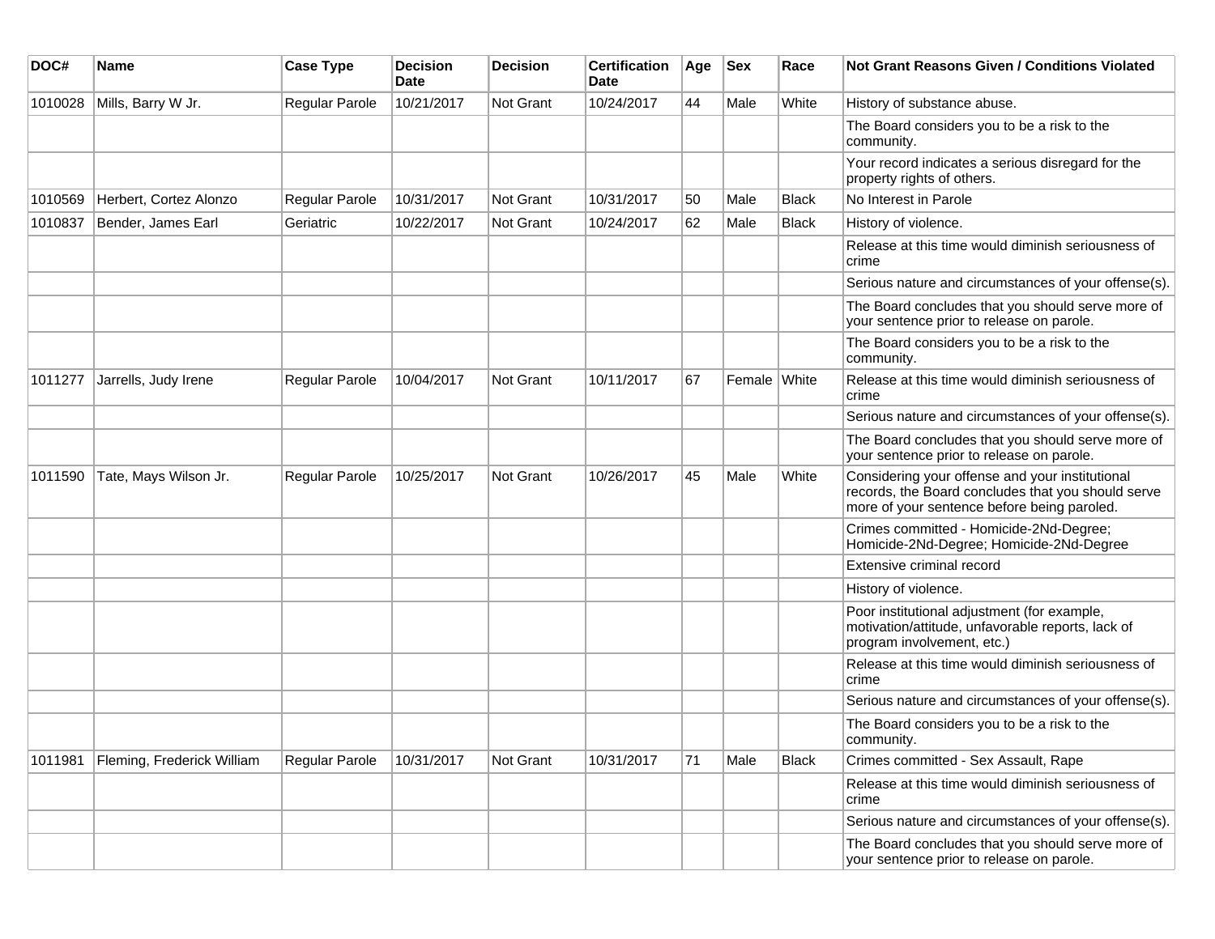| DOC# | Name | Case Type | Decision Date | Decision | Certification Date | Age | Sex | Race | Not Grant Reasons Given / Conditions Violated |
|---|---|---|---|---|---|---|---|---|---|
| 1010028 | Mills, Barry W Jr. | Regular Parole | 10/21/2017 | Not Grant | 10/24/2017 | 44 | Male | White | History of substance abuse. |
| | | | | | | | | | The Board considers you to be a risk to the community. |
| | | | | | | | | | Your record indicates a serious disregard for the property rights of others. |
| 1010569 | Herbert, Cortez Alonzo | Regular Parole | 10/31/2017 | Not Grant | 10/31/2017 | 50 | Male | Black | No Interest in Parole |
| 1010837 | Bender, James Earl | Geriatric | 10/22/2017 | Not Grant | 10/24/2017 | 62 | Male | Black | History of violence. |
| | | | | | | | | | Release at this time would diminish seriousness of crime |
| | | | | | | | | | Serious nature and circumstances of your offense(s). |
| | | | | | | | | | The Board concludes that you should serve more of your sentence prior to release on parole. |
| | | | | | | | | | The Board considers you to be a risk to the community. |
| 1011277 | Jarrells, Judy Irene | Regular Parole | 10/04/2017 | Not Grant | 10/11/2017 | 67 | Female | White | Release at this time would diminish seriousness of crime |
| | | | | | | | | | Serious nature and circumstances of your offense(s). |
| | | | | | | | | | The Board concludes that you should serve more of your sentence prior to release on parole. |
| 1011590 | Tate, Mays Wilson Jr. | Regular Parole | 10/25/2017 | Not Grant | 10/26/2017 | 45 | Male | White | Considering your offense and your institutional records, the Board concludes that you should serve more of your sentence before being paroled. |
| | | | | | | | | | Crimes committed - Homicide-2Nd-Degree; Homicide-2Nd-Degree; Homicide-2Nd-Degree |
| | | | | | | | | | Extensive criminal record |
| | | | | | | | | | History of violence. |
| | | | | | | | | | Poor institutional adjustment (for example, motivation/attitude, unfavorable reports, lack of program involvement, etc.) |
| | | | | | | | | | Release at this time would diminish seriousness of crime |
| | | | | | | | | | Serious nature and circumstances of your offense(s). |
| | | | | | | | | | The Board considers you to be a risk to the community. |
| 1011981 | Fleming, Frederick William | Regular Parole | 10/31/2017 | Not Grant | 10/31/2017 | 71 | Male | Black | Crimes committed - Sex Assault, Rape |
| | | | | | | | | | Release at this time would diminish seriousness of crime |
| | | | | | | | | | Serious nature and circumstances of your offense(s). |
| | | | | | | | | | The Board concludes that you should serve more of your sentence prior to release on parole. |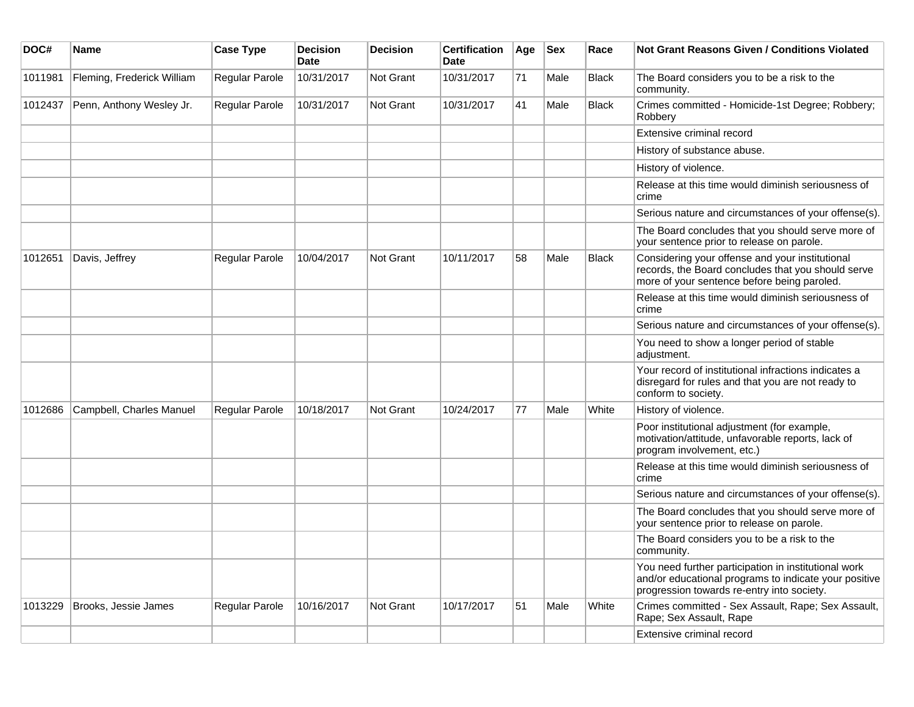| DOC# | Name | Case Type | Decision Date | Decision | Certification Date | Age | Sex | Race | Not Grant Reasons Given / Conditions Violated |
|---|---|---|---|---|---|---|---|---|---|
| 1011981 | Fleming, Frederick William | Regular Parole | 10/31/2017 | Not Grant | 10/31/2017 | 71 | Male | Black | The Board considers you to be a risk to the community. |
| 1012437 | Penn, Anthony Wesley Jr. | Regular Parole | 10/31/2017 | Not Grant | 10/31/2017 | 41 | Male | Black | Crimes committed - Homicide-1st Degree; Robbery; Robbery |
| | | | | | | | | | Extensive criminal record |
| | | | | | | | | | History of substance abuse. |
| | | | | | | | | | History of violence. |
| | | | | | | | | | Release at this time would diminish seriousness of crime |
| | | | | | | | | | Serious nature and circumstances of your offense(s). |
| | | | | | | | | | The Board concludes that you should serve more of your sentence prior to release on parole. |
| 1012651 | Davis, Jeffrey | Regular Parole | 10/04/2017 | Not Grant | 10/11/2017 | 58 | Male | Black | Considering your offense and your institutional records, the Board concludes that you should serve more of your sentence before being paroled. |
| | | | | | | | | | Release at this time would diminish seriousness of crime |
| | | | | | | | | | Serious nature and circumstances of your offense(s). |
| | | | | | | | | | You need to show a longer period of stable adjustment. |
| | | | | | | | | | Your record of institutional infractions indicates a disregard for rules and that you are not ready to conform to society. |
| 1012686 | Campbell, Charles Manuel | Regular Parole | 10/18/2017 | Not Grant | 10/24/2017 | 77 | Male | White | History of violence. |
| | | | | | | | | | Poor institutional adjustment (for example, motivation/attitude, unfavorable reports, lack of program involvement, etc.) |
| | | | | | | | | | Release at this time would diminish seriousness of crime |
| | | | | | | | | | Serious nature and circumstances of your offense(s). |
| | | | | | | | | | The Board concludes that you should serve more of your sentence prior to release on parole. |
| | | | | | | | | | The Board considers you to be a risk to the community. |
| | | | | | | | | | You need further participation in institutional work and/or educational programs to indicate your positive progression towards re-entry into society. |
| 1013229 | Brooks, Jessie James | Regular Parole | 10/16/2017 | Not Grant | 10/17/2017 | 51 | Male | White | Crimes committed - Sex Assault, Rape; Sex Assault, Rape; Sex Assault, Rape |
| | | | | | | | | | Extensive criminal record |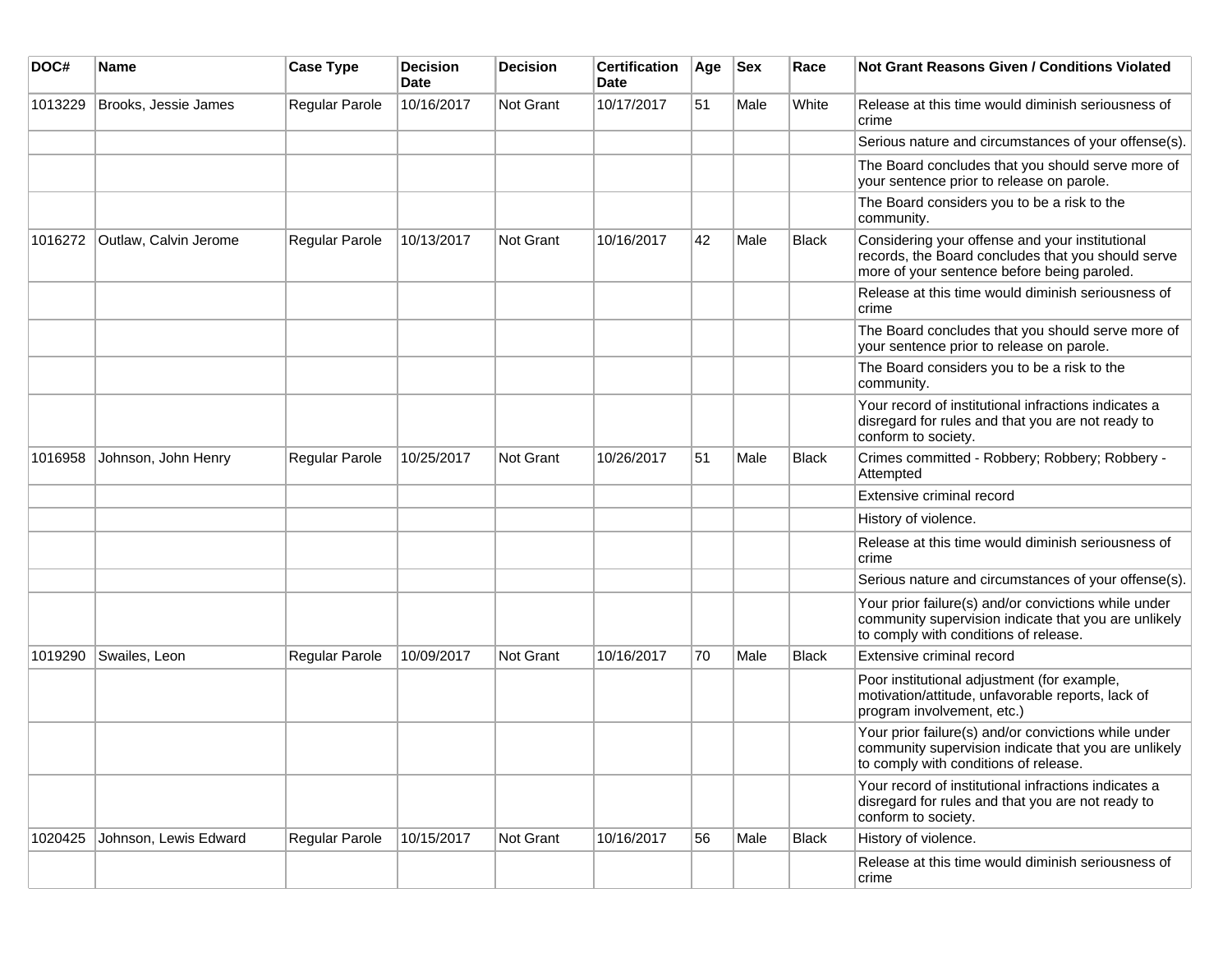| DOC# | Name | Case Type | Decision Date | Decision | Certification Date | Age | Sex | Race | Not Grant Reasons Given / Conditions Violated |
|---|---|---|---|---|---|---|---|---|---|
| 1013229 | Brooks, Jessie James | Regular Parole | 10/16/2017 | Not Grant | 10/17/2017 | 51 | Male | White | Release at this time would diminish seriousness of crime |
| | | | | | | | | | Serious nature and circumstances of your offense(s). |
| | | | | | | | | | The Board concludes that you should serve more of your sentence prior to release on parole. |
| | | | | | | | | | The Board considers you to be a risk to the community. |
| 1016272 | Outlaw, Calvin Jerome | Regular Parole | 10/13/2017 | Not Grant | 10/16/2017 | 42 | Male | Black | Considering your offense and your institutional records, the Board concludes that you should serve more of your sentence before being paroled. |
| | | | | | | | | | Release at this time would diminish seriousness of crime |
| | | | | | | | | | The Board concludes that you should serve more of your sentence prior to release on parole. |
| | | | | | | | | | The Board considers you to be a risk to the community. |
| | | | | | | | | | Your record of institutional infractions indicates a disregard for rules and that you are not ready to conform to society. |
| 1016958 | Johnson, John Henry | Regular Parole | 10/25/2017 | Not Grant | 10/26/2017 | 51 | Male | Black | Crimes committed - Robbery; Robbery; Robbery - Attempted |
| | | | | | | | | | Extensive criminal record |
| | | | | | | | | | History of violence. |
| | | | | | | | | | Release at this time would diminish seriousness of crime |
| | | | | | | | | | Serious nature and circumstances of your offense(s). |
| | | | | | | | | | Your prior failure(s) and/or convictions while under community supervision indicate that you are unlikely to comply with conditions of release. |
| 1019290 | Swailes, Leon | Regular Parole | 10/09/2017 | Not Grant | 10/16/2017 | 70 | Male | Black | Extensive criminal record |
| | | | | | | | | | Poor institutional adjustment (for example, motivation/attitude, unfavorable reports, lack of program involvement, etc.) |
| | | | | | | | | | Your prior failure(s) and/or convictions while under community supervision indicate that you are unlikely to comply with conditions of release. |
| | | | | | | | | | Your record of institutional infractions indicates a disregard for rules and that you are not ready to conform to society. |
| 1020425 | Johnson, Lewis Edward | Regular Parole | 10/15/2017 | Not Grant | 10/16/2017 | 56 | Male | Black | History of violence. |
| | | | | | | | | | Release at this time would diminish seriousness of crime |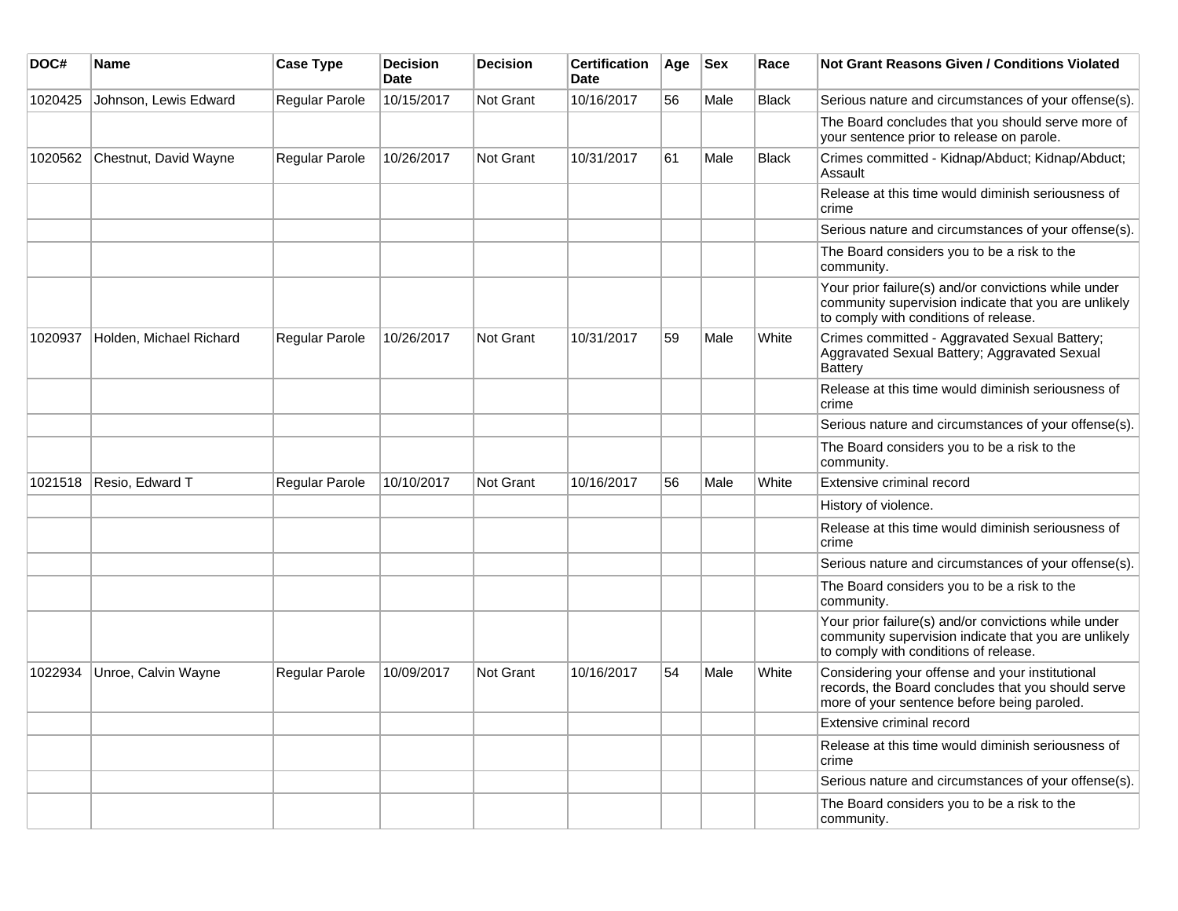| DOC# | Name | Case Type | Decision Date | Decision | Certification Date | Age | Sex | Race | Not Grant Reasons Given / Conditions Violated |
|---|---|---|---|---|---|---|---|---|---|
| 1020425 | Johnson, Lewis Edward | Regular Parole | 10/15/2017 | Not Grant | 10/16/2017 | 56 | Male | Black | Serious nature and circumstances of your offense(s). |
| | | | | | | | | | The Board concludes that you should serve more of your sentence prior to release on parole. |
| 1020562 | Chestnut, David Wayne | Regular Parole | 10/26/2017 | Not Grant | 10/31/2017 | 61 | Male | Black | Crimes committed - Kidnap/Abduct; Kidnap/Abduct; Assault |
| | | | | | | | | | Release at this time would diminish seriousness of crime |
| | | | | | | | | | Serious nature and circumstances of your offense(s). |
| | | | | | | | | | The Board considers you to be a risk to the community. |
| | | | | | | | | | Your prior failure(s) and/or convictions while under community supervision indicate that you are unlikely to comply with conditions of release. |
| 1020937 | Holden, Michael Richard | Regular Parole | 10/26/2017 | Not Grant | 10/31/2017 | 59 | Male | White | Crimes committed - Aggravated Sexual Battery; Aggravated Sexual Battery; Aggravated Sexual Battery |
| | | | | | | | | | Release at this time would diminish seriousness of crime |
| | | | | | | | | | Serious nature and circumstances of your offense(s). |
| | | | | | | | | | The Board considers you to be a risk to the community. |
| 1021518 | Resio, Edward T | Regular Parole | 10/10/2017 | Not Grant | 10/16/2017 | 56 | Male | White | Extensive criminal record |
| | | | | | | | | | History of violence. |
| | | | | | | | | | Release at this time would diminish seriousness of crime |
| | | | | | | | | | Serious nature and circumstances of your offense(s). |
| | | | | | | | | | The Board considers you to be a risk to the community. |
| | | | | | | | | | Your prior failure(s) and/or convictions while under community supervision indicate that you are unlikely to comply with conditions of release. |
| 1022934 | Unroe, Calvin Wayne | Regular Parole | 10/09/2017 | Not Grant | 10/16/2017 | 54 | Male | White | Considering your offense and your institutional records, the Board concludes that you should serve more of your sentence before being paroled. |
| | | | | | | | | | Extensive criminal record |
| | | | | | | | | | Release at this time would diminish seriousness of crime |
| | | | | | | | | | Serious nature and circumstances of your offense(s). |
| | | | | | | | | | The Board considers you to be a risk to the community. |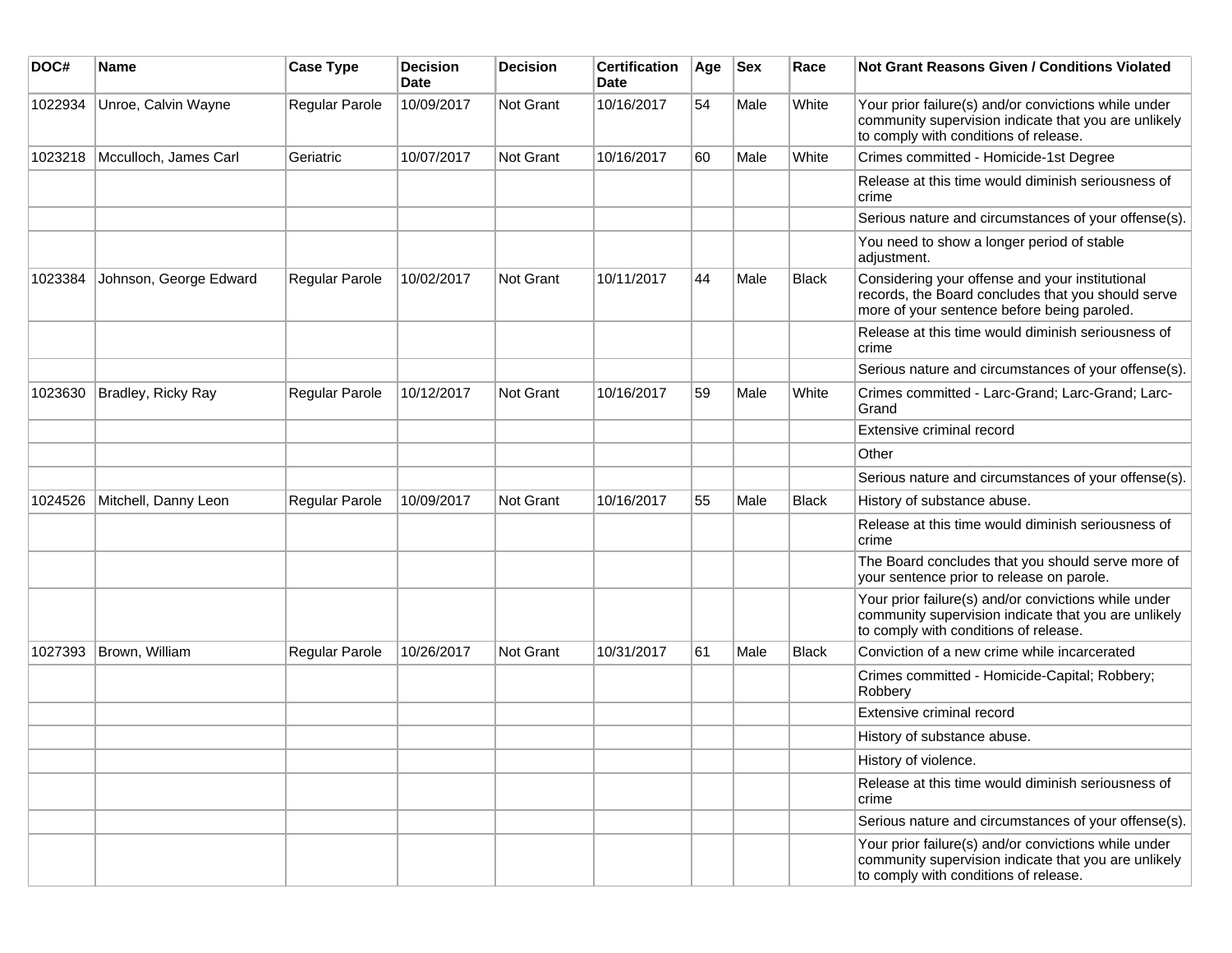| DOC# | Name | Case Type | Decision Date | Decision | Certification Date | Age | Sex | Race | Not Grant Reasons Given / Conditions Violated |
|---|---|---|---|---|---|---|---|---|---|
| 1022934 | Unroe, Calvin Wayne | Regular Parole | 10/09/2017 | Not Grant | 10/16/2017 | 54 | Male | White | Your prior failure(s) and/or convictions while under community supervision indicate that you are unlikely to comply with conditions of release. |
| 1023218 | Mcculloch, James Carl | Geriatric | 10/07/2017 | Not Grant | 10/16/2017 | 60 | Male | White | Crimes committed - Homicide-1st Degree |
| | | | | | | | | | Release at this time would diminish seriousness of crime |
| | | | | | | | | | Serious nature and circumstances of your offense(s). |
| | | | | | | | | | You need to show a longer period of stable adjustment. |
| 1023384 | Johnson, George Edward | Regular Parole | 10/02/2017 | Not Grant | 10/11/2017 | 44 | Male | Black | Considering your offense and your institutional records, the Board concludes that you should serve more of your sentence before being paroled. |
| | | | | | | | | | Release at this time would diminish seriousness of crime |
| | | | | | | | | | Serious nature and circumstances of your offense(s). |
| 1023630 | Bradley, Ricky Ray | Regular Parole | 10/12/2017 | Not Grant | 10/16/2017 | 59 | Male | White | Crimes committed - Larc-Grand; Larc-Grand; Larc-Grand |
| | | | | | | | | | Extensive criminal record |
| | | | | | | | | | Other |
| | | | | | | | | | Serious nature and circumstances of your offense(s). |
| 1024526 | Mitchell, Danny Leon | Regular Parole | 10/09/2017 | Not Grant | 10/16/2017 | 55 | Male | Black | History of substance abuse. |
| | | | | | | | | | Release at this time would diminish seriousness of crime |
| | | | | | | | | | The Board concludes that you should serve more of your sentence prior to release on parole. |
| | | | | | | | | | Your prior failure(s) and/or convictions while under community supervision indicate that you are unlikely to comply with conditions of release. |
| 1027393 | Brown, William | Regular Parole | 10/26/2017 | Not Grant | 10/31/2017 | 61 | Male | Black | Conviction of a new crime while incarcerated |
| | | | | | | | | | Crimes committed - Homicide-Capital; Robbery; Robbery |
| | | | | | | | | | Extensive criminal record |
| | | | | | | | | | History of substance abuse. |
| | | | | | | | | | History of violence. |
| | | | | | | | | | Release at this time would diminish seriousness of crime |
| | | | | | | | | | Serious nature and circumstances of your offense(s). |
| | | | | | | | | | Your prior failure(s) and/or convictions while under community supervision indicate that you are unlikely to comply with conditions of release. |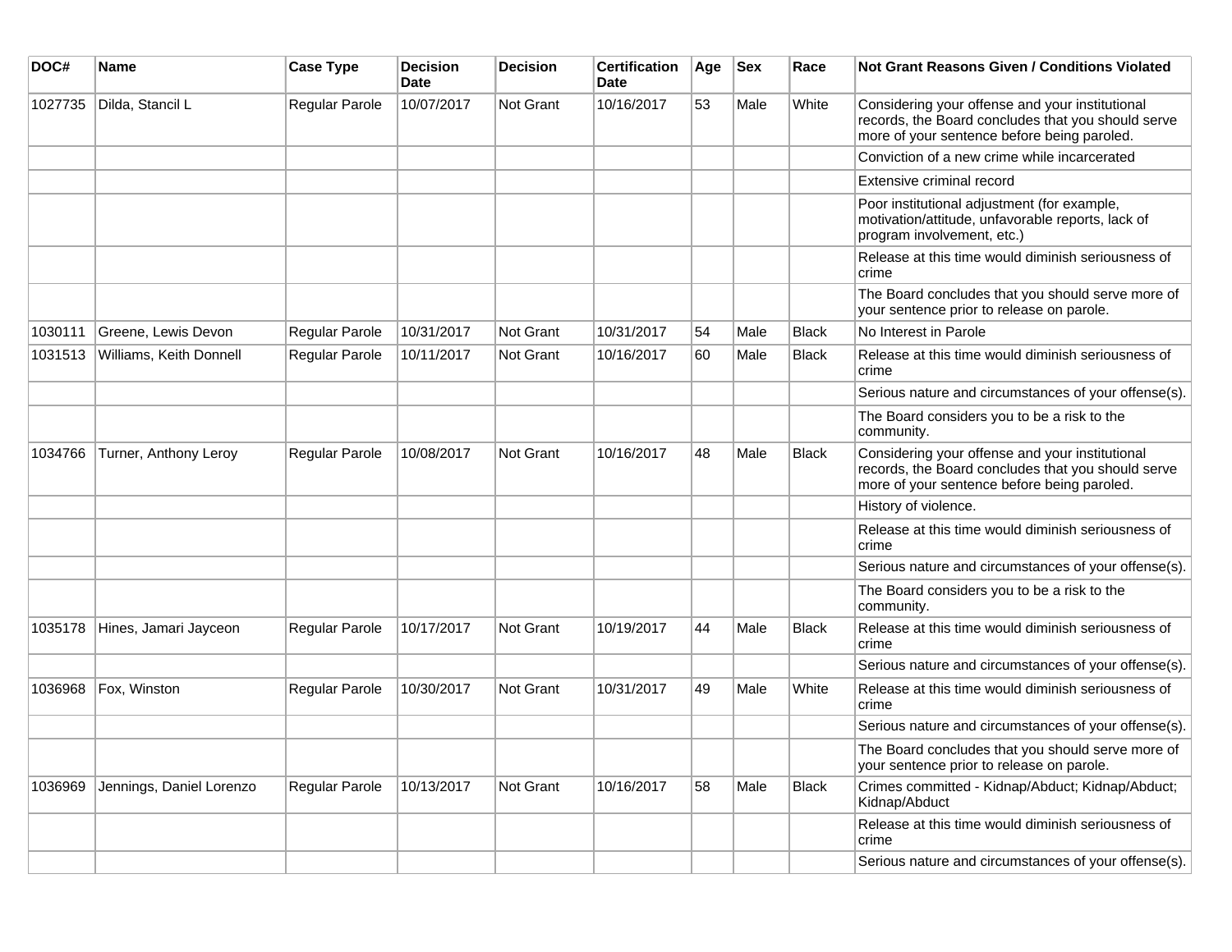| DOC# | Name | Case Type | Decision Date | Decision | Certification Date | Age | Sex | Race | Not Grant Reasons Given / Conditions Violated |
|---|---|---|---|---|---|---|---|---|---|
| 1027735 | Dilda, Stancil L | Regular Parole | 10/07/2017 | Not Grant | 10/16/2017 | 53 | Male | White | Considering your offense and your institutional records, the Board concludes that you should serve more of your sentence before being paroled. |
| | | | | | | | | | Conviction of a new crime while incarcerated |
| | | | | | | | | | Extensive criminal record |
| | | | | | | | | | Poor institutional adjustment (for example, motivation/attitude, unfavorable reports, lack of program involvement, etc.) |
| | | | | | | | | | Release at this time would diminish seriousness of crime |
| | | | | | | | | | The Board concludes that you should serve more of your sentence prior to release on parole. |
| 1030111 | Greene, Lewis Devon | Regular Parole | 10/31/2017 | Not Grant | 10/31/2017 | 54 | Male | Black | No Interest in Parole |
| 1031513 | Williams, Keith Donnell | Regular Parole | 10/11/2017 | Not Grant | 10/16/2017 | 60 | Male | Black | Release at this time would diminish seriousness of crime |
| | | | | | | | | | Serious nature and circumstances of your offense(s). |
| | | | | | | | | | The Board considers you to be a risk to the community. |
| 1034766 | Turner, Anthony Leroy | Regular Parole | 10/08/2017 | Not Grant | 10/16/2017 | 48 | Male | Black | Considering your offense and your institutional records, the Board concludes that you should serve more of your sentence before being paroled. |
| | | | | | | | | | History of violence. |
| | | | | | | | | | Release at this time would diminish seriousness of crime |
| | | | | | | | | | Serious nature and circumstances of your offense(s). |
| | | | | | | | | | The Board considers you to be a risk to the community. |
| 1035178 | Hines, Jamari Jayceon | Regular Parole | 10/17/2017 | Not Grant | 10/19/2017 | 44 | Male | Black | Release at this time would diminish seriousness of crime |
| | | | | | | | | | Serious nature and circumstances of your offense(s). |
| 1036968 | Fox, Winston | Regular Parole | 10/30/2017 | Not Grant | 10/31/2017 | 49 | Male | White | Release at this time would diminish seriousness of crime |
| | | | | | | | | | Serious nature and circumstances of your offense(s). |
| | | | | | | | | | The Board concludes that you should serve more of your sentence prior to release on parole. |
| 1036969 | Jennings, Daniel Lorenzo | Regular Parole | 10/13/2017 | Not Grant | 10/16/2017 | 58 | Male | Black | Crimes committed - Kidnap/Abduct; Kidnap/Abduct; Kidnap/Abduct |
| | | | | | | | | | Release at this time would diminish seriousness of crime |
| | | | | | | | | | Serious nature and circumstances of your offense(s). |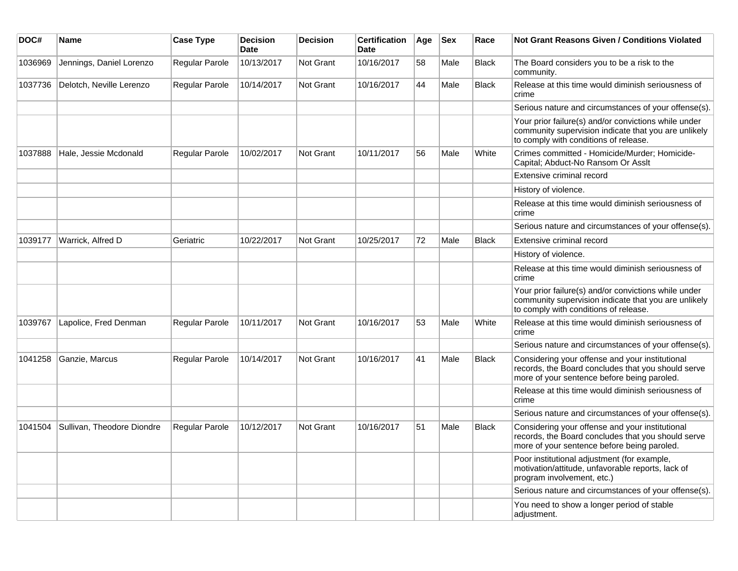| DOC# | Name | Case Type | Decision Date | Decision | Certification Date | Age | Sex | Race | Not Grant Reasons Given / Conditions Violated |
|---|---|---|---|---|---|---|---|---|---|
| 1036969 | Jennings, Daniel Lorenzo | Regular Parole | 10/13/2017 | Not Grant | 10/16/2017 | 58 | Male | Black | The Board considers you to be a risk to the community. |
| 1037736 | Delotch, Neville Lerenzo | Regular Parole | 10/14/2017 | Not Grant | 10/16/2017 | 44 | Male | Black | Release at this time would diminish seriousness of crime |
| | | | | | | | | | Serious nature and circumstances of your offense(s). |
| | | | | | | | | | Your prior failure(s) and/or convictions while under community supervision indicate that you are unlikely to comply with conditions of release. |
| 1037888 | Hale, Jessie Mcdonald | Regular Parole | 10/02/2017 | Not Grant | 10/11/2017 | 56 | Male | White | Crimes committed - Homicide/Murder; Homicide-Capital; Abduct-No Ransom Or Asslt |
| | | | | | | | | | Extensive criminal record |
| | | | | | | | | | History of violence. |
| | | | | | | | | | Release at this time would diminish seriousness of crime |
| | | | | | | | | | Serious nature and circumstances of your offense(s). |
| 1039177 | Warrick, Alfred D | Geriatric | 10/22/2017 | Not Grant | 10/25/2017 | 72 | Male | Black | Extensive criminal record |
| | | | | | | | | | History of violence. |
| | | | | | | | | | Release at this time would diminish seriousness of crime |
| | | | | | | | | | Your prior failure(s) and/or convictions while under community supervision indicate that you are unlikely to comply with conditions of release. |
| 1039767 | Lapolice, Fred Denman | Regular Parole | 10/11/2017 | Not Grant | 10/16/2017 | 53 | Male | White | Release at this time would diminish seriousness of crime |
| | | | | | | | | | Serious nature and circumstances of your offense(s). |
| 1041258 | Ganzie, Marcus | Regular Parole | 10/14/2017 | Not Grant | 10/16/2017 | 41 | Male | Black | Considering your offense and your institutional records, the Board concludes that you should serve more of your sentence before being paroled. |
| | | | | | | | | | Release at this time would diminish seriousness of crime |
| | | | | | | | | | Serious nature and circumstances of your offense(s). |
| 1041504 | Sullivan, Theodore Diondre | Regular Parole | 10/12/2017 | Not Grant | 10/16/2017 | 51 | Male | Black | Considering your offense and your institutional records, the Board concludes that you should serve more of your sentence before being paroled. |
| | | | | | | | | | Poor institutional adjustment (for example, motivation/attitude, unfavorable reports, lack of program involvement, etc.) |
| | | | | | | | | | Serious nature and circumstances of your offense(s). |
| | | | | | | | | | You need to show a longer period of stable adjustment. |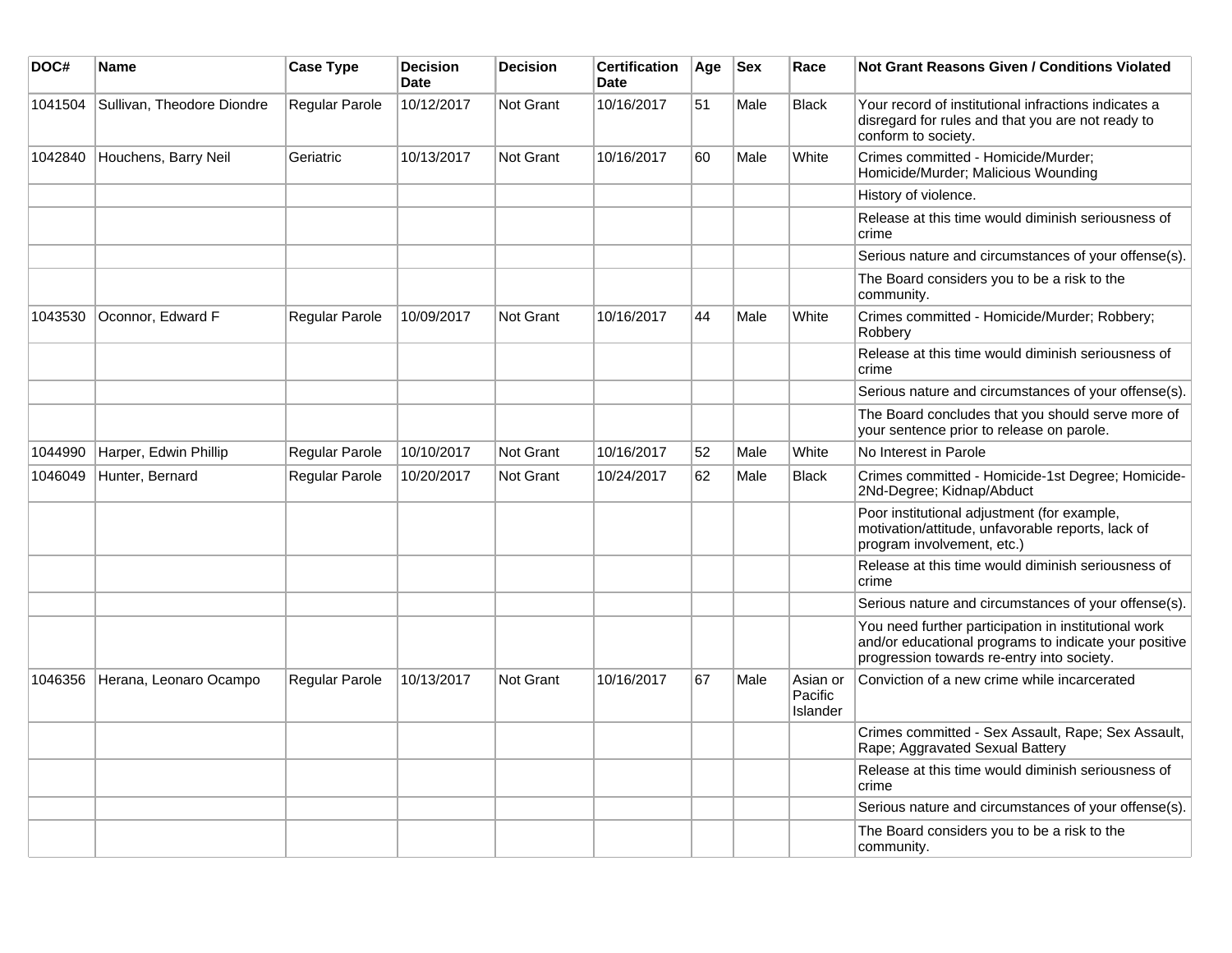| DOC# | Name | Case Type | Decision Date | Decision | Certification Date | Age | Sex | Race | Not Grant Reasons Given / Conditions Violated |
|---|---|---|---|---|---|---|---|---|---|
| 1041504 | Sullivan, Theodore Diondre | Regular Parole | 10/12/2017 | Not Grant | 10/16/2017 | 51 | Male | Black | Your record of institutional infractions indicates a disregard for rules and that you are not ready to conform to society. |
| 1042840 | Houchens, Barry Neil | Geriatric | 10/13/2017 | Not Grant | 10/16/2017 | 60 | Male | White | Crimes committed - Homicide/Murder; Homicide/Murder; Malicious Wounding |
| | | | | | | | | | History of violence. |
| | | | | | | | | | Release at this time would diminish seriousness of crime |
| | | | | | | | | | Serious nature and circumstances of your offense(s). |
| | | | | | | | | | The Board considers you to be a risk to the community. |
| 1043530 | Oconnor, Edward F | Regular Parole | 10/09/2017 | Not Grant | 10/16/2017 | 44 | Male | White | Crimes committed - Homicide/Murder; Robbery; Robbery |
| | | | | | | | | | Release at this time would diminish seriousness of crime |
| | | | | | | | | | Serious nature and circumstances of your offense(s). |
| | | | | | | | | | The Board concludes that you should serve more of your sentence prior to release on parole. |
| 1044990 | Harper, Edwin Phillip | Regular Parole | 10/10/2017 | Not Grant | 10/16/2017 | 52 | Male | White | No Interest in Parole |
| 1046049 | Hunter, Bernard | Regular Parole | 10/20/2017 | Not Grant | 10/24/2017 | 62 | Male | Black | Crimes committed - Homicide-1st Degree; Homicide-2Nd-Degree; Kidnap/Abduct |
| | | | | | | | | | Poor institutional adjustment (for example, motivation/attitude, unfavorable reports, lack of program involvement, etc.) |
| | | | | | | | | | Release at this time would diminish seriousness of crime |
| | | | | | | | | | Serious nature and circumstances of your offense(s). |
| | | | | | | | | | You need further participation in institutional work and/or educational programs to indicate your positive progression towards re-entry into society. |
| 1046356 | Herana, Leonaro Ocampo | Regular Parole | 10/13/2017 | Not Grant | 10/16/2017 | 67 | Male | Asian or Pacific Islander | Conviction of a new crime while incarcerated |
| | | | | | | | | | Crimes committed - Sex Assault, Rape; Sex Assault, Rape; Aggravated Sexual Battery |
| | | | | | | | | | Release at this time would diminish seriousness of crime |
| | | | | | | | | | Serious nature and circumstances of your offense(s). |
| | | | | | | | | | The Board considers you to be a risk to the community. |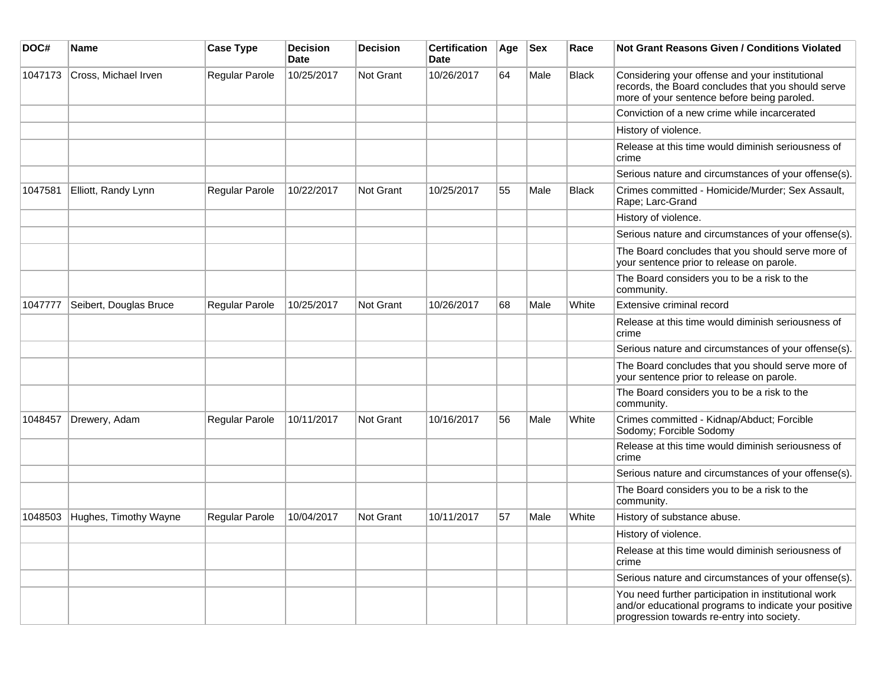| DOC# | Name | Case Type | Decision Date | Decision | Certification Date | Age | Sex | Race | Not Grant Reasons Given / Conditions Violated |
|---|---|---|---|---|---|---|---|---|---|
| 1047173 | Cross, Michael Irven | Regular Parole | 10/25/2017 | Not Grant | 10/26/2017 | 64 | Male | Black | Considering your offense and your institutional records, the Board concludes that you should serve more of your sentence before being paroled. |
| | | | | | | | | | Conviction of a new crime while incarcerated |
| | | | | | | | | | History of violence. |
| | | | | | | | | | Release at this time would diminish seriousness of crime |
| | | | | | | | | | Serious nature and circumstances of your offense(s). |
| 1047581 | Elliott, Randy Lynn | Regular Parole | 10/22/2017 | Not Grant | 10/25/2017 | 55 | Male | Black | Crimes committed - Homicide/Murder; Sex Assault, Rape; Larc-Grand |
| | | | | | | | | | History of violence. |
| | | | | | | | | | Serious nature and circumstances of your offense(s). |
| | | | | | | | | | The Board concludes that you should serve more of your sentence prior to release on parole. |
| | | | | | | | | | The Board considers you to be a risk to the community. |
| 1047777 | Seibert, Douglas Bruce | Regular Parole | 10/25/2017 | Not Grant | 10/26/2017 | 68 | Male | White | Extensive criminal record |
| | | | | | | | | | Release at this time would diminish seriousness of crime |
| | | | | | | | | | Serious nature and circumstances of your offense(s). |
| | | | | | | | | | The Board concludes that you should serve more of your sentence prior to release on parole. |
| | | | | | | | | | The Board considers you to be a risk to the community. |
| 1048457 | Drewery, Adam | Regular Parole | 10/11/2017 | Not Grant | 10/16/2017 | 56 | Male | White | Crimes committed - Kidnap/Abduct; Forcible Sodomy; Forcible Sodomy |
| | | | | | | | | | Release at this time would diminish seriousness of crime |
| | | | | | | | | | Serious nature and circumstances of your offense(s). |
| | | | | | | | | | The Board considers you to be a risk to the community. |
| 1048503 | Hughes, Timothy Wayne | Regular Parole | 10/04/2017 | Not Grant | 10/11/2017 | 57 | Male | White | History of substance abuse. |
| | | | | | | | | | History of violence. |
| | | | | | | | | | Release at this time would diminish seriousness of crime |
| | | | | | | | | | Serious nature and circumstances of your offense(s). |
| | | | | | | | | | You need further participation in institutional work and/or educational programs to indicate your positive progression towards re-entry into society. |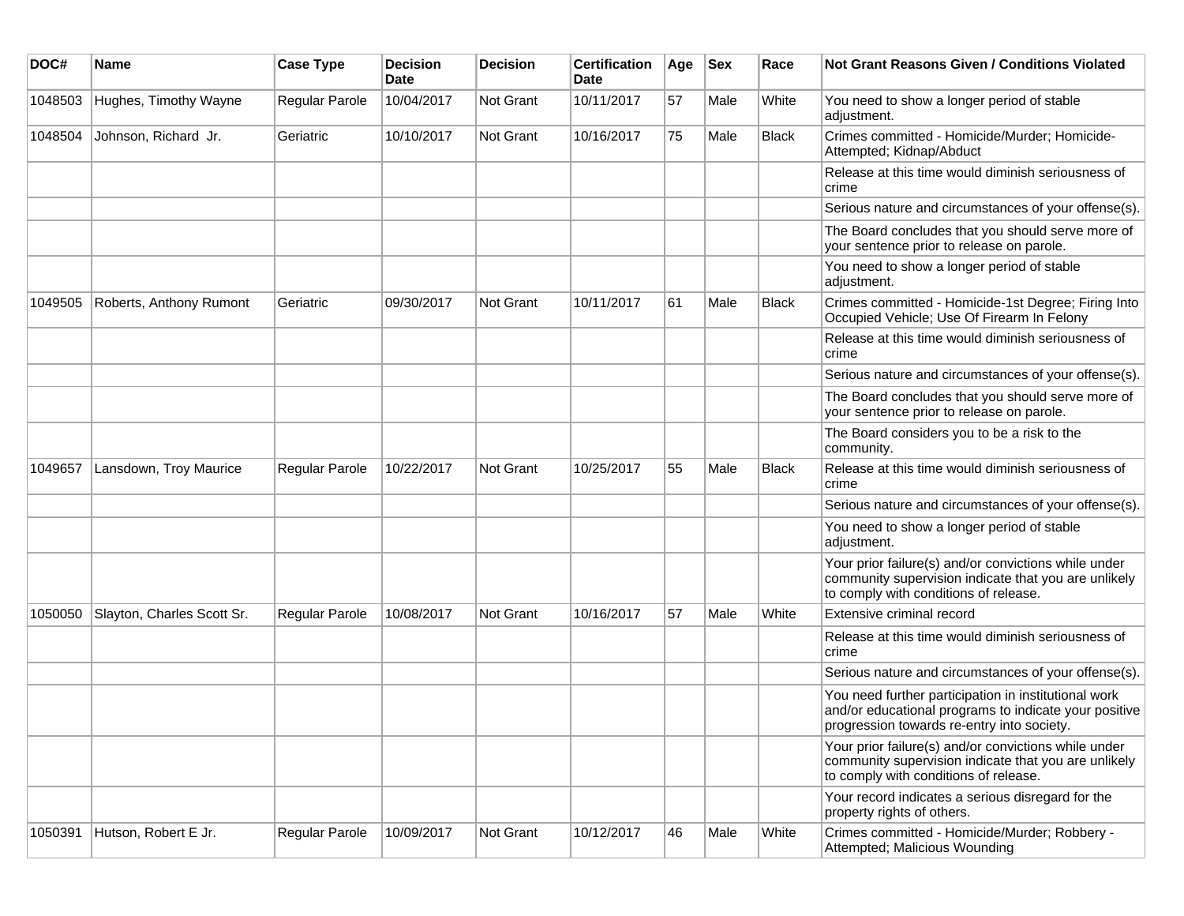| DOC# | Name | Case Type | Decision Date | Decision | Certification Date | Age | Sex | Race | Not Grant Reasons Given / Conditions Violated |
|---|---|---|---|---|---|---|---|---|---|
| 1048503 | Hughes, Timothy Wayne | Regular Parole | 10/04/2017 | Not Grant | 10/11/2017 | 57 | Male | White | You need to show a longer period of stable adjustment. |
| 1048504 | Johnson, Richard Jr. | Geriatric | 10/10/2017 | Not Grant | 10/16/2017 | 75 | Male | Black | Crimes committed - Homicide/Murder; Homicide-Attempted; Kidnap/Abduct |
| | | | | | | | | | Release at this time would diminish seriousness of crime |
| | | | | | | | | | Serious nature and circumstances of your offense(s). |
| | | | | | | | | | The Board concludes that you should serve more of your sentence prior to release on parole. |
| | | | | | | | | | You need to show a longer period of stable adjustment. |
| 1049505 | Roberts, Anthony Rumont | Geriatric | 09/30/2017 | Not Grant | 10/11/2017 | 61 | Male | Black | Crimes committed - Homicide-1st Degree; Firing Into Occupied Vehicle; Use Of Firearm In Felony |
| | | | | | | | | | Release at this time would diminish seriousness of crime |
| | | | | | | | | | Serious nature and circumstances of your offense(s). |
| | | | | | | | | | The Board concludes that you should serve more of your sentence prior to release on parole. |
| | | | | | | | | | The Board considers you to be a risk to the community. |
| 1049657 | Lansdown, Troy Maurice | Regular Parole | 10/22/2017 | Not Grant | 10/25/2017 | 55 | Male | Black | Release at this time would diminish seriousness of crime |
| | | | | | | | | | Serious nature and circumstances of your offense(s). |
| | | | | | | | | | You need to show a longer period of stable adjustment. |
| | | | | | | | | | Your prior failure(s) and/or convictions while under community supervision indicate that you are unlikely to comply with conditions of release. |
| 1050050 | Slayton, Charles Scott Sr. | Regular Parole | 10/08/2017 | Not Grant | 10/16/2017 | 57 | Male | White | Extensive criminal record |
| | | | | | | | | | Release at this time would diminish seriousness of crime |
| | | | | | | | | | Serious nature and circumstances of your offense(s). |
| | | | | | | | | | You need further participation in institutional work and/or educational programs to indicate your positive progression towards re-entry into society. |
| | | | | | | | | | Your prior failure(s) and/or convictions while under community supervision indicate that you are unlikely to comply with conditions of release. |
| | | | | | | | | | Your record indicates a serious disregard for the property rights of others. |
| 1050391 | Hutson, Robert E Jr. | Regular Parole | 10/09/2017 | Not Grant | 10/12/2017 | 46 | Male | White | Crimes committed - Homicide/Murder; Robbery - Attempted; Malicious Wounding |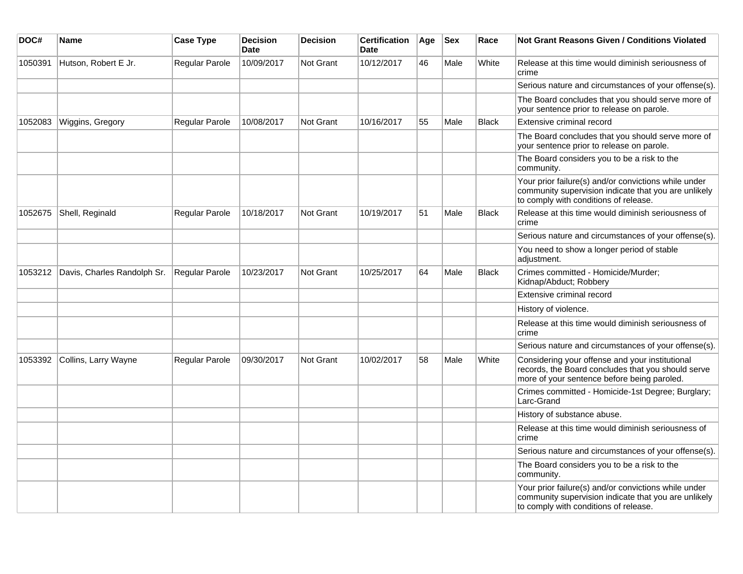| DOC# | Name | Case Type | Decision Date | Decision | Certification Date | Age | Sex | Race | Not Grant Reasons Given / Conditions Violated |
|---|---|---|---|---|---|---|---|---|---|
| 1050391 | Hutson, Robert E Jr. | Regular Parole | 10/09/2017 | Not Grant | 10/12/2017 | 46 | Male | White | Release at this time would diminish seriousness of crime |
| | | | | | | | | | Serious nature and circumstances of your offense(s). |
| | | | | | | | | | The Board concludes that you should serve more of your sentence prior to release on parole. |
| 1052083 | Wiggins, Gregory | Regular Parole | 10/08/2017 | Not Grant | 10/16/2017 | 55 | Male | Black | Extensive criminal record |
| | | | | | | | | | The Board concludes that you should serve more of your sentence prior to release on parole. |
| | | | | | | | | | The Board considers you to be a risk to the community. |
| | | | | | | | | | Your prior failure(s) and/or convictions while under community supervision indicate that you are unlikely to comply with conditions of release. |
| 1052675 | Shell, Reginald | Regular Parole | 10/18/2017 | Not Grant | 10/19/2017 | 51 | Male | Black | Release at this time would diminish seriousness of crime |
| | | | | | | | | | Serious nature and circumstances of your offense(s). |
| | | | | | | | | | You need to show a longer period of stable adjustment. |
| 1053212 | Davis, Charles Randolph Sr. | Regular Parole | 10/23/2017 | Not Grant | 10/25/2017 | 64 | Male | Black | Crimes committed - Homicide/Murder; Kidnap/Abduct; Robbery |
| | | | | | | | | | Extensive criminal record |
| | | | | | | | | | History of violence. |
| | | | | | | | | | Release at this time would diminish seriousness of crime |
| | | | | | | | | | Serious nature and circumstances of your offense(s). |
| 1053392 | Collins, Larry Wayne | Regular Parole | 09/30/2017 | Not Grant | 10/02/2017 | 58 | Male | White | Considering your offense and your institutional records, the Board concludes that you should serve more of your sentence before being paroled. |
| | | | | | | | | | Crimes committed - Homicide-1st Degree; Burglary; Larc-Grand |
| | | | | | | | | | History of substance abuse. |
| | | | | | | | | | Release at this time would diminish seriousness of crime |
| | | | | | | | | | Serious nature and circumstances of your offense(s). |
| | | | | | | | | | The Board considers you to be a risk to the community. |
| | | | | | | | | | Your prior failure(s) and/or convictions while under community supervision indicate that you are unlikely to comply with conditions of release. |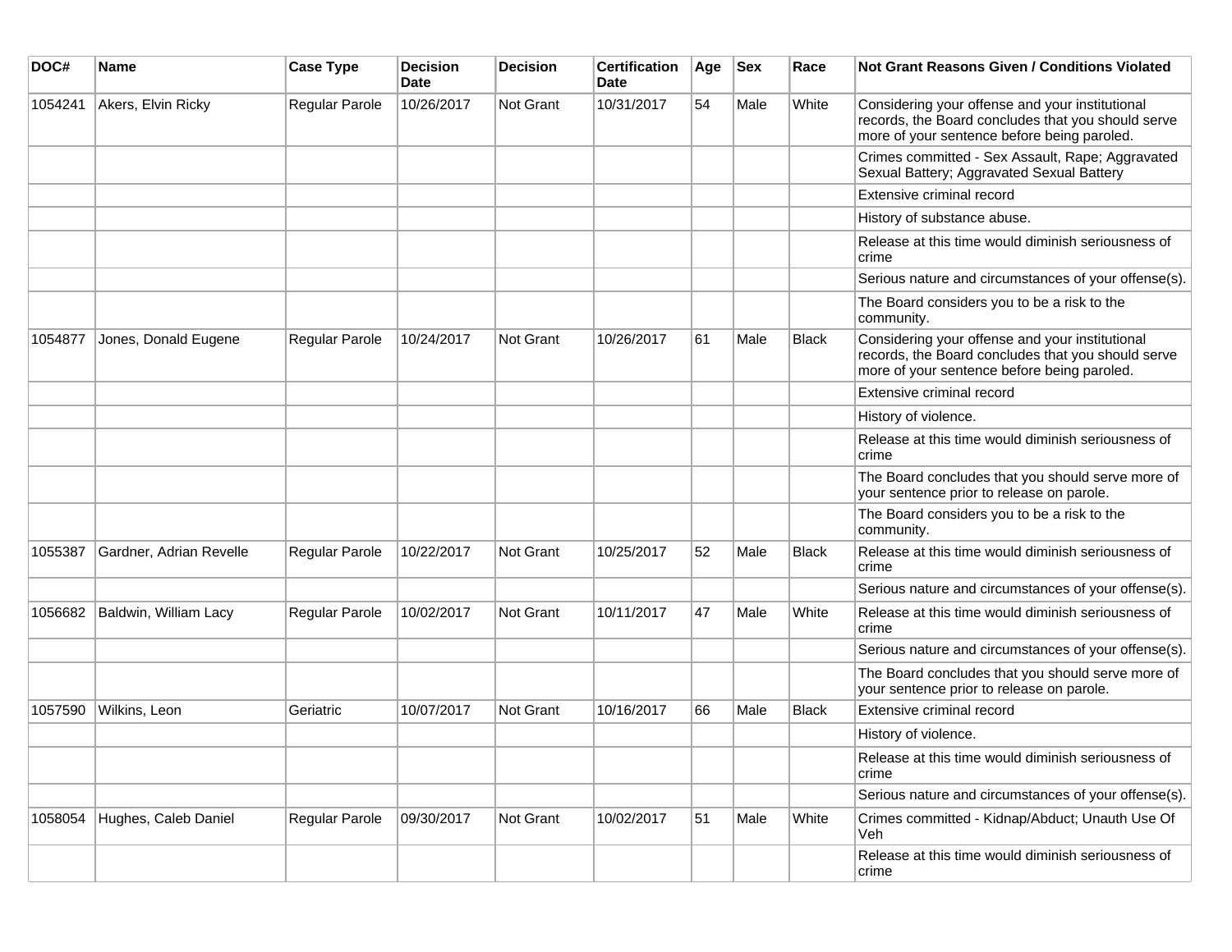| DOC# | Name | Case Type | Decision Date | Decision | Certification Date | Age | Sex | Race | Not Grant Reasons Given / Conditions Violated |
|---|---|---|---|---|---|---|---|---|---|
| 1054241 | Akers, Elvin Ricky | Regular Parole | 10/26/2017 | Not Grant | 10/31/2017 | 54 | Male | White | Considering your offense and your institutional records, the Board concludes that you should serve more of your sentence before being paroled. |
| | | | | | | | | | Crimes committed - Sex Assault, Rape; Aggravated Sexual Battery; Aggravated Sexual Battery |
| | | | | | | | | | Extensive criminal record |
| | | | | | | | | | History of substance abuse. |
| | | | | | | | | | Release at this time would diminish seriousness of crime |
| | | | | | | | | | Serious nature and circumstances of your offense(s). |
| | | | | | | | | | The Board considers you to be a risk to the community. |
| 1054877 | Jones, Donald Eugene | Regular Parole | 10/24/2017 | Not Grant | 10/26/2017 | 61 | Male | Black | Considering your offense and your institutional records, the Board concludes that you should serve more of your sentence before being paroled. |
| | | | | | | | | | Extensive criminal record |
| | | | | | | | | | History of violence. |
| | | | | | | | | | Release at this time would diminish seriousness of crime |
| | | | | | | | | | The Board concludes that you should serve more of your sentence prior to release on parole. |
| | | | | | | | | | The Board considers you to be a risk to the community. |
| 1055387 | Gardner, Adrian Revelle | Regular Parole | 10/22/2017 | Not Grant | 10/25/2017 | 52 | Male | Black | Release at this time would diminish seriousness of crime |
| | | | | | | | | | Serious nature and circumstances of your offense(s). |
| 1056682 | Baldwin, William Lacy | Regular Parole | 10/02/2017 | Not Grant | 10/11/2017 | 47 | Male | White | Release at this time would diminish seriousness of crime |
| | | | | | | | | | Serious nature and circumstances of your offense(s). |
| | | | | | | | | | The Board concludes that you should serve more of your sentence prior to release on parole. |
| 1057590 | Wilkins, Leon | Geriatric | 10/07/2017 | Not Grant | 10/16/2017 | 66 | Male | Black | Extensive criminal record |
| | | | | | | | | | History of violence. |
| | | | | | | | | | Release at this time would diminish seriousness of crime |
| | | | | | | | | | Serious nature and circumstances of your offense(s). |
| 1058054 | Hughes, Caleb Daniel | Regular Parole | 09/30/2017 | Not Grant | 10/02/2017 | 51 | Male | White | Crimes committed - Kidnap/Abduct; Unauth Use Of Veh |
| | | | | | | | | | Release at this time would diminish seriousness of crime |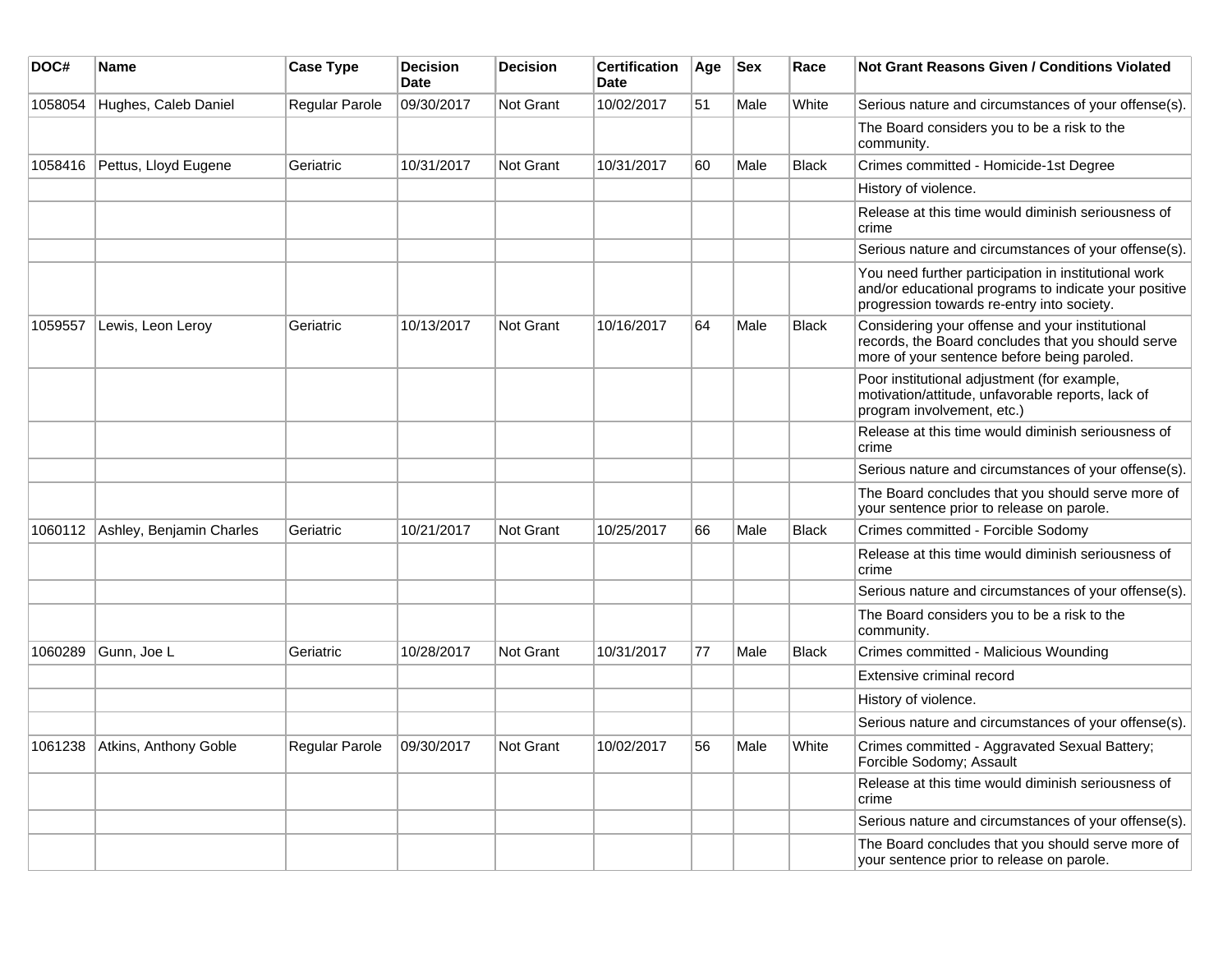| DOC# | Name | Case Type | Decision Date | Decision | Certification Date | Age | Sex | Race | Not Grant Reasons Given / Conditions Violated |
|---|---|---|---|---|---|---|---|---|---|
| 1058054 | Hughes, Caleb Daniel | Regular Parole | 09/30/2017 | Not Grant | 10/02/2017 | 51 | Male | White | Serious nature and circumstances of your offense(s). |
| | | | | | | | | | The Board considers you to be a risk to the community. |
| 1058416 | Pettus, Lloyd Eugene | Geriatric | 10/31/2017 | Not Grant | 10/31/2017 | 60 | Male | Black | Crimes committed - Homicide-1st Degree |
| | | | | | | | | | History of violence. |
| | | | | | | | | | Release at this time would diminish seriousness of crime |
| | | | | | | | | | Serious nature and circumstances of your offense(s). |
| | | | | | | | | | You need further participation in institutional work and/or educational programs to indicate your positive progression towards re-entry into society. |
| 1059557 | Lewis, Leon Leroy | Geriatric | 10/13/2017 | Not Grant | 10/16/2017 | 64 | Male | Black | Considering your offense and your institutional records, the Board concludes that you should serve more of your sentence before being paroled. |
| | | | | | | | | | Poor institutional adjustment (for example, motivation/attitude, unfavorable reports, lack of program involvement, etc.) |
| | | | | | | | | | Release at this time would diminish seriousness of crime |
| | | | | | | | | | Serious nature and circumstances of your offense(s). |
| | | | | | | | | | The Board concludes that you should serve more of your sentence prior to release on parole. |
| 1060112 | Ashley, Benjamin Charles | Geriatric | 10/21/2017 | Not Grant | 10/25/2017 | 66 | Male | Black | Crimes committed - Forcible Sodomy |
| | | | | | | | | | Release at this time would diminish seriousness of crime |
| | | | | | | | | | Serious nature and circumstances of your offense(s). |
| | | | | | | | | | The Board considers you to be a risk to the community. |
| 1060289 | Gunn, Joe L | Geriatric | 10/28/2017 | Not Grant | 10/31/2017 | 77 | Male | Black | Crimes committed - Malicious Wounding |
| | | | | | | | | | Extensive criminal record |
| | | | | | | | | | History of violence. |
| | | | | | | | | | Serious nature and circumstances of your offense(s). |
| 1061238 | Atkins, Anthony Goble | Regular Parole | 09/30/2017 | Not Grant | 10/02/2017 | 56 | Male | White | Crimes committed - Aggravated Sexual Battery; Forcible Sodomy; Assault |
| | | | | | | | | | Release at this time would diminish seriousness of crime |
| | | | | | | | | | Serious nature and circumstances of your offense(s). |
| | | | | | | | | | The Board concludes that you should serve more of your sentence prior to release on parole. |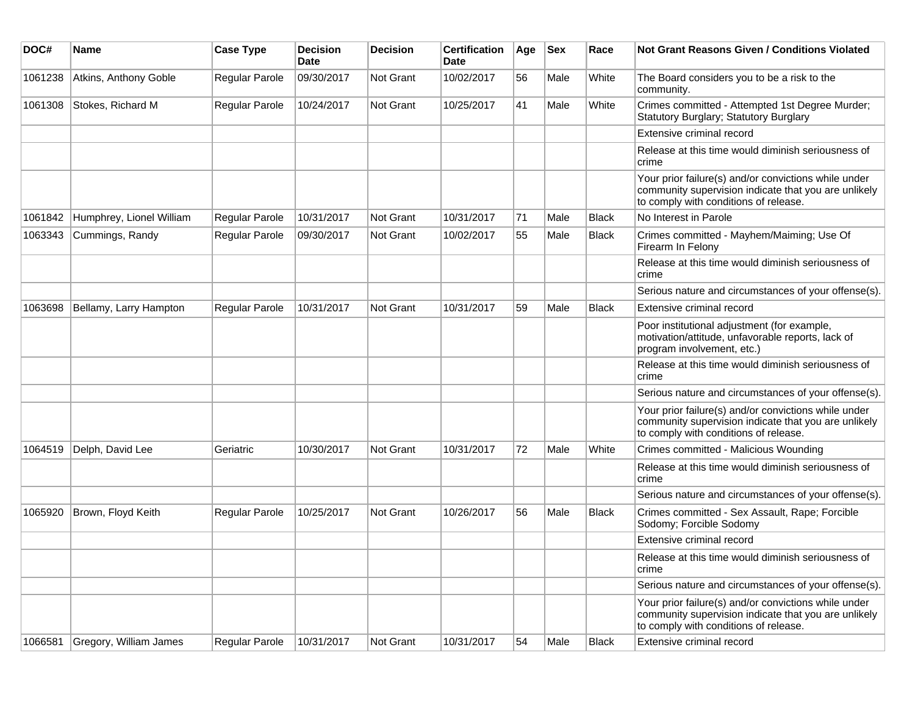| DOC# | Name | Case Type | Decision Date | Decision | Certification Date | Age | Sex | Race | Not Grant Reasons Given / Conditions Violated |
|---|---|---|---|---|---|---|---|---|---|
| 1061238 | Atkins, Anthony Goble | Regular Parole | 09/30/2017 | Not Grant | 10/02/2017 | 56 | Male | White | The Board considers you to be a risk to the community. |
| 1061308 | Stokes, Richard M | Regular Parole | 10/24/2017 | Not Grant | 10/25/2017 | 41 | Male | White | Crimes committed - Attempted 1st Degree Murder; Statutory Burglary; Statutory Burglary |
| | | | | | | | | | Extensive criminal record |
| | | | | | | | | | Release at this time would diminish seriousness of crime |
| | | | | | | | | | Your prior failure(s) and/or convictions while under community supervision indicate that you are unlikely to comply with conditions of release. |
| 1061842 | Humphrey, Lionel William | Regular Parole | 10/31/2017 | Not Grant | 10/31/2017 | 71 | Male | Black | No Interest in Parole |
| 1063343 | Cummings, Randy | Regular Parole | 09/30/2017 | Not Grant | 10/02/2017 | 55 | Male | Black | Crimes committed - Mayhem/Maiming; Use Of Firearm In Felony |
| | | | | | | | | | Release at this time would diminish seriousness of crime |
| | | | | | | | | | Serious nature and circumstances of your offense(s). |
| 1063698 | Bellamy, Larry Hampton | Regular Parole | 10/31/2017 | Not Grant | 10/31/2017 | 59 | Male | Black | Extensive criminal record |
| | | | | | | | | | Poor institutional adjustment (for example, motivation/attitude, unfavorable reports, lack of program involvement, etc.) |
| | | | | | | | | | Release at this time would diminish seriousness of crime |
| | | | | | | | | | Serious nature and circumstances of your offense(s). |
| | | | | | | | | | Your prior failure(s) and/or convictions while under community supervision indicate that you are unlikely to comply with conditions of release. |
| 1064519 | Delph, David Lee | Geriatric | 10/30/2017 | Not Grant | 10/31/2017 | 72 | Male | White | Crimes committed - Malicious Wounding |
| | | | | | | | | | Release at this time would diminish seriousness of crime |
| | | | | | | | | | Serious nature and circumstances of your offense(s). |
| 1065920 | Brown, Floyd Keith | Regular Parole | 10/25/2017 | Not Grant | 10/26/2017 | 56 | Male | Black | Crimes committed - Sex Assault, Rape; Forcible Sodomy; Forcible Sodomy |
| | | | | | | | | | Extensive criminal record |
| | | | | | | | | | Release at this time would diminish seriousness of crime |
| | | | | | | | | | Serious nature and circumstances of your offense(s). |
| | | | | | | | | | Your prior failure(s) and/or convictions while under community supervision indicate that you are unlikely to comply with conditions of release. |
| 1066581 | Gregory, William James | Regular Parole | 10/31/2017 | Not Grant | 10/31/2017 | 54 | Male | Black | Extensive criminal record |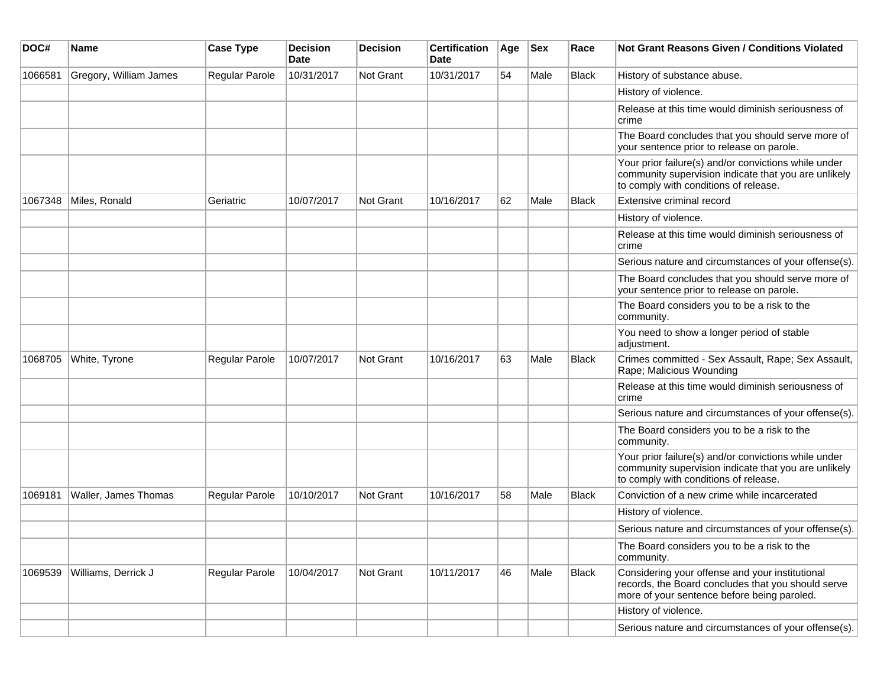| DOC# | Name | Case Type | Decision Date | Decision | Certification Date | Age | Sex | Race | Not Grant Reasons Given / Conditions Violated |
|---|---|---|---|---|---|---|---|---|---|
| 1066581 | Gregory, William James | Regular Parole | 10/31/2017 | Not Grant | 10/31/2017 | 54 | Male | Black | History of substance abuse. |
| | | | | | | | | | History of violence. |
| | | | | | | | | | Release at this time would diminish seriousness of crime |
| | | | | | | | | | The Board concludes that you should serve more of your sentence prior to release on parole. |
| | | | | | | | | | Your prior failure(s) and/or convictions while under community supervision indicate that you are unlikely to comply with conditions of release. |
| 1067348 | Miles, Ronald | Geriatric | 10/07/2017 | Not Grant | 10/16/2017 | 62 | Male | Black | Extensive criminal record |
| | | | | | | | | | History of violence. |
| | | | | | | | | | Release at this time would diminish seriousness of crime |
| | | | | | | | | | Serious nature and circumstances of your offense(s). |
| | | | | | | | | | The Board concludes that you should serve more of your sentence prior to release on parole. |
| | | | | | | | | | The Board considers you to be a risk to the community. |
| | | | | | | | | | You need to show a longer period of stable adjustment. |
| 1068705 | White, Tyrone | Regular Parole | 10/07/2017 | Not Grant | 10/16/2017 | 63 | Male | Black | Crimes committed - Sex Assault, Rape; Sex Assault, Rape; Malicious Wounding |
| | | | | | | | | | Release at this time would diminish seriousness of crime |
| | | | | | | | | | Serious nature and circumstances of your offense(s). |
| | | | | | | | | | The Board considers you to be a risk to the community. |
| | | | | | | | | | Your prior failure(s) and/or convictions while under community supervision indicate that you are unlikely to comply with conditions of release. |
| 1069181 | Waller, James Thomas | Regular Parole | 10/10/2017 | Not Grant | 10/16/2017 | 58 | Male | Black | Conviction of a new crime while incarcerated |
| | | | | | | | | | History of violence. |
| | | | | | | | | | Serious nature and circumstances of your offense(s). |
| | | | | | | | | | The Board considers you to be a risk to the community. |
| 1069539 | Williams, Derrick J | Regular Parole | 10/04/2017 | Not Grant | 10/11/2017 | 46 | Male | Black | Considering your offense and your institutional records, the Board concludes that you should serve more of your sentence before being paroled. |
| | | | | | | | | | History of violence. |
| | | | | | | | | | Serious nature and circumstances of your offense(s). |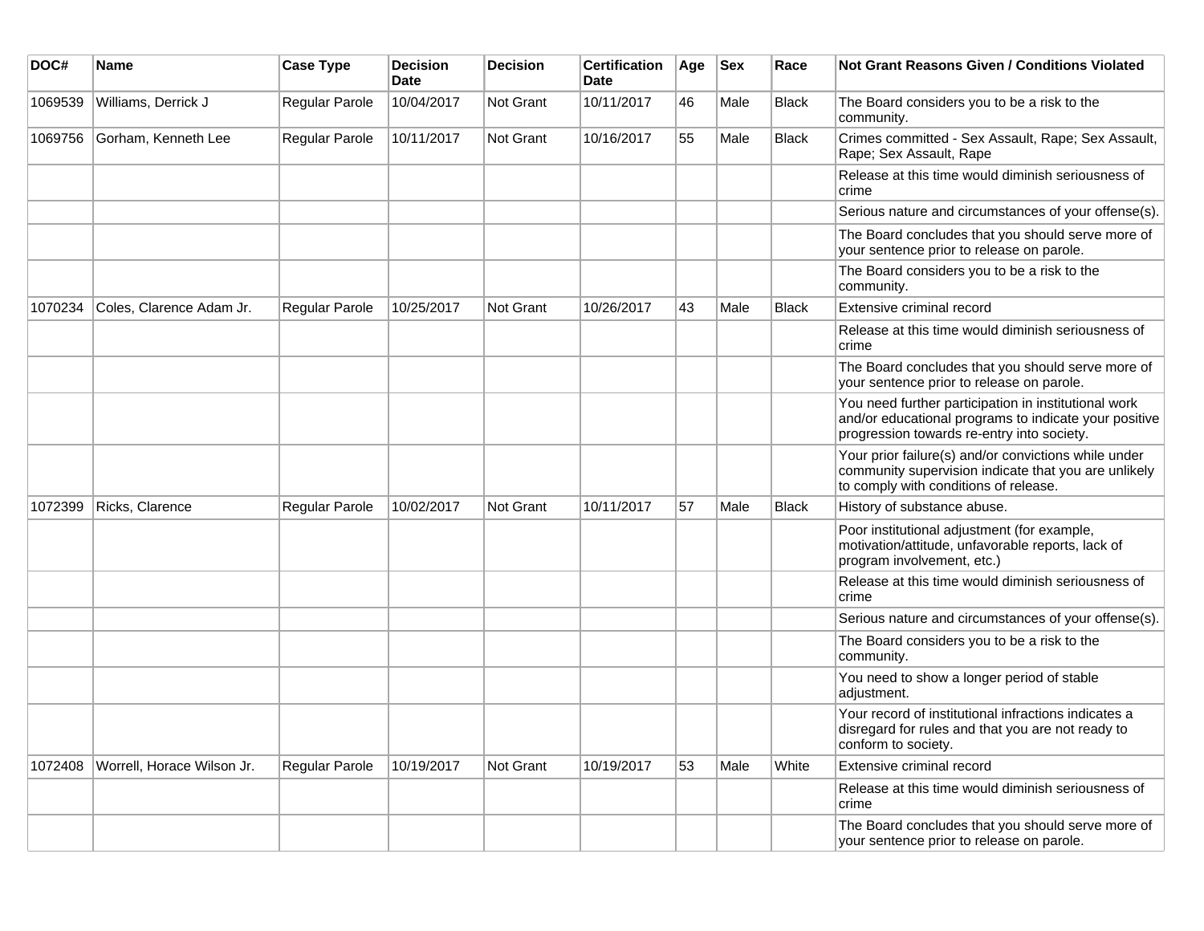| DOC# | Name | Case Type | Decision Date | Decision | Certification Date | Age | Sex | Race | Not Grant Reasons Given / Conditions Violated |
|---|---|---|---|---|---|---|---|---|---|
| 1069539 | Williams, Derrick J | Regular Parole | 10/04/2017 | Not Grant | 10/11/2017 | 46 | Male | Black | The Board considers you to be a risk to the community. |
| 1069756 | Gorham, Kenneth Lee | Regular Parole | 10/11/2017 | Not Grant | 10/16/2017 | 55 | Male | Black | Crimes committed - Sex Assault, Rape; Sex Assault, Rape; Sex Assault, Rape |
| | | | | | | | | | Release at this time would diminish seriousness of crime |
| | | | | | | | | | Serious nature and circumstances of your offense(s). |
| | | | | | | | | | The Board concludes that you should serve more of your sentence prior to release on parole. |
| | | | | | | | | | The Board considers you to be a risk to the community. |
| 1070234 | Coles, Clarence Adam Jr. | Regular Parole | 10/25/2017 | Not Grant | 10/26/2017 | 43 | Male | Black | Extensive criminal record |
| | | | | | | | | | Release at this time would diminish seriousness of crime |
| | | | | | | | | | The Board concludes that you should serve more of your sentence prior to release on parole. |
| | | | | | | | | | You need further participation in institutional work and/or educational programs to indicate your positive progression towards re-entry into society. |
| | | | | | | | | | Your prior failure(s) and/or convictions while under community supervision indicate that you are unlikely to comply with conditions of release. |
| 1072399 | Ricks, Clarence | Regular Parole | 10/02/2017 | Not Grant | 10/11/2017 | 57 | Male | Black | History of substance abuse. |
| | | | | | | | | | Poor institutional adjustment (for example, motivation/attitude, unfavorable reports, lack of program involvement, etc.) |
| | | | | | | | | | Release at this time would diminish seriousness of crime |
| | | | | | | | | | Serious nature and circumstances of your offense(s). |
| | | | | | | | | | The Board considers you to be a risk to the community. |
| | | | | | | | | | You need to show a longer period of stable adjustment. |
| | | | | | | | | | Your record of institutional infractions indicates a disregard for rules and that you are not ready to conform to society. |
| 1072408 | Worrell, Horace Wilson Jr. | Regular Parole | 10/19/2017 | Not Grant | 10/19/2017 | 53 | Male | White | Extensive criminal record |
| | | | | | | | | | Release at this time would diminish seriousness of crime |
| | | | | | | | | | The Board concludes that you should serve more of your sentence prior to release on parole. |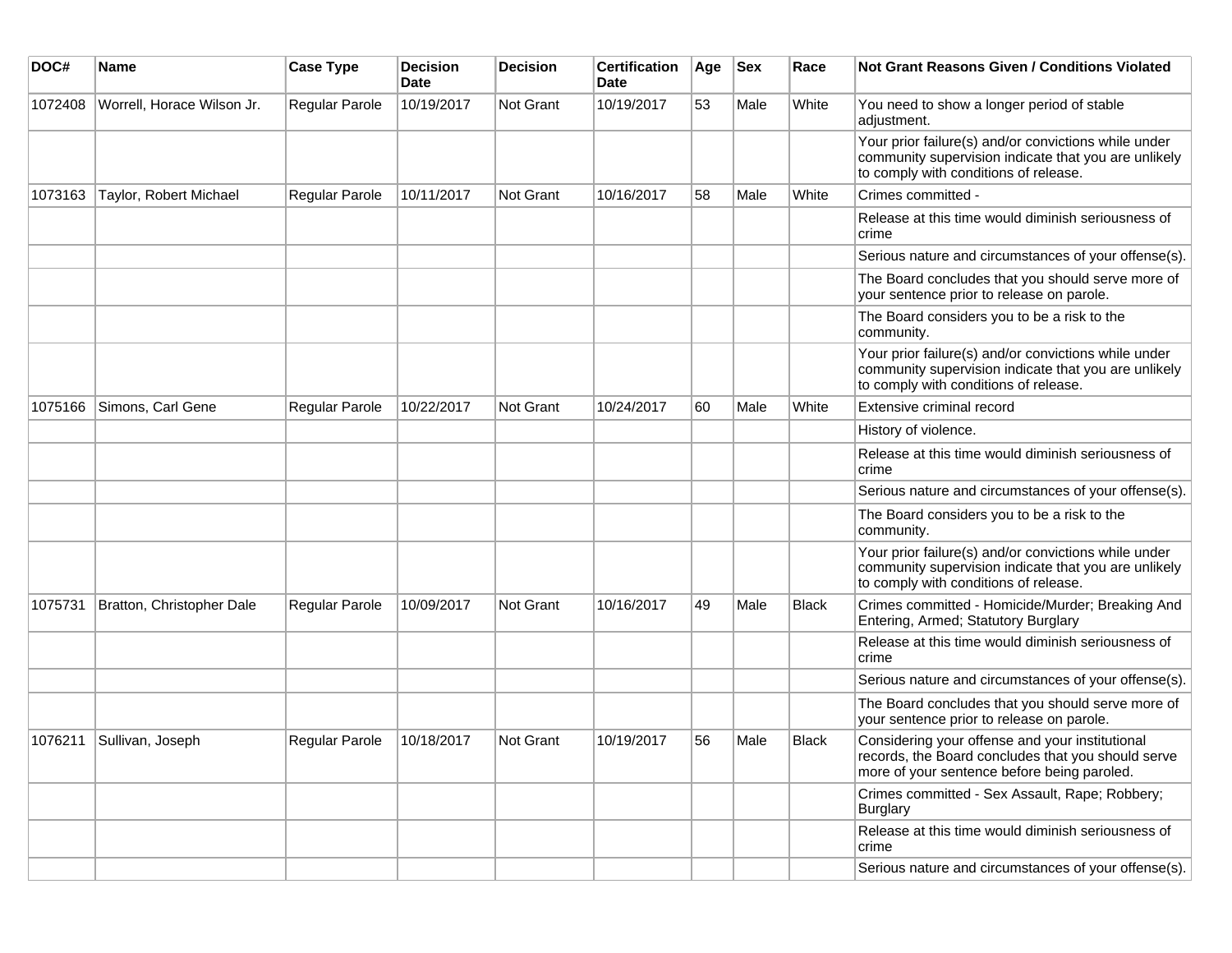| DOC# | Name | Case Type | Decision Date | Decision | Certification Date | Age | Sex | Race | Not Grant Reasons Given / Conditions Violated |
|---|---|---|---|---|---|---|---|---|---|
| 1072408 | Worrell, Horace Wilson Jr. | Regular Parole | 10/19/2017 | Not Grant | 10/19/2017 | 53 | Male | White | You need to show a longer period of stable adjustment. |
| | | | | | | | | | Your prior failure(s) and/or convictions while under community supervision indicate that you are unlikely to comply with conditions of release. |
| 1073163 | Taylor, Robert Michael | Regular Parole | 10/11/2017 | Not Grant | 10/16/2017 | 58 | Male | White | Crimes committed - |
| | | | | | | | | | Release at this time would diminish seriousness of crime |
| | | | | | | | | | Serious nature and circumstances of your offense(s). |
| | | | | | | | | | The Board concludes that you should serve more of your sentence prior to release on parole. |
| | | | | | | | | | The Board considers you to be a risk to the community. |
| | | | | | | | | | Your prior failure(s) and/or convictions while under community supervision indicate that you are unlikely to comply with conditions of release. |
| 1075166 | Simons, Carl Gene | Regular Parole | 10/22/2017 | Not Grant | 10/24/2017 | 60 | Male | White | Extensive criminal record |
| | | | | | | | | | History of violence. |
| | | | | | | | | | Release at this time would diminish seriousness of crime |
| | | | | | | | | | Serious nature and circumstances of your offense(s). |
| | | | | | | | | | The Board considers you to be a risk to the community. |
| | | | | | | | | | Your prior failure(s) and/or convictions while under community supervision indicate that you are unlikely to comply with conditions of release. |
| 1075731 | Bratton, Christopher Dale | Regular Parole | 10/09/2017 | Not Grant | 10/16/2017 | 49 | Male | Black | Crimes committed - Homicide/Murder; Breaking And Entering, Armed; Statutory Burglary |
| | | | | | | | | | Release at this time would diminish seriousness of crime |
| | | | | | | | | | Serious nature and circumstances of your offense(s). |
| | | | | | | | | | The Board concludes that you should serve more of your sentence prior to release on parole. |
| 1076211 | Sullivan, Joseph | Regular Parole | 10/18/2017 | Not Grant | 10/19/2017 | 56 | Male | Black | Considering your offense and your institutional records, the Board concludes that you should serve more of your sentence before being paroled. |
| | | | | | | | | | Crimes committed - Sex Assault, Rape; Robbery; Burglary |
| | | | | | | | | | Release at this time would diminish seriousness of crime |
| | | | | | | | | | Serious nature and circumstances of your offense(s). |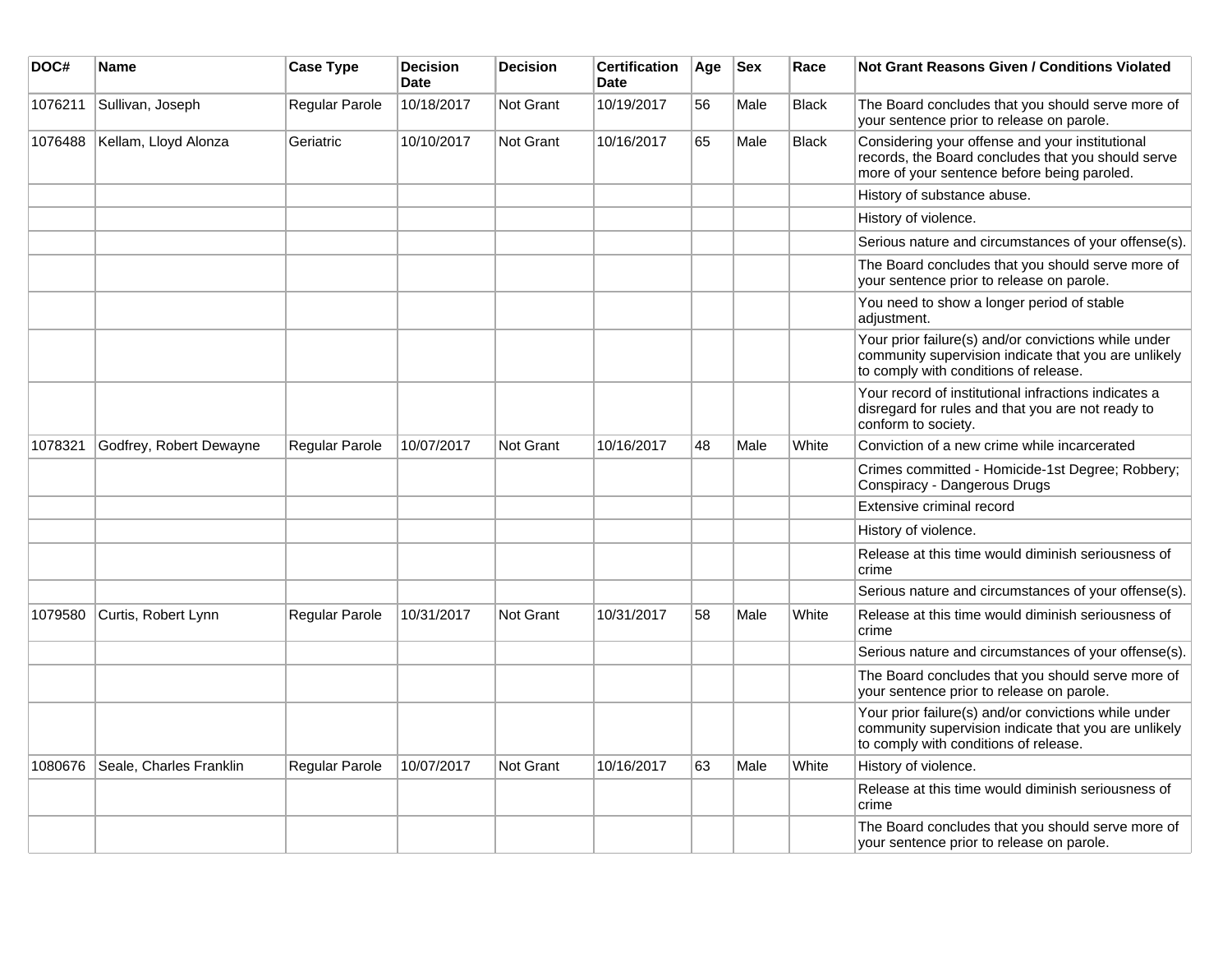| DOC# | Name | Case Type | Decision Date | Decision | Certification Date | Age | Sex | Race | Not Grant Reasons Given / Conditions Violated |
|---|---|---|---|---|---|---|---|---|---|
| 1076211 | Sullivan, Joseph | Regular Parole | 10/18/2017 | Not Grant | 10/19/2017 | 56 | Male | Black | The Board concludes that you should serve more of your sentence prior to release on parole. |
| 1076488 | Kellam, Lloyd Alonza | Geriatric | 10/10/2017 | Not Grant | 10/16/2017 | 65 | Male | Black | Considering your offense and your institutional records, the Board concludes that you should serve more of your sentence before being paroled. |
| | | | | | | | | | History of substance abuse. |
| | | | | | | | | | History of violence. |
| | | | | | | | | | Serious nature and circumstances of your offense(s). |
| | | | | | | | | | The Board concludes that you should serve more of your sentence prior to release on parole. |
| | | | | | | | | | You need to show a longer period of stable adjustment. |
| | | | | | | | | | Your prior failure(s) and/or convictions while under community supervision indicate that you are unlikely to comply with conditions of release. |
| | | | | | | | | | Your record of institutional infractions indicates a disregard for rules and that you are not ready to conform to society. |
| 1078321 | Godfrey, Robert Dewayne | Regular Parole | 10/07/2017 | Not Grant | 10/16/2017 | 48 | Male | White | Conviction of a new crime while incarcerated |
| | | | | | | | | | Crimes committed - Homicide-1st Degree; Robbery; Conspiracy - Dangerous Drugs |
| | | | | | | | | | Extensive criminal record |
| | | | | | | | | | History of violence. |
| | | | | | | | | | Release at this time would diminish seriousness of crime |
| | | | | | | | | | Serious nature and circumstances of your offense(s). |
| 1079580 | Curtis, Robert Lynn | Regular Parole | 10/31/2017 | Not Grant | 10/31/2017 | 58 | Male | White | Release at this time would diminish seriousness of crime |
| | | | | | | | | | Serious nature and circumstances of your offense(s). |
| | | | | | | | | | The Board concludes that you should serve more of your sentence prior to release on parole. |
| | | | | | | | | | Your prior failure(s) and/or convictions while under community supervision indicate that you are unlikely to comply with conditions of release. |
| 1080676 | Seale, Charles Franklin | Regular Parole | 10/07/2017 | Not Grant | 10/16/2017 | 63 | Male | White | History of violence. |
| | | | | | | | | | Release at this time would diminish seriousness of crime |
| | | | | | | | | | The Board concludes that you should serve more of your sentence prior to release on parole. |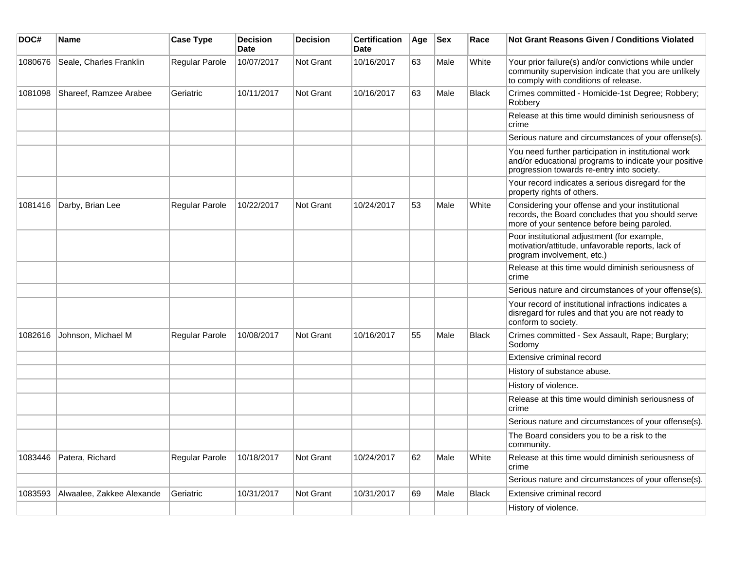| DOC# | Name | Case Type | Decision Date | Decision | Certification Date | Age | Sex | Race | Not Grant Reasons Given / Conditions Violated |
|---|---|---|---|---|---|---|---|---|---|
| 1080676 | Seale, Charles Franklin | Regular Parole | 10/07/2017 | Not Grant | 10/16/2017 | 63 | Male | White | Your prior failure(s) and/or convictions while under community supervision indicate that you are unlikely to comply with conditions of release. |
| 1081098 | Shareef, Ramzee Arabee | Geriatric | 10/11/2017 | Not Grant | 10/16/2017 | 63 | Male | Black | Crimes committed - Homicide-1st Degree; Robbery; Robbery |
| | | | | | | | | | Release at this time would diminish seriousness of crime |
| | | | | | | | | | Serious nature and circumstances of your offense(s). |
| | | | | | | | | | You need further participation in institutional work and/or educational programs to indicate your positive progression towards re-entry into society. |
| | | | | | | | | | Your record indicates a serious disregard for the property rights of others. |
| 1081416 | Darby, Brian Lee | Regular Parole | 10/22/2017 | Not Grant | 10/24/2017 | 53 | Male | White | Considering your offense and your institutional records, the Board concludes that you should serve more of your sentence before being paroled. |
| | | | | | | | | | Poor institutional adjustment (for example, motivation/attitude, unfavorable reports, lack of program involvement, etc.) |
| | | | | | | | | | Release at this time would diminish seriousness of crime |
| | | | | | | | | | Serious nature and circumstances of your offense(s). |
| | | | | | | | | | Your record of institutional infractions indicates a disregard for rules and that you are not ready to conform to society. |
| 1082616 | Johnson, Michael M | Regular Parole | 10/08/2017 | Not Grant | 10/16/2017 | 55 | Male | Black | Crimes committed - Sex Assault, Rape; Burglary; Sodomy |
| | | | | | | | | | Extensive criminal record |
| | | | | | | | | | History of substance abuse. |
| | | | | | | | | | History of violence. |
| | | | | | | | | | Release at this time would diminish seriousness of crime |
| | | | | | | | | | Serious nature and circumstances of your offense(s). |
| | | | | | | | | | The Board considers you to be a risk to the community. |
| 1083446 | Patera, Richard | Regular Parole | 10/18/2017 | Not Grant | 10/24/2017 | 62 | Male | White | Release at this time would diminish seriousness of crime |
| | | | | | | | | | Serious nature and circumstances of your offense(s). |
| 1083593 | Alwaalee, Zakkee Alexande | Geriatric | 10/31/2017 | Not Grant | 10/31/2017 | 69 | Male | Black | Extensive criminal record |
| | | | | | | | | | History of violence. |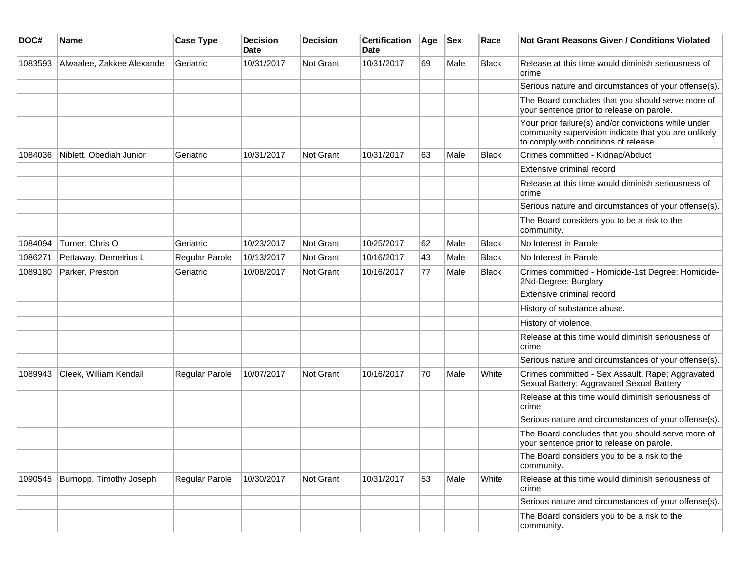| DOC# | Name | Case Type | Decision Date | Decision | Certification Date | Age | Sex | Race | Not Grant Reasons Given / Conditions Violated |
|---|---|---|---|---|---|---|---|---|---|
| 1083593 | Alwaalee, Zakkee Alexande | Geriatric | 10/31/2017 | Not Grant | 10/31/2017 | 69 | Male | Black | Release at this time would diminish seriousness of crime |
| | | | | | | | | | Serious nature and circumstances of your offense(s). |
| | | | | | | | | | The Board concludes that you should serve more of your sentence prior to release on parole. |
| | | | | | | | | | Your prior failure(s) and/or convictions while under community supervision indicate that you are unlikely to comply with conditions of release. |
| 1084036 | Niblett, Obediah Junior | Geriatric | 10/31/2017 | Not Grant | 10/31/2017 | 63 | Male | Black | Crimes committed - Kidnap/Abduct |
| | | | | | | | | | Extensive criminal record |
| | | | | | | | | | Release at this time would diminish seriousness of crime |
| | | | | | | | | | Serious nature and circumstances of your offense(s). |
| | | | | | | | | | The Board considers you to be a risk to the community. |
| 1084094 | Turner, Chris O | Geriatric | 10/23/2017 | Not Grant | 10/25/2017 | 62 | Male | Black | No Interest in Parole |
| 1086271 | Pettaway, Demetrius L | Regular Parole | 10/13/2017 | Not Grant | 10/16/2017 | 43 | Male | Black | No Interest in Parole |
| 1089180 | Parker, Preston | Geriatric | 10/08/2017 | Not Grant | 10/16/2017 | 77 | Male | Black | Crimes committed - Homicide-1st Degree; Homicide-2Nd-Degree; Burglary |
| | | | | | | | | | Extensive criminal record |
| | | | | | | | | | History of substance abuse. |
| | | | | | | | | | History of violence. |
| | | | | | | | | | Release at this time would diminish seriousness of crime |
| | | | | | | | | | Serious nature and circumstances of your offense(s). |
| 1089943 | Cleek, William Kendall | Regular Parole | 10/07/2017 | Not Grant | 10/16/2017 | 70 | Male | White | Crimes committed - Sex Assault, Rape; Aggravated Sexual Battery; Aggravated Sexual Battery |
| | | | | | | | | | Release at this time would diminish seriousness of crime |
| | | | | | | | | | Serious nature and circumstances of your offense(s). |
| | | | | | | | | | The Board concludes that you should serve more of your sentence prior to release on parole. |
| | | | | | | | | | The Board considers you to be a risk to the community. |
| 1090545 | Burnopp, Timothy Joseph | Regular Parole | 10/30/2017 | Not Grant | 10/31/2017 | 53 | Male | White | Release at this time would diminish seriousness of crime |
| | | | | | | | | | Serious nature and circumstances of your offense(s). |
| | | | | | | | | | The Board considers you to be a risk to the community. |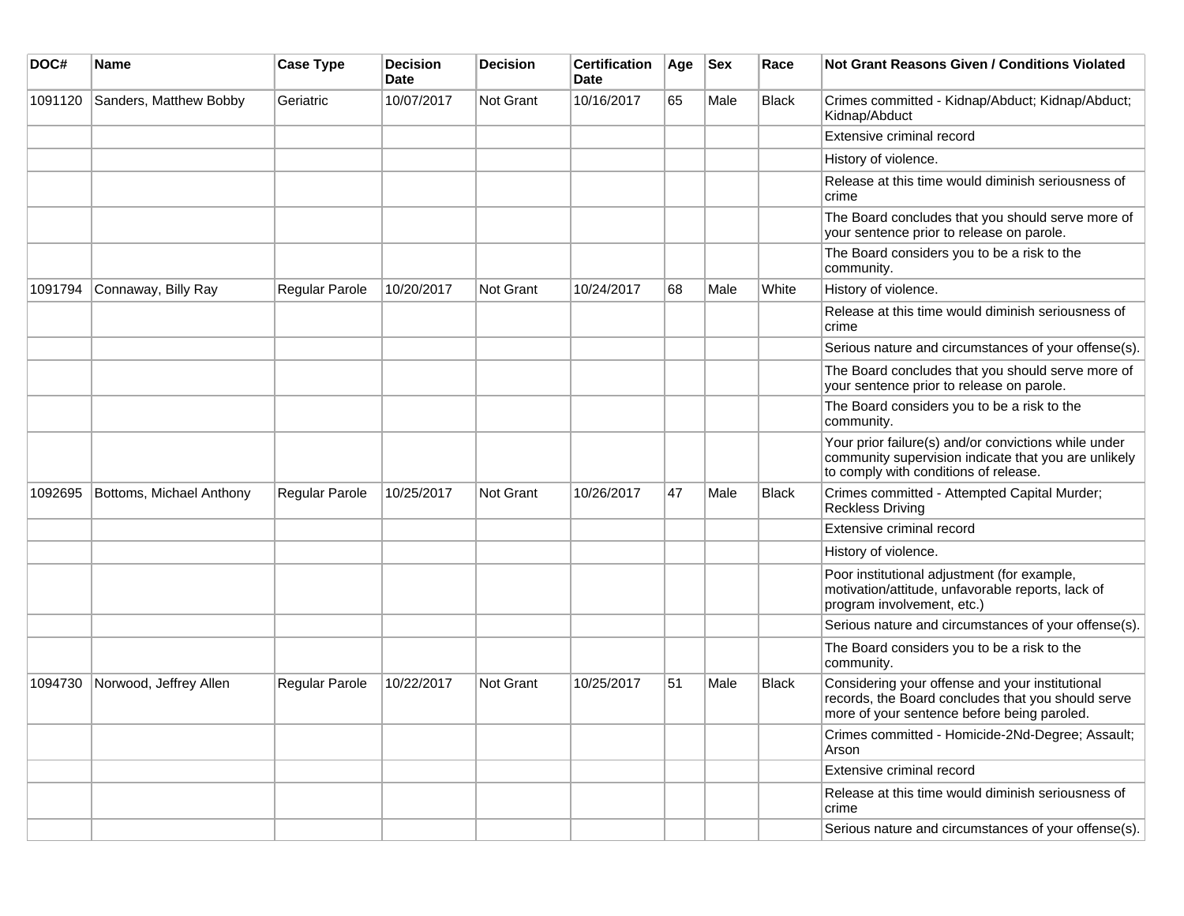| DOC# | Name | Case Type | Decision Date | Decision | Certification Date | Age | Sex | Race | Not Grant Reasons Given / Conditions Violated |
|---|---|---|---|---|---|---|---|---|---|
| 1091120 | Sanders, Matthew Bobby | Geriatric | 10/07/2017 | Not Grant | 10/16/2017 | 65 | Male | Black | Crimes committed - Kidnap/Abduct; Kidnap/Abduct; Kidnap/Abduct |
| | | | | | | | | | Extensive criminal record |
| | | | | | | | | | History of violence. |
| | | | | | | | | | Release at this time would diminish seriousness of crime |
| | | | | | | | | | The Board concludes that you should serve more of your sentence prior to release on parole. |
| | | | | | | | | | The Board considers you to be a risk to the community. |
| 1091794 | Connaway, Billy Ray | Regular Parole | 10/20/2017 | Not Grant | 10/24/2017 | 68 | Male | White | History of violence. |
| | | | | | | | | | Release at this time would diminish seriousness of crime |
| | | | | | | | | | Serious nature and circumstances of your offense(s). |
| | | | | | | | | | The Board concludes that you should serve more of your sentence prior to release on parole. |
| | | | | | | | | | The Board considers you to be a risk to the community. |
| | | | | | | | | | Your prior failure(s) and/or convictions while under community supervision indicate that you are unlikely to comply with conditions of release. |
| 1092695 | Bottoms, Michael Anthony | Regular Parole | 10/25/2017 | Not Grant | 10/26/2017 | 47 | Male | Black | Crimes committed - Attempted Capital Murder; Reckless Driving |
| | | | | | | | | | Extensive criminal record |
| | | | | | | | | | History of violence. |
| | | | | | | | | | Poor institutional adjustment (for example, motivation/attitude, unfavorable reports, lack of program involvement, etc.) |
| | | | | | | | | | Serious nature and circumstances of your offense(s). |
| | | | | | | | | | The Board considers you to be a risk to the community. |
| 1094730 | Norwood, Jeffrey Allen | Regular Parole | 10/22/2017 | Not Grant | 10/25/2017 | 51 | Male | Black | Considering your offense and your institutional records, the Board concludes that you should serve more of your sentence before being paroled. |
| | | | | | | | | | Crimes committed - Homicide-2Nd-Degree; Assault; Arson |
| | | | | | | | | | Extensive criminal record |
| | | | | | | | | | Release at this time would diminish seriousness of crime |
| | | | | | | | | | Serious nature and circumstances of your offense(s). |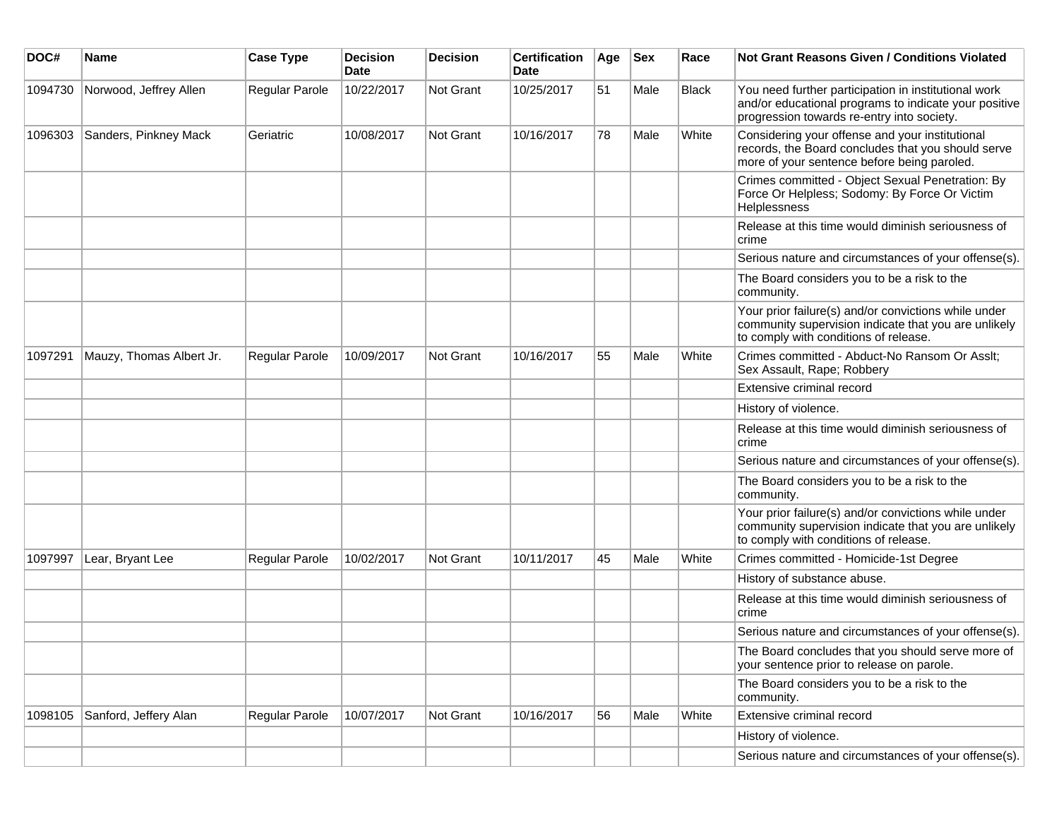| DOC# | Name | Case Type | Decision Date | Decision | Certification Date | Age | Sex | Race | Not Grant Reasons Given / Conditions Violated |
|---|---|---|---|---|---|---|---|---|---|
| 1094730 | Norwood, Jeffrey Allen | Regular Parole | 10/22/2017 | Not Grant | 10/25/2017 | 51 | Male | Black | You need further participation in institutional work and/or educational programs to indicate your positive progression towards re-entry into society. |
| 1096303 | Sanders, Pinkney Mack | Geriatric | 10/08/2017 | Not Grant | 10/16/2017 | 78 | Male | White | Considering your offense and your institutional records, the Board concludes that you should serve more of your sentence before being paroled. |
| | | | | | | | | | Crimes committed - Object Sexual Penetration: By Force Or Helpless; Sodomy: By Force Or Victim Helplessness |
| | | | | | | | | | Release at this time would diminish seriousness of crime |
| | | | | | | | | | Serious nature and circumstances of your offense(s). |
| | | | | | | | | | The Board considers you to be a risk to the community. |
| | | | | | | | | | Your prior failure(s) and/or convictions while under community supervision indicate that you are unlikely to comply with conditions of release. |
| 1097291 | Mauzy, Thomas Albert Jr. | Regular Parole | 10/09/2017 | Not Grant | 10/16/2017 | 55 | Male | White | Crimes committed - Abduct-No Ransom Or Asslt; Sex Assault, Rape; Robbery |
| | | | | | | | | | Extensive criminal record |
| | | | | | | | | | History of violence. |
| | | | | | | | | | Release at this time would diminish seriousness of crime |
| | | | | | | | | | Serious nature and circumstances of your offense(s). |
| | | | | | | | | | The Board considers you to be a risk to the community. |
| | | | | | | | | | Your prior failure(s) and/or convictions while under community supervision indicate that you are unlikely to comply with conditions of release. |
| 1097997 | Lear, Bryant Lee | Regular Parole | 10/02/2017 | Not Grant | 10/11/2017 | 45 | Male | White | Crimes committed - Homicide-1st Degree |
| | | | | | | | | | History of substance abuse. |
| | | | | | | | | | Release at this time would diminish seriousness of crime |
| | | | | | | | | | Serious nature and circumstances of your offense(s). |
| | | | | | | | | | The Board concludes that you should serve more of your sentence prior to release on parole. |
| | | | | | | | | | The Board considers you to be a risk to the community. |
| 1098105 | Sanford, Jeffery Alan | Regular Parole | 10/07/2017 | Not Grant | 10/16/2017 | 56 | Male | White | Extensive criminal record |
| | | | | | | | | | History of violence. |
| | | | | | | | | | Serious nature and circumstances of your offense(s). |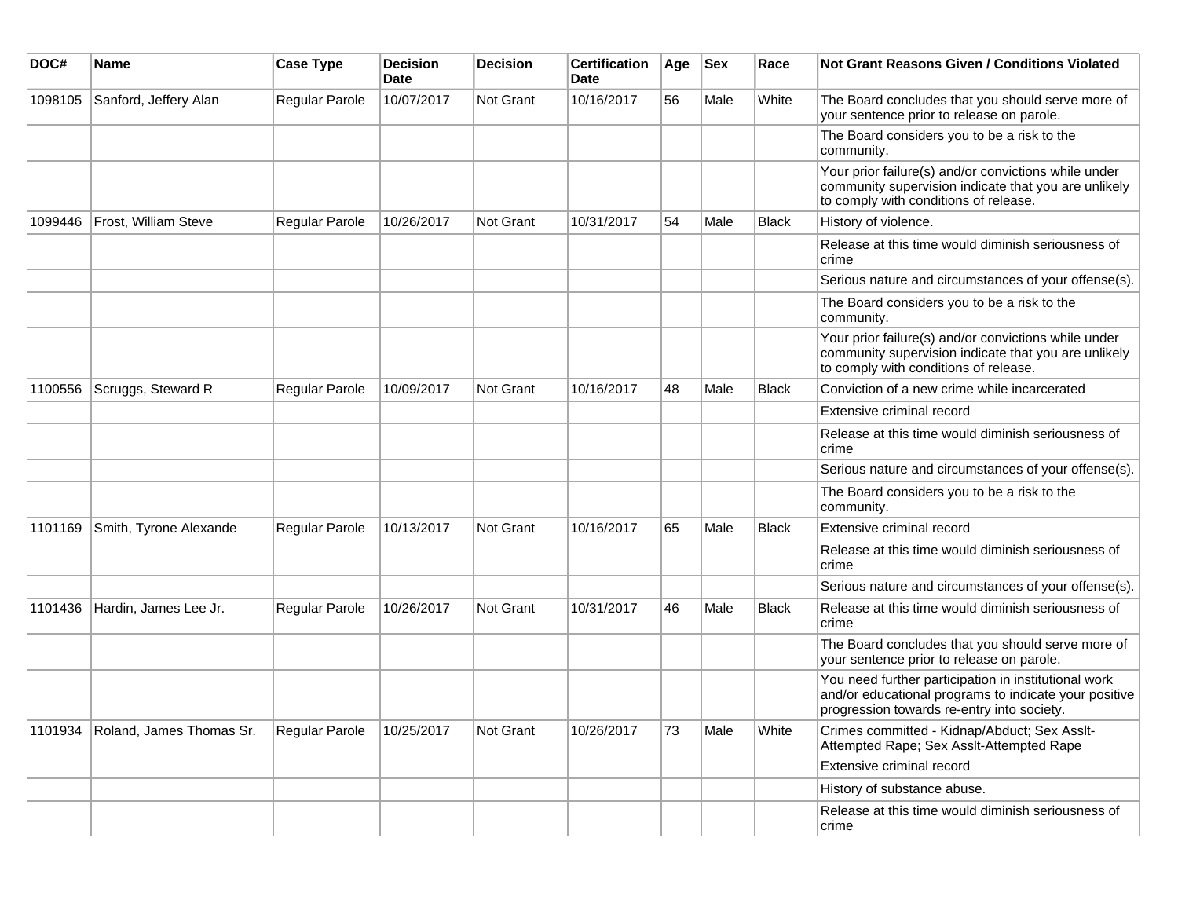| DOC# | Name | Case Type | Decision Date | Decision | Certification Date | Age | Sex | Race | Not Grant Reasons Given / Conditions Violated |
|---|---|---|---|---|---|---|---|---|---|
| 1098105 | Sanford, Jeffery Alan | Regular Parole | 10/07/2017 | Not Grant | 10/16/2017 | 56 | Male | White | The Board concludes that you should serve more of your sentence prior to release on parole. |
| | | | | | | | | | The Board considers you to be a risk to the community. |
| | | | | | | | | | Your prior failure(s) and/or convictions while under community supervision indicate that you are unlikely to comply with conditions of release. |
| 1099446 | Frost, William Steve | Regular Parole | 10/26/2017 | Not Grant | 10/31/2017 | 54 | Male | Black | History of violence. |
| | | | | | | | | | Release at this time would diminish seriousness of crime |
| | | | | | | | | | Serious nature and circumstances of your offense(s). |
| | | | | | | | | | The Board considers you to be a risk to the community. |
| | | | | | | | | | Your prior failure(s) and/or convictions while under community supervision indicate that you are unlikely to comply with conditions of release. |
| 1100556 | Scruggs, Steward R | Regular Parole | 10/09/2017 | Not Grant | 10/16/2017 | 48 | Male | Black | Conviction of a new crime while incarcerated |
| | | | | | | | | | Extensive criminal record |
| | | | | | | | | | Release at this time would diminish seriousness of crime |
| | | | | | | | | | Serious nature and circumstances of your offense(s). |
| | | | | | | | | | The Board considers you to be a risk to the community. |
| 1101169 | Smith, Tyrone Alexande | Regular Parole | 10/13/2017 | Not Grant | 10/16/2017 | 65 | Male | Black | Extensive criminal record |
| | | | | | | | | | Release at this time would diminish seriousness of crime |
| | | | | | | | | | Serious nature and circumstances of your offense(s). |
| 1101436 | Hardin, James Lee Jr. | Regular Parole | 10/26/2017 | Not Grant | 10/31/2017 | 46 | Male | Black | Release at this time would diminish seriousness of crime |
| | | | | | | | | | The Board concludes that you should serve more of your sentence prior to release on parole. |
| | | | | | | | | | You need further participation in institutional work and/or educational programs to indicate your positive progression towards re-entry into society. |
| 1101934 | Roland, James Thomas Sr. | Regular Parole | 10/25/2017 | Not Grant | 10/26/2017 | 73 | Male | White | Crimes committed - Kidnap/Abduct; Sex Asslt-Attempted Rape; Sex Asslt-Attempted Rape |
| | | | | | | | | | Extensive criminal record |
| | | | | | | | | | History of substance abuse. |
| | | | | | | | | | Release at this time would diminish seriousness of crime |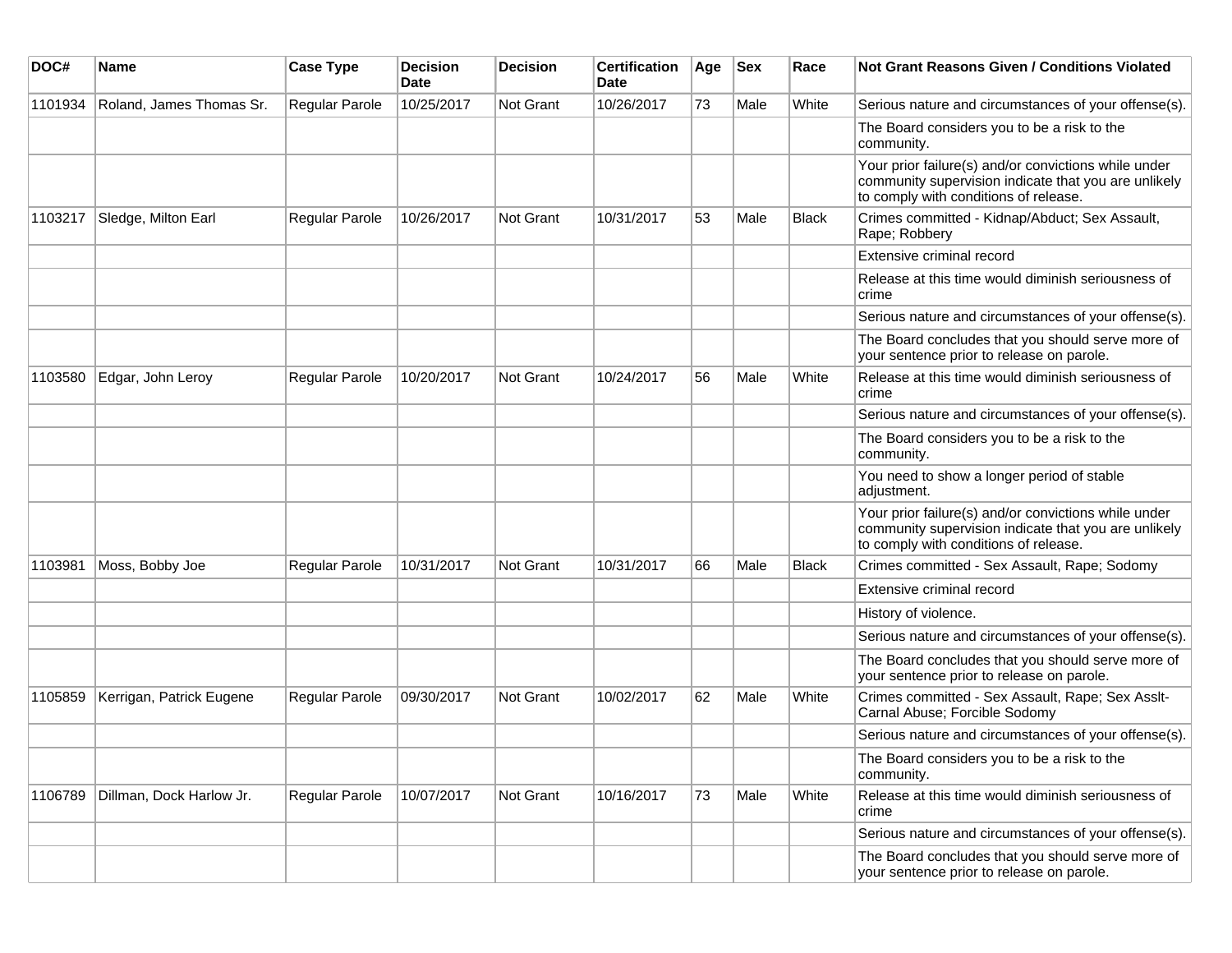| DOC# | Name | Case Type | Decision Date | Decision | Certification Date | Age | Sex | Race | Not Grant Reasons Given / Conditions Violated |
|---|---|---|---|---|---|---|---|---|---|
| 1101934 | Roland, James Thomas Sr. | Regular Parole | 10/25/2017 | Not Grant | 10/26/2017 | 73 | Male | White | Serious nature and circumstances of your offense(s). |
| | | | | | | | | | The Board considers you to be a risk to the community. |
| | | | | | | | | | Your prior failure(s) and/or convictions while under community supervision indicate that you are unlikely to comply with conditions of release. |
| 1103217 | Sledge, Milton Earl | Regular Parole | 10/26/2017 | Not Grant | 10/31/2017 | 53 | Male | Black | Crimes committed - Kidnap/Abduct; Sex Assault, Rape; Robbery |
| | | | | | | | | | Extensive criminal record |
| | | | | | | | | | Release at this time would diminish seriousness of crime |
| | | | | | | | | | Serious nature and circumstances of your offense(s). |
| | | | | | | | | | The Board concludes that you should serve more of your sentence prior to release on parole. |
| 1103580 | Edgar, John Leroy | Regular Parole | 10/20/2017 | Not Grant | 10/24/2017 | 56 | Male | White | Release at this time would diminish seriousness of crime |
| | | | | | | | | | Serious nature and circumstances of your offense(s). |
| | | | | | | | | | The Board considers you to be a risk to the community. |
| | | | | | | | | | You need to show a longer period of stable adjustment. |
| | | | | | | | | | Your prior failure(s) and/or convictions while under community supervision indicate that you are unlikely to comply with conditions of release. |
| 1103981 | Moss, Bobby Joe | Regular Parole | 10/31/2017 | Not Grant | 10/31/2017 | 66 | Male | Black | Crimes committed - Sex Assault, Rape; Sodomy |
| | | | | | | | | | Extensive criminal record |
| | | | | | | | | | History of violence. |
| | | | | | | | | | Serious nature and circumstances of your offense(s). |
| | | | | | | | | | The Board concludes that you should serve more of your sentence prior to release on parole. |
| 1105859 | Kerrigan, Patrick Eugene | Regular Parole | 09/30/2017 | Not Grant | 10/02/2017 | 62 | Male | White | Crimes committed - Sex Assault, Rape; Sex Asslt-Carnal Abuse; Forcible Sodomy |
| | | | | | | | | | Serious nature and circumstances of your offense(s). |
| | | | | | | | | | The Board considers you to be a risk to the community. |
| 1106789 | Dillman, Dock Harlow Jr. | Regular Parole | 10/07/2017 | Not Grant | 10/16/2017 | 73 | Male | White | Release at this time would diminish seriousness of crime |
| | | | | | | | | | Serious nature and circumstances of your offense(s). |
| | | | | | | | | | The Board concludes that you should serve more of your sentence prior to release on parole. |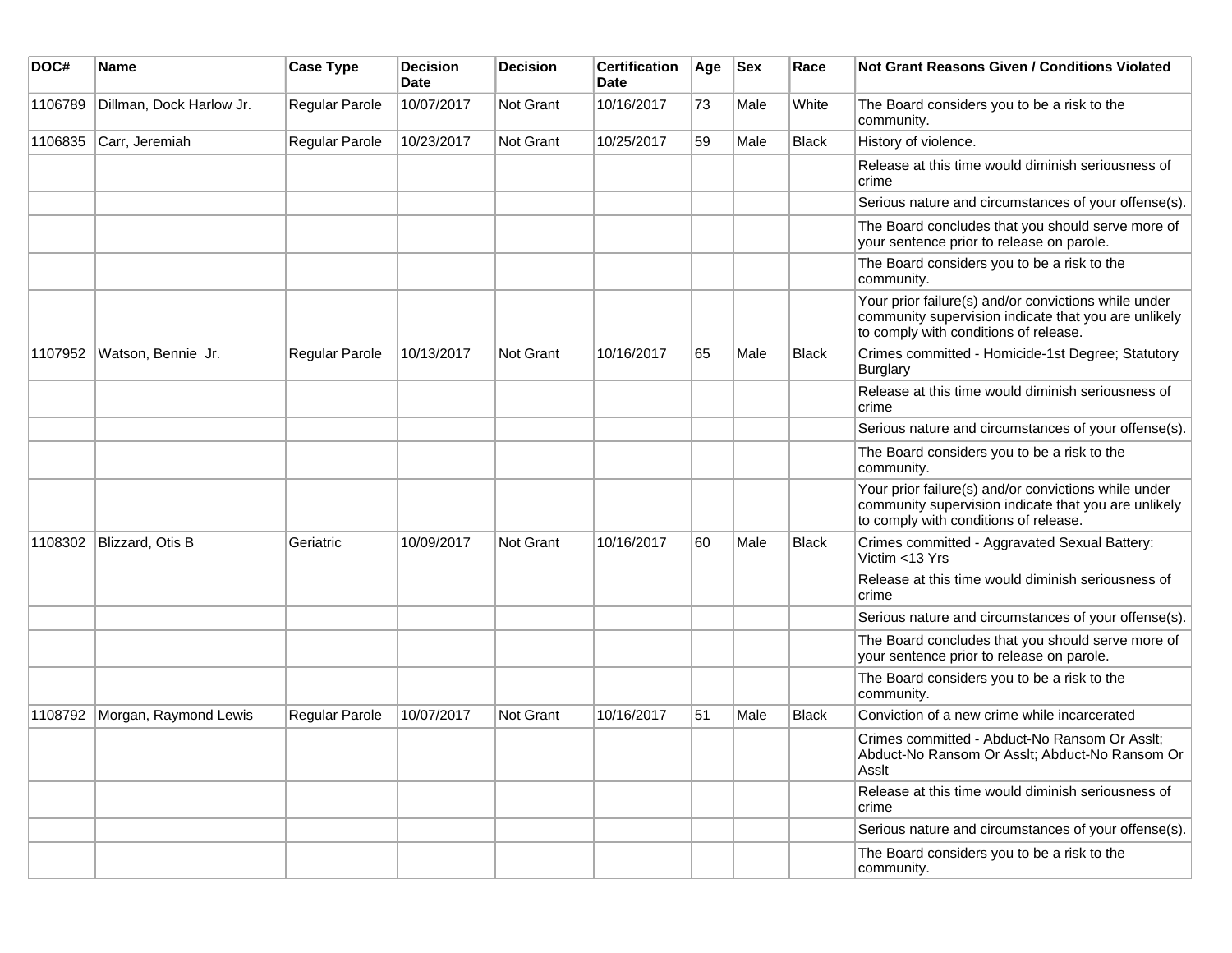| DOC# | Name | Case Type | Decision Date | Decision | Certification Date | Age | Sex | Race | Not Grant Reasons Given / Conditions Violated |
|---|---|---|---|---|---|---|---|---|---|
| 1106789 | Dillman, Dock Harlow Jr. | Regular Parole | 10/07/2017 | Not Grant | 10/16/2017 | 73 | Male | White | The Board considers you to be a risk to the community. |
| 1106835 | Carr, Jeremiah | Regular Parole | 10/23/2017 | Not Grant | 10/25/2017 | 59 | Male | Black | History of violence. |
| | | | | | | | | | Release at this time would diminish seriousness of crime |
| | | | | | | | | | Serious nature and circumstances of your offense(s). |
| | | | | | | | | | The Board concludes that you should serve more of your sentence prior to release on parole. |
| | | | | | | | | | The Board considers you to be a risk to the community. |
| | | | | | | | | | Your prior failure(s) and/or convictions while under community supervision indicate that you are unlikely to comply with conditions of release. |
| 1107952 | Watson, Bennie Jr. | Regular Parole | 10/13/2017 | Not Grant | 10/16/2017 | 65 | Male | Black | Crimes committed - Homicide-1st Degree; Statutory Burglary |
| | | | | | | | | | Release at this time would diminish seriousness of crime |
| | | | | | | | | | Serious nature and circumstances of your offense(s). |
| | | | | | | | | | The Board considers you to be a risk to the community. |
| | | | | | | | | | Your prior failure(s) and/or convictions while under community supervision indicate that you are unlikely to comply with conditions of release. |
| 1108302 | Blizzard, Otis B | Geriatric | 10/09/2017 | Not Grant | 10/16/2017 | 60 | Male | Black | Crimes committed - Aggravated Sexual Battery: Victim <13 Yrs |
| | | | | | | | | | Release at this time would diminish seriousness of crime |
| | | | | | | | | | Serious nature and circumstances of your offense(s). |
| | | | | | | | | | The Board concludes that you should serve more of your sentence prior to release on parole. |
| | | | | | | | | | The Board considers you to be a risk to the community. |
| 1108792 | Morgan, Raymond Lewis | Regular Parole | 10/07/2017 | Not Grant | 10/16/2017 | 51 | Male | Black | Conviction of a new crime while incarcerated |
| | | | | | | | | | Crimes committed - Abduct-No Ransom Or Asslt; Abduct-No Ransom Or Asslt; Abduct-No Ransom Or Asslt |
| | | | | | | | | | Release at this time would diminish seriousness of crime |
| | | | | | | | | | Serious nature and circumstances of your offense(s). |
| | | | | | | | | | The Board considers you to be a risk to the community. |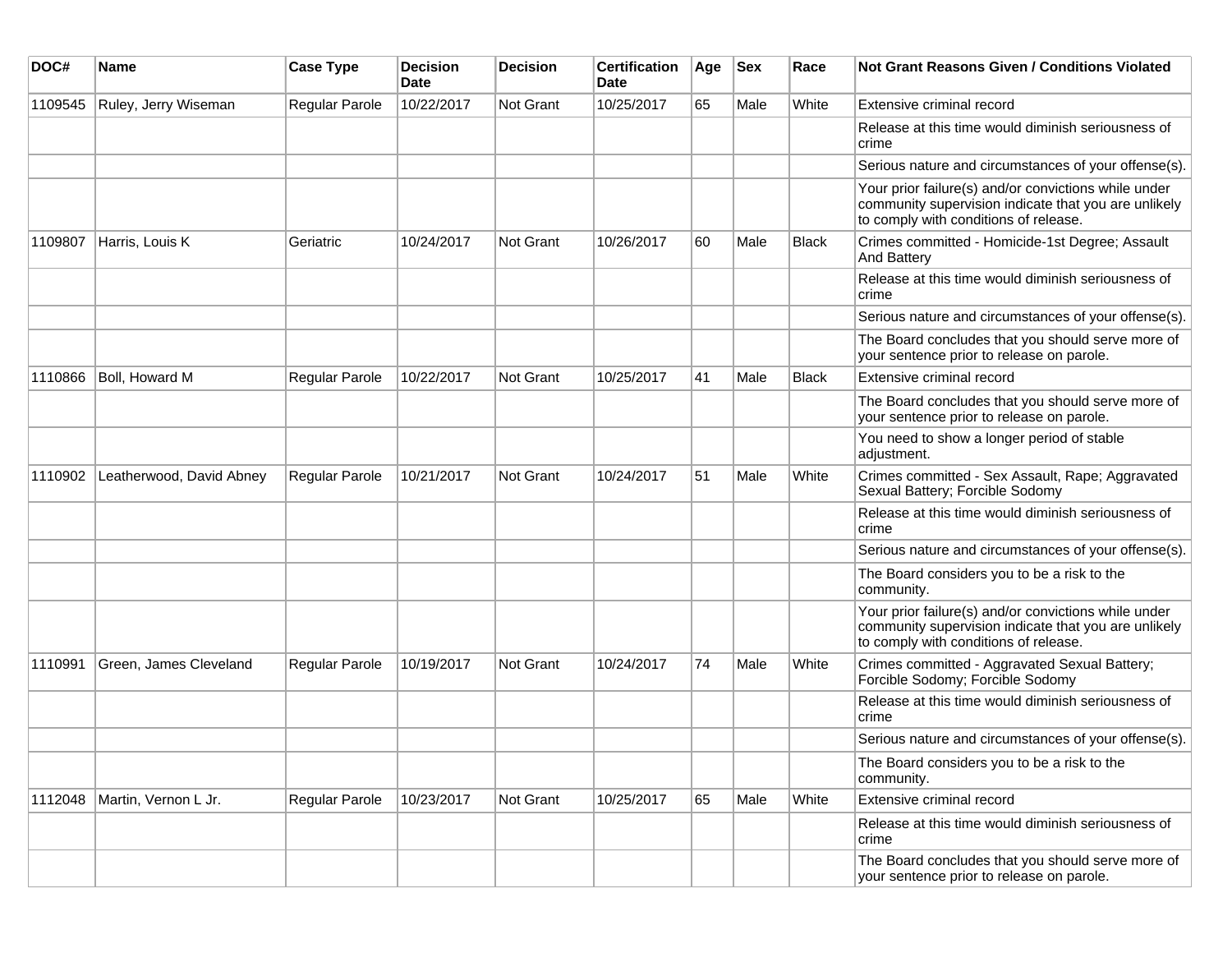| DOC# | Name | Case Type | Decision Date | Decision | Certification Date | Age | Sex | Race | Not Grant Reasons Given / Conditions Violated |
|---|---|---|---|---|---|---|---|---|---|
| 1109545 | Ruley, Jerry Wiseman | Regular Parole | 10/22/2017 | Not Grant | 10/25/2017 | 65 | Male | White | Extensive criminal record |
| | | | | | | | | | Release at this time would diminish seriousness of crime |
| | | | | | | | | | Serious nature and circumstances of your offense(s). |
| | | | | | | | | | Your prior failure(s) and/or convictions while under community supervision indicate that you are unlikely to comply with conditions of release. |
| 1109807 | Harris, Louis K | Geriatric | 10/24/2017 | Not Grant | 10/26/2017 | 60 | Male | Black | Crimes committed - Homicide-1st Degree; Assault And Battery |
| | | | | | | | | | Release at this time would diminish seriousness of crime |
| | | | | | | | | | Serious nature and circumstances of your offense(s). |
| | | | | | | | | | The Board concludes that you should serve more of your sentence prior to release on parole. |
| 1110866 | Boll, Howard M | Regular Parole | 10/22/2017 | Not Grant | 10/25/2017 | 41 | Male | Black | Extensive criminal record |
| | | | | | | | | | The Board concludes that you should serve more of your sentence prior to release on parole. |
| | | | | | | | | | You need to show a longer period of stable adjustment. |
| 1110902 | Leatherwood, David Abney | Regular Parole | 10/21/2017 | Not Grant | 10/24/2017 | 51 | Male | White | Crimes committed - Sex Assault, Rape; Aggravated Sexual Battery; Forcible Sodomy |
| | | | | | | | | | Release at this time would diminish seriousness of crime |
| | | | | | | | | | Serious nature and circumstances of your offense(s). |
| | | | | | | | | | The Board considers you to be a risk to the community. |
| | | | | | | | | | Your prior failure(s) and/or convictions while under community supervision indicate that you are unlikely to comply with conditions of release. |
| 1110991 | Green, James Cleveland | Regular Parole | 10/19/2017 | Not Grant | 10/24/2017 | 74 | Male | White | Crimes committed - Aggravated Sexual Battery; Forcible Sodomy; Forcible Sodomy |
| | | | | | | | | | Release at this time would diminish seriousness of crime |
| | | | | | | | | | Serious nature and circumstances of your offense(s). |
| | | | | | | | | | The Board considers you to be a risk to the community. |
| 1112048 | Martin, Vernon L Jr. | Regular Parole | 10/23/2017 | Not Grant | 10/25/2017 | 65 | Male | White | Extensive criminal record |
| | | | | | | | | | Release at this time would diminish seriousness of crime |
| | | | | | | | | | The Board concludes that you should serve more of your sentence prior to release on parole. |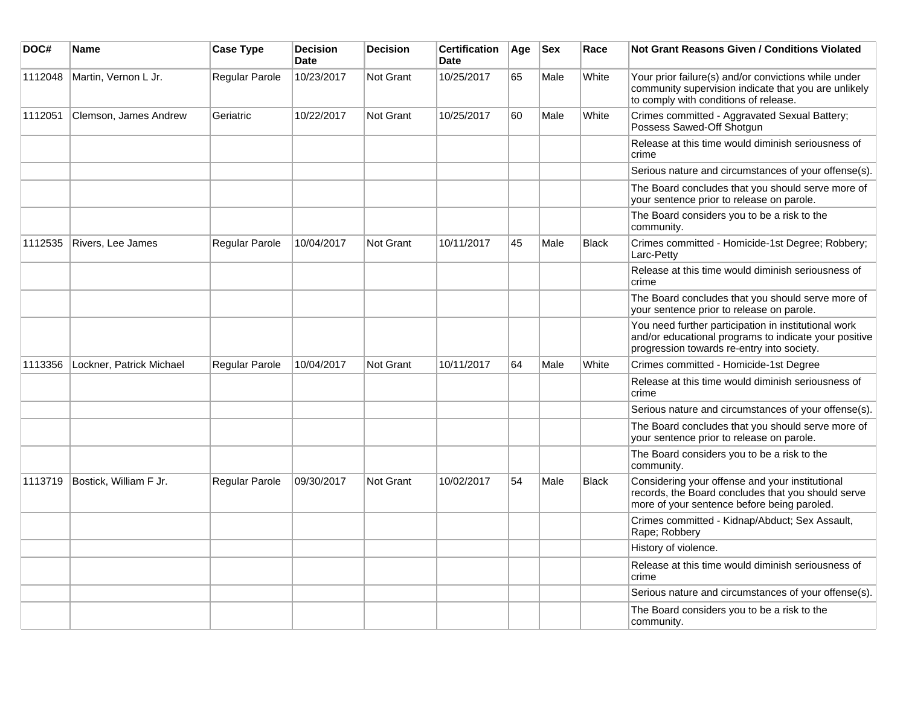| DOC# | Name | Case Type | Decision Date | Decision | Certification Date | Age | Sex | Race | Not Grant Reasons Given / Conditions Violated |
|---|---|---|---|---|---|---|---|---|---|
| 1112048 | Martin, Vernon L Jr. | Regular Parole | 10/23/2017 | Not Grant | 10/25/2017 | 65 | Male | White | Your prior failure(s) and/or convictions while under community supervision indicate that you are unlikely to comply with conditions of release. |
| 1112051 | Clemson, James Andrew | Geriatric | 10/22/2017 | Not Grant | 10/25/2017 | 60 | Male | White | Crimes committed - Aggravated Sexual Battery; Possess Sawed-Off Shotgun |
| | | | | | | | | | Release at this time would diminish seriousness of crime |
| | | | | | | | | | Serious nature and circumstances of your offense(s). |
| | | | | | | | | | The Board concludes that you should serve more of your sentence prior to release on parole. |
| | | | | | | | | | The Board considers you to be a risk to the community. |
| 1112535 | Rivers, Lee James | Regular Parole | 10/04/2017 | Not Grant | 10/11/2017 | 45 | Male | Black | Crimes committed - Homicide-1st Degree; Robbery; Larc-Petty |
| | | | | | | | | | Release at this time would diminish seriousness of crime |
| | | | | | | | | | The Board concludes that you should serve more of your sentence prior to release on parole. |
| | | | | | | | | | You need further participation in institutional work and/or educational programs to indicate your positive progression towards re-entry into society. |
| 1113356 | Lockner, Patrick Michael | Regular Parole | 10/04/2017 | Not Grant | 10/11/2017 | 64 | Male | White | Crimes committed - Homicide-1st Degree |
| | | | | | | | | | Release at this time would diminish seriousness of crime |
| | | | | | | | | | Serious nature and circumstances of your offense(s). |
| | | | | | | | | | The Board concludes that you should serve more of your sentence prior to release on parole. |
| | | | | | | | | | The Board considers you to be a risk to the community. |
| 1113719 | Bostick, William F Jr. | Regular Parole | 09/30/2017 | Not Grant | 10/02/2017 | 54 | Male | Black | Considering your offense and your institutional records, the Board concludes that you should serve more of your sentence before being paroled. |
| | | | | | | | | | Crimes committed - Kidnap/Abduct; Sex Assault, Rape; Robbery |
| | | | | | | | | | History of violence. |
| | | | | | | | | | Release at this time would diminish seriousness of crime |
| | | | | | | | | | Serious nature and circumstances of your offense(s). |
| | | | | | | | | | The Board considers you to be a risk to the community. |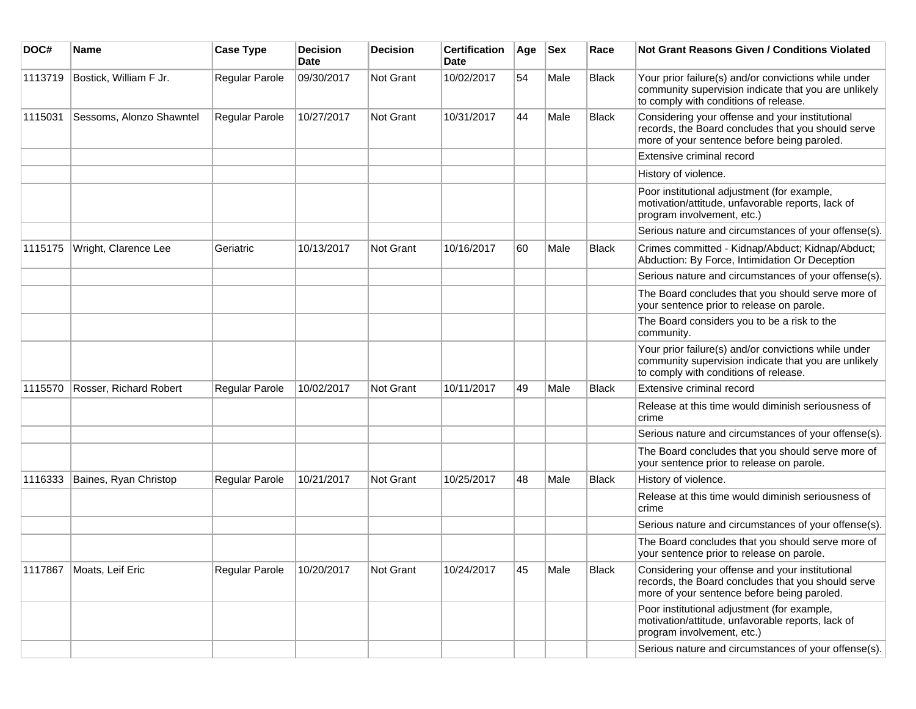| DOC# | Name | Case Type | Decision Date | Decision | Certification Date | Age | Sex | Race | Not Grant Reasons Given / Conditions Violated |
|---|---|---|---|---|---|---|---|---|---|
| 1113719 | Bostick, William F Jr. | Regular Parole | 09/30/2017 | Not Grant | 10/02/2017 | 54 | Male | Black | Your prior failure(s) and/or convictions while under community supervision indicate that you are unlikely to comply with conditions of release. |
| 1115031 | Sessoms, Alonzo Shawntel | Regular Parole | 10/27/2017 | Not Grant | 10/31/2017 | 44 | Male | Black | Considering your offense and your institutional records, the Board concludes that you should serve more of your sentence before being paroled. |
| | | | | | | | | | Extensive criminal record |
| | | | | | | | | | History of violence. |
| | | | | | | | | | Poor institutional adjustment (for example, motivation/attitude, unfavorable reports, lack of program involvement, etc.) |
| | | | | | | | | | Serious nature and circumstances of your offense(s). |
| 1115175 | Wright, Clarence Lee | Geriatric | 10/13/2017 | Not Grant | 10/16/2017 | 60 | Male | Black | Crimes committed - Kidnap/Abduct; Kidnap/Abduct; Abduction: By Force, Intimidation Or Deception |
| | | | | | | | | | Serious nature and circumstances of your offense(s). |
| | | | | | | | | | The Board concludes that you should serve more of your sentence prior to release on parole. |
| | | | | | | | | | The Board considers you to be a risk to the community. |
| | | | | | | | | | Your prior failure(s) and/or convictions while under community supervision indicate that you are unlikely to comply with conditions of release. |
| 1115570 | Rosser, Richard Robert | Regular Parole | 10/02/2017 | Not Grant | 10/11/2017 | 49 | Male | Black | Extensive criminal record |
| | | | | | | | | | Release at this time would diminish seriousness of crime |
| | | | | | | | | | Serious nature and circumstances of your offense(s). |
| | | | | | | | | | The Board concludes that you should serve more of your sentence prior to release on parole. |
| 1116333 | Baines, Ryan Christop | Regular Parole | 10/21/2017 | Not Grant | 10/25/2017 | 48 | Male | Black | History of violence. |
| | | | | | | | | | Release at this time would diminish seriousness of crime |
| | | | | | | | | | Serious nature and circumstances of your offense(s). |
| | | | | | | | | | The Board concludes that you should serve more of your sentence prior to release on parole. |
| 1117867 | Moats, Leif Eric | Regular Parole | 10/20/2017 | Not Grant | 10/24/2017 | 45 | Male | Black | Considering your offense and your institutional records, the Board concludes that you should serve more of your sentence before being paroled. |
| | | | | | | | | | Poor institutional adjustment (for example, motivation/attitude, unfavorable reports, lack of program involvement, etc.) |
| | | | | | | | | | Serious nature and circumstances of your offense(s). |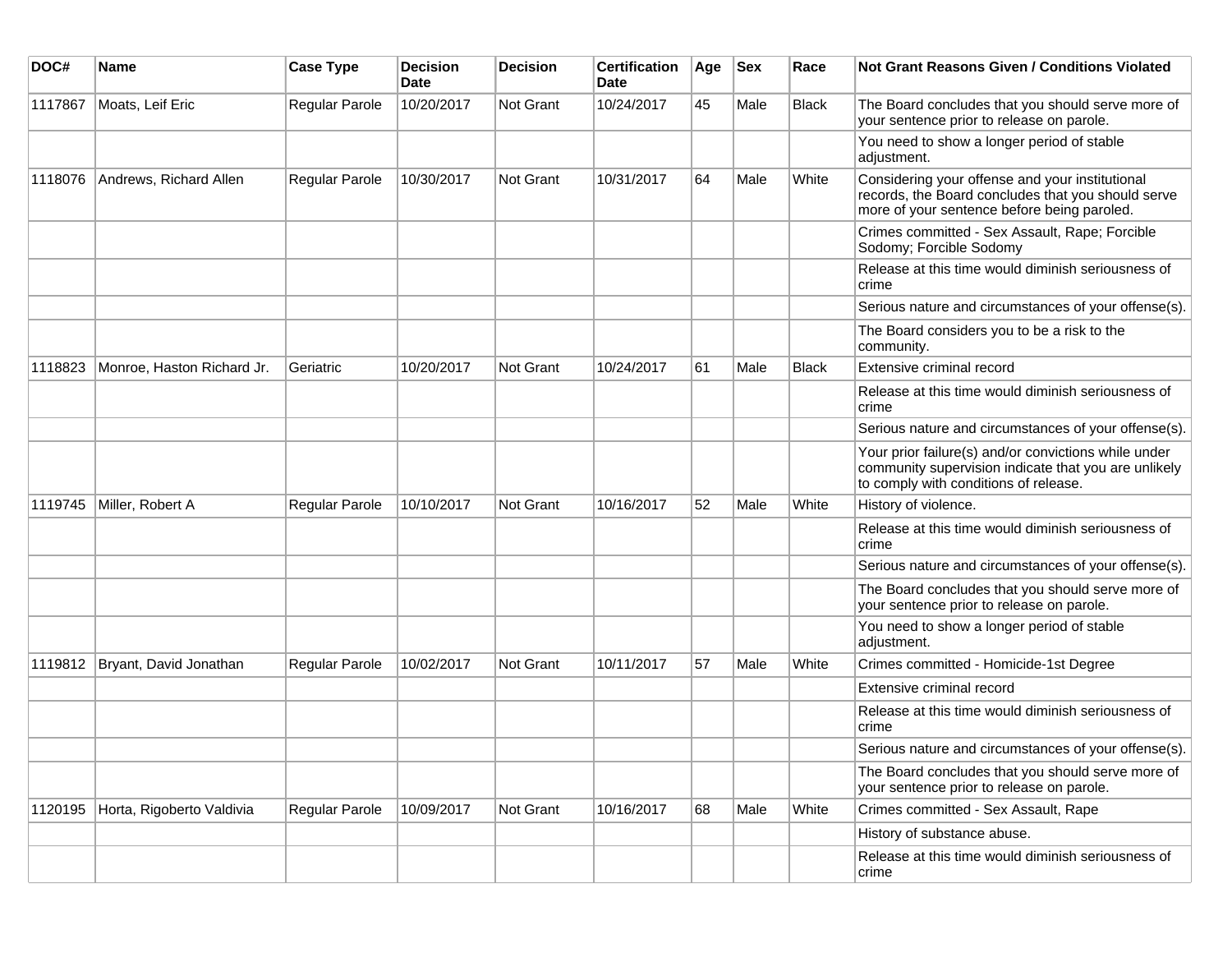| DOC# | Name | Case Type | Decision Date | Decision | Certification Date | Age | Sex | Race | Not Grant Reasons Given / Conditions Violated |
|---|---|---|---|---|---|---|---|---|---|
| 1117867 | Moats, Leif Eric | Regular Parole | 10/20/2017 | Not Grant | 10/24/2017 | 45 | Male | Black | The Board concludes that you should serve more of your sentence prior to release on parole. |
| | | | | | | | | | You need to show a longer period of stable adjustment. |
| 1118076 | Andrews, Richard Allen | Regular Parole | 10/30/2017 | Not Grant | 10/31/2017 | 64 | Male | White | Considering your offense and your institutional records, the Board concludes that you should serve more of your sentence before being paroled. |
| | | | | | | | | | Crimes committed - Sex Assault, Rape; Forcible Sodomy; Forcible Sodomy |
| | | | | | | | | | Release at this time would diminish seriousness of crime |
| | | | | | | | | | Serious nature and circumstances of your offense(s). |
| | | | | | | | | | The Board considers you to be a risk to the community. |
| 1118823 | Monroe, Haston Richard Jr. | Geriatric | 10/20/2017 | Not Grant | 10/24/2017 | 61 | Male | Black | Extensive criminal record |
| | | | | | | | | | Release at this time would diminish seriousness of crime |
| | | | | | | | | | Serious nature and circumstances of your offense(s). |
| | | | | | | | | | Your prior failure(s) and/or convictions while under community supervision indicate that you are unlikely to comply with conditions of release. |
| 1119745 | Miller, Robert A | Regular Parole | 10/10/2017 | Not Grant | 10/16/2017 | 52 | Male | White | History of violence. |
| | | | | | | | | | Release at this time would diminish seriousness of crime |
| | | | | | | | | | Serious nature and circumstances of your offense(s). |
| | | | | | | | | | The Board concludes that you should serve more of your sentence prior to release on parole. |
| | | | | | | | | | You need to show a longer period of stable adjustment. |
| 1119812 | Bryant, David Jonathan | Regular Parole | 10/02/2017 | Not Grant | 10/11/2017 | 57 | Male | White | Crimes committed - Homicide-1st Degree |
| | | | | | | | | | Extensive criminal record |
| | | | | | | | | | Release at this time would diminish seriousness of crime |
| | | | | | | | | | Serious nature and circumstances of your offense(s). |
| | | | | | | | | | The Board concludes that you should serve more of your sentence prior to release on parole. |
| 1120195 | Horta, Rigoberto Valdivia | Regular Parole | 10/09/2017 | Not Grant | 10/16/2017 | 68 | Male | White | Crimes committed - Sex Assault, Rape |
| | | | | | | | | | History of substance abuse. |
| | | | | | | | | | Release at this time would diminish seriousness of crime |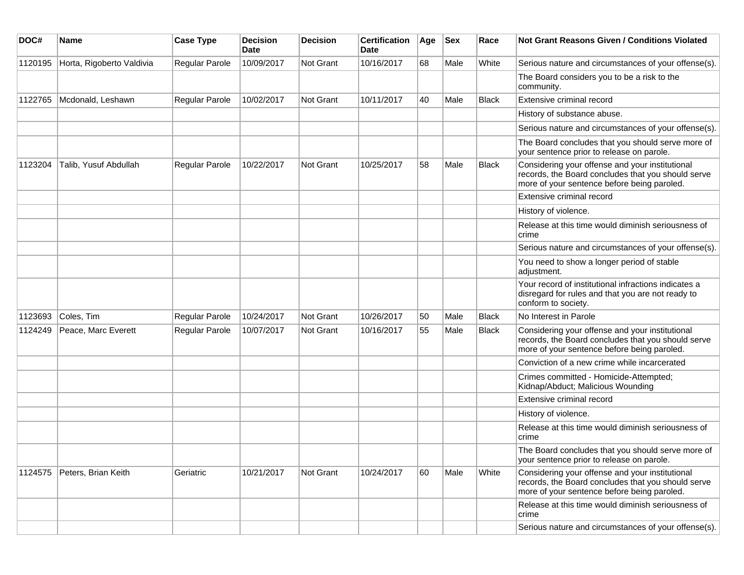| DOC# | Name | Case Type | Decision Date | Decision | Certification Date | Age | Sex | Race | Not Grant Reasons Given / Conditions Violated |
|---|---|---|---|---|---|---|---|---|---|
| 1120195 | Horta, Rigoberto Valdivia | Regular Parole | 10/09/2017 | Not Grant | 10/16/2017 | 68 | Male | White | Serious nature and circumstances of your offense(s). |
| | | | | | | | | | The Board considers you to be a risk to the community. |
| 1122765 | Mcdonald, Leshawn | Regular Parole | 10/02/2017 | Not Grant | 10/11/2017 | 40 | Male | Black | Extensive criminal record |
| | | | | | | | | | History of substance abuse. |
| | | | | | | | | | Serious nature and circumstances of your offense(s). |
| | | | | | | | | | The Board concludes that you should serve more of your sentence prior to release on parole. |
| 1123204 | Talib, Yusuf Abdullah | Regular Parole | 10/22/2017 | Not Grant | 10/25/2017 | 58 | Male | Black | Considering your offense and your institutional records, the Board concludes that you should serve more of your sentence before being paroled. |
| | | | | | | | | | Extensive criminal record |
| | | | | | | | | | History of violence. |
| | | | | | | | | | Release at this time would diminish seriousness of crime |
| | | | | | | | | | Serious nature and circumstances of your offense(s). |
| | | | | | | | | | You need to show a longer period of stable adjustment. |
| | | | | | | | | | Your record of institutional infractions indicates a disregard for rules and that you are not ready to conform to society. |
| 1123693 | Coles, Tim | Regular Parole | 10/24/2017 | Not Grant | 10/26/2017 | 50 | Male | Black | No Interest in Parole |
| 1124249 | Peace, Marc Everett | Regular Parole | 10/07/2017 | Not Grant | 10/16/2017 | 55 | Male | Black | Considering your offense and your institutional records, the Board concludes that you should serve more of your sentence before being paroled. |
| | | | | | | | | | Conviction of a new crime while incarcerated |
| | | | | | | | | | Crimes committed - Homicide-Attempted; Kidnap/Abduct; Malicious Wounding |
| | | | | | | | | | Extensive criminal record |
| | | | | | | | | | History of violence. |
| | | | | | | | | | Release at this time would diminish seriousness of crime |
| | | | | | | | | | The Board concludes that you should serve more of your sentence prior to release on parole. |
| 1124575 | Peters, Brian Keith | Geriatric | 10/21/2017 | Not Grant | 10/24/2017 | 60 | Male | White | Considering your offense and your institutional records, the Board concludes that you should serve more of your sentence before being paroled. |
| | | | | | | | | | Release at this time would diminish seriousness of crime |
| | | | | | | | | | Serious nature and circumstances of your offense(s). |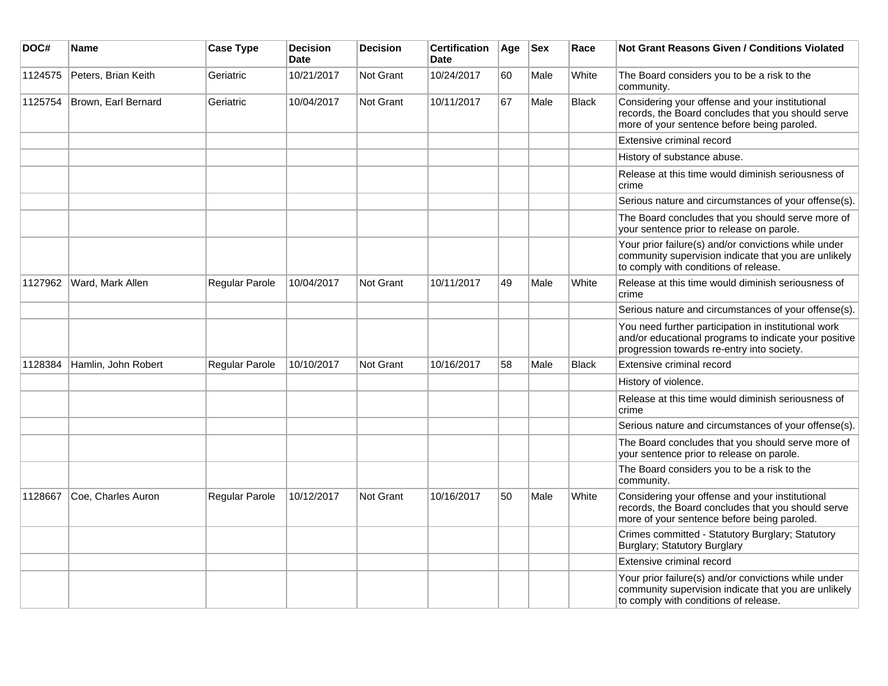| DOC# | Name | Case Type | Decision Date | Decision | Certification Date | Age | Sex | Race | Not Grant Reasons Given / Conditions Violated |
|---|---|---|---|---|---|---|---|---|---|
| 1124575 | Peters, Brian Keith | Geriatric | 10/21/2017 | Not Grant | 10/24/2017 | 60 | Male | White | The Board considers you to be a risk to the community. |
| 1125754 | Brown, Earl Bernard | Geriatric | 10/04/2017 | Not Grant | 10/11/2017 | 67 | Male | Black | Considering your offense and your institutional records, the Board concludes that you should serve more of your sentence before being paroled. |
| | | | | | | | | | Extensive criminal record |
| | | | | | | | | | History of substance abuse. |
| | | | | | | | | | Release at this time would diminish seriousness of crime |
| | | | | | | | | | Serious nature and circumstances of your offense(s). |
| | | | | | | | | | The Board concludes that you should serve more of your sentence prior to release on parole. |
| | | | | | | | | | Your prior failure(s) and/or convictions while under community supervision indicate that you are unlikely to comply with conditions of release. |
| 1127962 | Ward, Mark Allen | Regular Parole | 10/04/2017 | Not Grant | 10/11/2017 | 49 | Male | White | Release at this time would diminish seriousness of crime |
| | | | | | | | | | Serious nature and circumstances of your offense(s). |
| | | | | | | | | | You need further participation in institutional work and/or educational programs to indicate your positive progression towards re-entry into society. |
| 1128384 | Hamlin, John Robert | Regular Parole | 10/10/2017 | Not Grant | 10/16/2017 | 58 | Male | Black | Extensive criminal record |
| | | | | | | | | | History of violence. |
| | | | | | | | | | Release at this time would diminish seriousness of crime |
| | | | | | | | | | Serious nature and circumstances of your offense(s). |
| | | | | | | | | | The Board concludes that you should serve more of your sentence prior to release on parole. |
| | | | | | | | | | The Board considers you to be a risk to the community. |
| 1128667 | Coe, Charles Auron | Regular Parole | 10/12/2017 | Not Grant | 10/16/2017 | 50 | Male | White | Considering your offense and your institutional records, the Board concludes that you should serve more of your sentence before being paroled. |
| | | | | | | | | | Crimes committed - Statutory Burglary; Statutory Burglary; Statutory Burglary |
| | | | | | | | | | Extensive criminal record |
| | | | | | | | | | Your prior failure(s) and/or convictions while under community supervision indicate that you are unlikely to comply with conditions of release. |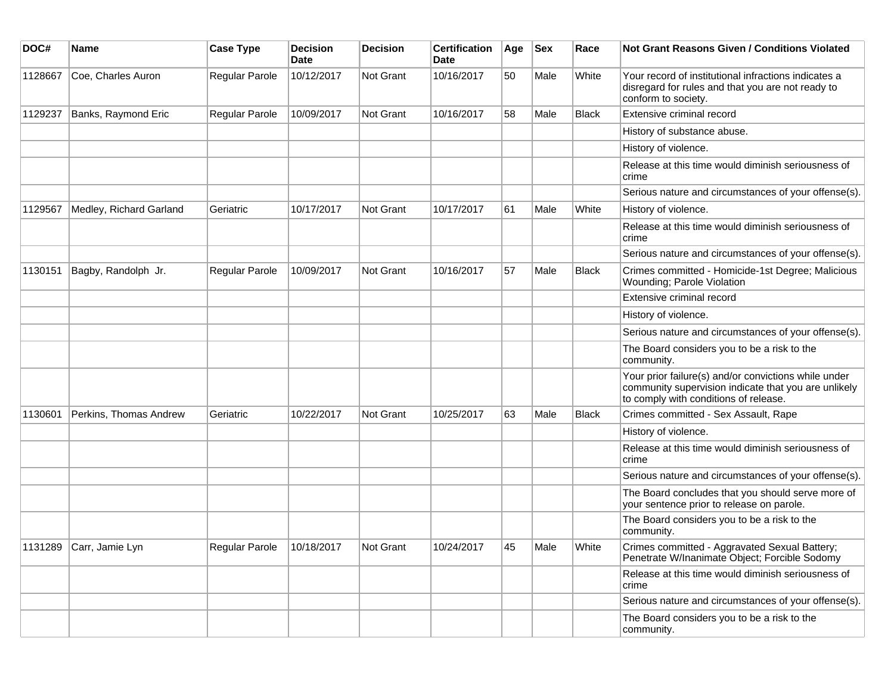| DOC# | Name | Case Type | Decision Date | Decision | Certification Date | Age | Sex | Race | Not Grant Reasons Given / Conditions Violated |
|---|---|---|---|---|---|---|---|---|---|
| 1128667 | Coe, Charles Auron | Regular Parole | 10/12/2017 | Not Grant | 10/16/2017 | 50 | Male | White | Your record of institutional infractions indicates a disregard for rules and that you are not ready to conform to society. |
| 1129237 | Banks, Raymond Eric | Regular Parole | 10/09/2017 | Not Grant | 10/16/2017 | 58 | Male | Black | Extensive criminal record |
| | | | | | | | | | History of substance abuse. |
| | | | | | | | | | History of violence. |
| | | | | | | | | | Release at this time would diminish seriousness of crime |
| | | | | | | | | | Serious nature and circumstances of your offense(s). |
| 1129567 | Medley, Richard Garland | Geriatric | 10/17/2017 | Not Grant | 10/17/2017 | 61 | Male | White | History of violence. |
| | | | | | | | | | Release at this time would diminish seriousness of crime |
| | | | | | | | | | Serious nature and circumstances of your offense(s). |
| 1130151 | Bagby, Randolph Jr. | Regular Parole | 10/09/2017 | Not Grant | 10/16/2017 | 57 | Male | Black | Crimes committed - Homicide-1st Degree; Malicious Wounding; Parole Violation |
| | | | | | | | | | Extensive criminal record |
| | | | | | | | | | History of violence. |
| | | | | | | | | | Serious nature and circumstances of your offense(s). |
| | | | | | | | | | The Board considers you to be a risk to the community. |
| | | | | | | | | | Your prior failure(s) and/or convictions while under community supervision indicate that you are unlikely to comply with conditions of release. |
| 1130601 | Perkins, Thomas Andrew | Geriatric | 10/22/2017 | Not Grant | 10/25/2017 | 63 | Male | Black | Crimes committed - Sex Assault, Rape |
| | | | | | | | | | History of violence. |
| | | | | | | | | | Release at this time would diminish seriousness of crime |
| | | | | | | | | | Serious nature and circumstances of your offense(s). |
| | | | | | | | | | The Board concludes that you should serve more of your sentence prior to release on parole. |
| | | | | | | | | | The Board considers you to be a risk to the community. |
| 1131289 | Carr, Jamie Lyn | Regular Parole | 10/18/2017 | Not Grant | 10/24/2017 | 45 | Male | White | Crimes committed - Aggravated Sexual Battery; Penetrate W/Inanimate Object; Forcible Sodomy |
| | | | | | | | | | Release at this time would diminish seriousness of crime |
| | | | | | | | | | Serious nature and circumstances of your offense(s). |
| | | | | | | | | | The Board considers you to be a risk to the community. |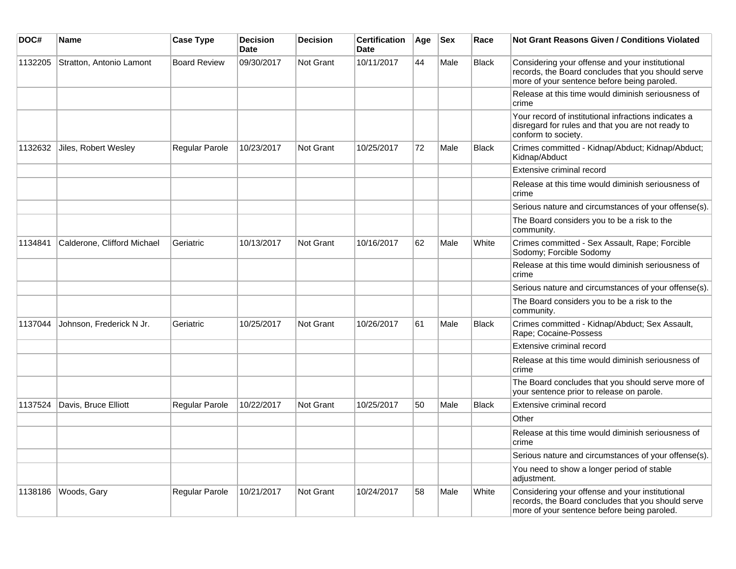| DOC# | Name | Case Type | Decision Date | Decision | Certification Date | Age | Sex | Race | Not Grant Reasons Given / Conditions Violated |
|---|---|---|---|---|---|---|---|---|---|
| 1132205 | Stratton, Antonio Lamont | Board Review | 09/30/2017 | Not Grant | 10/11/2017 | 44 | Male | Black | Considering your offense and your institutional records, the Board concludes that you should serve more of your sentence before being paroled. |
| | | | | | | | | | Release at this time would diminish seriousness of crime |
| | | | | | | | | | Your record of institutional infractions indicates a disregard for rules and that you are not ready to conform to society. |
| 1132632 | Jiles, Robert Wesley | Regular Parole | 10/23/2017 | Not Grant | 10/25/2017 | 72 | Male | Black | Crimes committed - Kidnap/Abduct; Kidnap/Abduct; Kidnap/Abduct |
| | | | | | | | | | Extensive criminal record |
| | | | | | | | | | Release at this time would diminish seriousness of crime |
| | | | | | | | | | Serious nature and circumstances of your offense(s). |
| | | | | | | | | | The Board considers you to be a risk to the community. |
| 1134841 | Calderone, Clifford Michael | Geriatric | 10/13/2017 | Not Grant | 10/16/2017 | 62 | Male | White | Crimes committed - Sex Assault, Rape; Forcible Sodomy; Forcible Sodomy |
| | | | | | | | | | Release at this time would diminish seriousness of crime |
| | | | | | | | | | Serious nature and circumstances of your offense(s). |
| | | | | | | | | | The Board considers you to be a risk to the community. |
| 1137044 | Johnson, Frederick N Jr. | Geriatric | 10/25/2017 | Not Grant | 10/26/2017 | 61 | Male | Black | Crimes committed - Kidnap/Abduct; Sex Assault, Rape; Cocaine-Possess |
| | | | | | | | | | Extensive criminal record |
| | | | | | | | | | Release at this time would diminish seriousness of crime |
| | | | | | | | | | The Board concludes that you should serve more of your sentence prior to release on parole. |
| 1137524 | Davis, Bruce Elliott | Regular Parole | 10/22/2017 | Not Grant | 10/25/2017 | 50 | Male | Black | Extensive criminal record |
| | | | | | | | | | Other |
| | | | | | | | | | Release at this time would diminish seriousness of crime |
| | | | | | | | | | Serious nature and circumstances of your offense(s). |
| | | | | | | | | | You need to show a longer period of stable adjustment. |
| 1138186 | Woods, Gary | Regular Parole | 10/21/2017 | Not Grant | 10/24/2017 | 58 | Male | White | Considering your offense and your institutional records, the Board concludes that you should serve more of your sentence before being paroled. |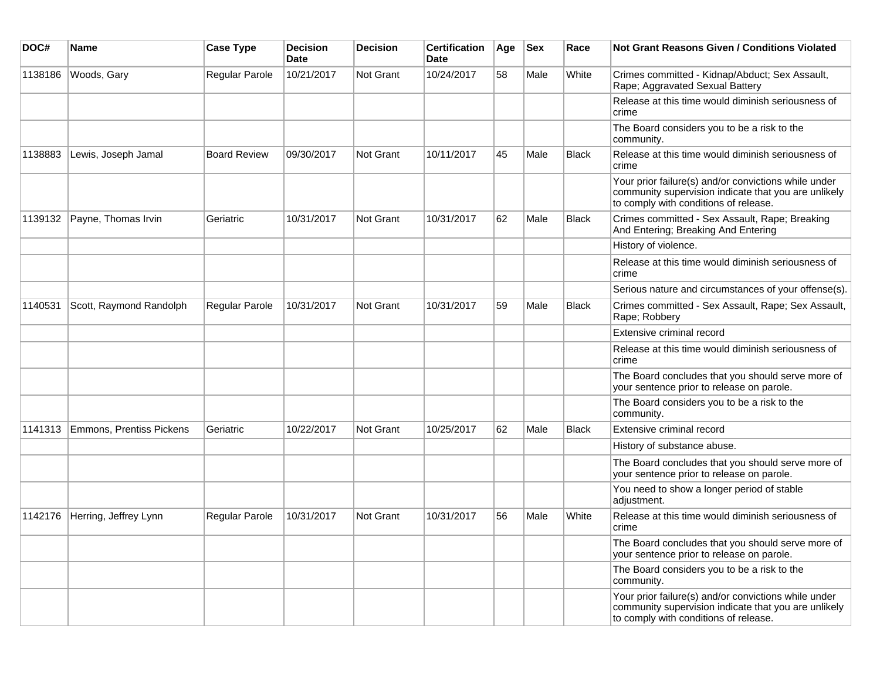| DOC# | Name | Case Type | Decision Date | Decision | Certification Date | Age | Sex | Race | Not Grant Reasons Given / Conditions Violated |
|---|---|---|---|---|---|---|---|---|---|
| 1138186 | Woods, Gary | Regular Parole | 10/21/2017 | Not Grant | 10/24/2017 | 58 | Male | White | Crimes committed - Kidnap/Abduct; Sex Assault, Rape; Aggravated Sexual Battery |
| | | | | | | | | | Release at this time would diminish seriousness of crime |
| | | | | | | | | | The Board considers you to be a risk to the community. |
| 1138883 | Lewis, Joseph Jamal | Board Review | 09/30/2017 | Not Grant | 10/11/2017 | 45 | Male | Black | Release at this time would diminish seriousness of crime |
| | | | | | | | | | Your prior failure(s) and/or convictions while under community supervision indicate that you are unlikely to comply with conditions of release. |
| 1139132 | Payne, Thomas Irvin | Geriatric | 10/31/2017 | Not Grant | 10/31/2017 | 62 | Male | Black | Crimes committed - Sex Assault, Rape; Breaking And Entering; Breaking And Entering |
| | | | | | | | | | History of violence. |
| | | | | | | | | | Release at this time would diminish seriousness of crime |
| | | | | | | | | | Serious nature and circumstances of your offense(s). |
| 1140531 | Scott, Raymond Randolph | Regular Parole | 10/31/2017 | Not Grant | 10/31/2017 | 59 | Male | Black | Crimes committed - Sex Assault, Rape; Sex Assault, Rape; Robbery |
| | | | | | | | | | Extensive criminal record |
| | | | | | | | | | Release at this time would diminish seriousness of crime |
| | | | | | | | | | The Board concludes that you should serve more of your sentence prior to release on parole. |
| | | | | | | | | | The Board considers you to be a risk to the community. |
| 1141313 | Emmons, Prentiss Pickens | Geriatric | 10/22/2017 | Not Grant | 10/25/2017 | 62 | Male | Black | Extensive criminal record |
| | | | | | | | | | History of substance abuse. |
| | | | | | | | | | The Board concludes that you should serve more of your sentence prior to release on parole. |
| | | | | | | | | | You need to show a longer period of stable adjustment. |
| 1142176 | Herring, Jeffrey Lynn | Regular Parole | 10/31/2017 | Not Grant | 10/31/2017 | 56 | Male | White | Release at this time would diminish seriousness of crime |
| | | | | | | | | | The Board concludes that you should serve more of your sentence prior to release on parole. |
| | | | | | | | | | The Board considers you to be a risk to the community. |
| | | | | | | | | | Your prior failure(s) and/or convictions while under community supervision indicate that you are unlikely to comply with conditions of release. |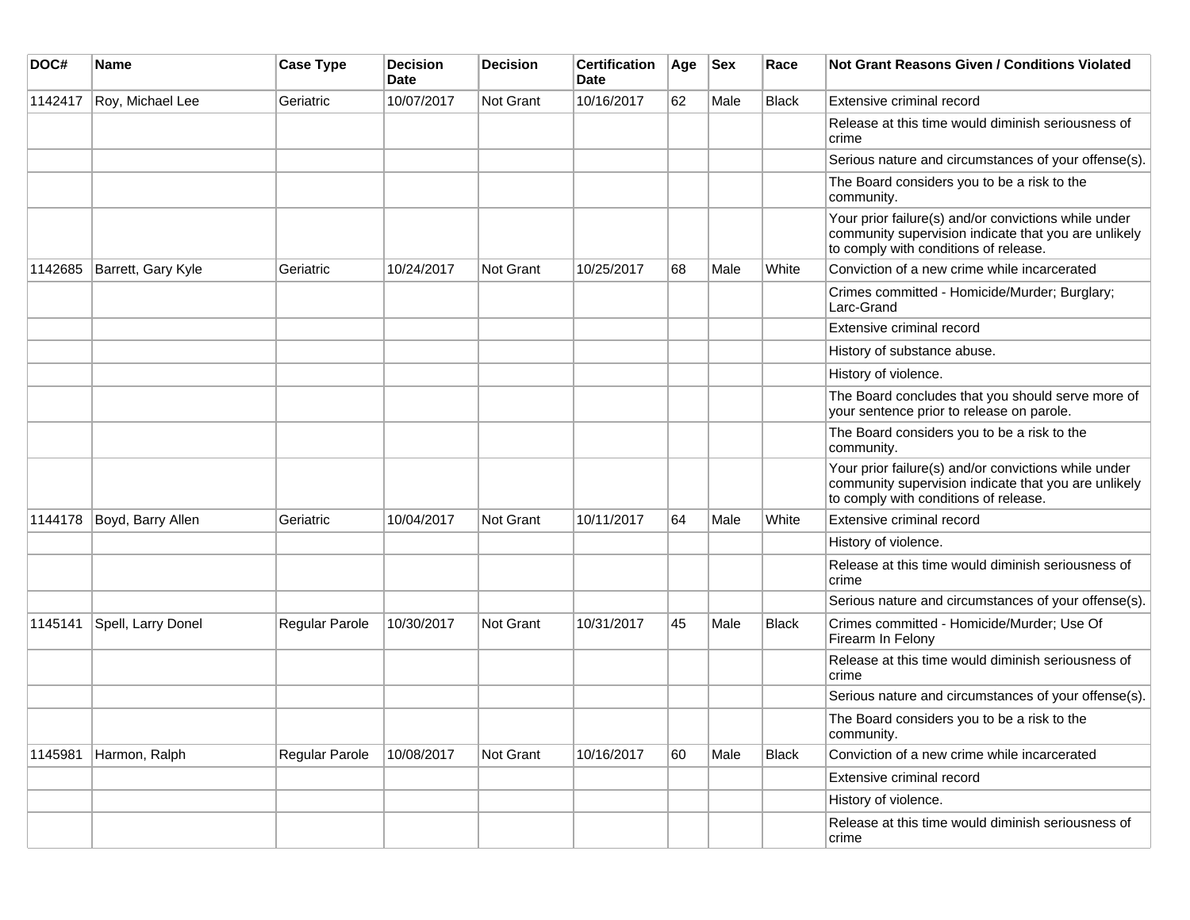| DOC# | Name | Case Type | Decision Date | Decision | Certification Date | Age | Sex | Race | Not Grant Reasons Given / Conditions Violated |
|---|---|---|---|---|---|---|---|---|---|
| 1142417 | Roy, Michael Lee | Geriatric | 10/07/2017 | Not Grant | 10/16/2017 | 62 | Male | Black | Extensive criminal record |
| | | | | | | | | | Release at this time would diminish seriousness of crime |
| | | | | | | | | | Serious nature and circumstances of your offense(s). |
| | | | | | | | | | The Board considers you to be a risk to the community. |
| | | | | | | | | | Your prior failure(s) and/or convictions while under community supervision indicate that you are unlikely to comply with conditions of release. |
| 1142685 | Barrett, Gary Kyle | Geriatric | 10/24/2017 | Not Grant | 10/25/2017 | 68 | Male | White | Conviction of a new crime while incarcerated |
| | | | | | | | | | Crimes committed - Homicide/Murder; Burglary; Larc-Grand |
| | | | | | | | | | Extensive criminal record |
| | | | | | | | | | History of substance abuse. |
| | | | | | | | | | History of violence. |
| | | | | | | | | | The Board concludes that you should serve more of your sentence prior to release on parole. |
| | | | | | | | | | The Board considers you to be a risk to the community. |
| | | | | | | | | | Your prior failure(s) and/or convictions while under community supervision indicate that you are unlikely to comply with conditions of release. |
| 1144178 | Boyd, Barry Allen | Geriatric | 10/04/2017 | Not Grant | 10/11/2017 | 64 | Male | White | Extensive criminal record |
| | | | | | | | | | History of violence. |
| | | | | | | | | | Release at this time would diminish seriousness of crime |
| | | | | | | | | | Serious nature and circumstances of your offense(s). |
| 1145141 | Spell, Larry Donel | Regular Parole | 10/30/2017 | Not Grant | 10/31/2017 | 45 | Male | Black | Crimes committed - Homicide/Murder; Use Of Firearm In Felony |
| | | | | | | | | | Release at this time would diminish seriousness of crime |
| | | | | | | | | | Serious nature and circumstances of your offense(s). |
| | | | | | | | | | The Board considers you to be a risk to the community. |
| 1145981 | Harmon, Ralph | Regular Parole | 10/08/2017 | Not Grant | 10/16/2017 | 60 | Male | Black | Conviction of a new crime while incarcerated |
| | | | | | | | | | Extensive criminal record |
| | | | | | | | | | History of violence. |
| | | | | | | | | | Release at this time would diminish seriousness of crime |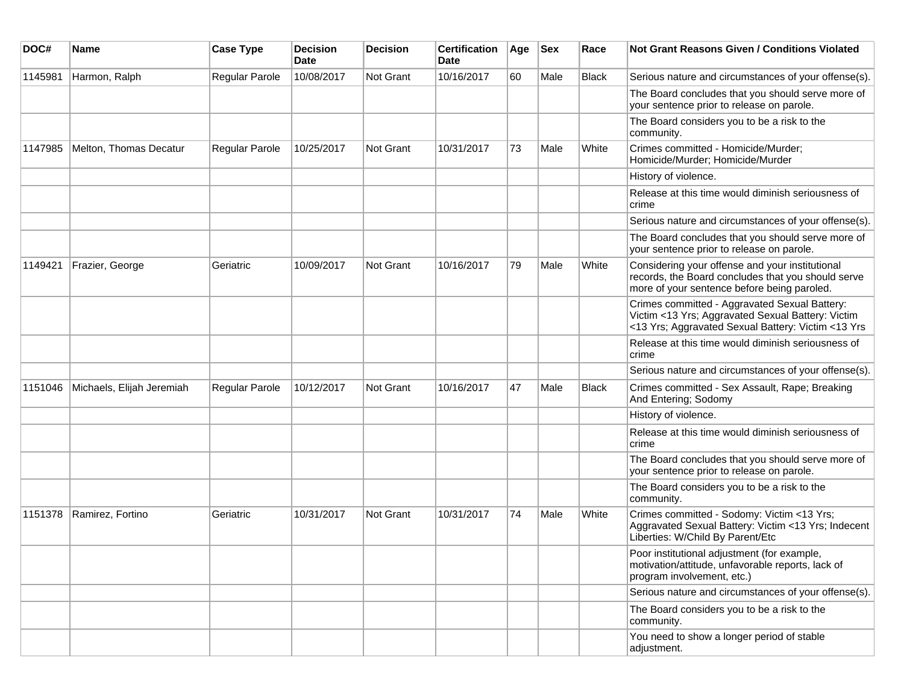| DOC# | Name | Case Type | Decision Date | Decision | Certification Date | Age | Sex | Race | Not Grant Reasons Given / Conditions Violated |
|---|---|---|---|---|---|---|---|---|---|
| 1145981 | Harmon, Ralph | Regular Parole | 10/08/2017 | Not Grant | 10/16/2017 | 60 | Male | Black | Serious nature and circumstances of your offense(s). |
| | | | | | | | | | The Board concludes that you should serve more of your sentence prior to release on parole. |
| | | | | | | | | | The Board considers you to be a risk to the community. |
| 1147985 | Melton, Thomas Decatur | Regular Parole | 10/25/2017 | Not Grant | 10/31/2017 | 73 | Male | White | Crimes committed - Homicide/Murder; Homicide/Murder; Homicide/Murder |
| | | | | | | | | | History of violence. |
| | | | | | | | | | Release at this time would diminish seriousness of crime |
| | | | | | | | | | Serious nature and circumstances of your offense(s). |
| | | | | | | | | | The Board concludes that you should serve more of your sentence prior to release on parole. |
| 1149421 | Frazier, George | Geriatric | 10/09/2017 | Not Grant | 10/16/2017 | 79 | Male | White | Considering your offense and your institutional records, the Board concludes that you should serve more of your sentence before being paroled. |
| | | | | | | | | | Crimes committed - Aggravated Sexual Battery: Victim <13 Yrs; Aggravated Sexual Battery: Victim <13 Yrs; Aggravated Sexual Battery: Victim <13 Yrs |
| | | | | | | | | | Release at this time would diminish seriousness of crime |
| | | | | | | | | | Serious nature and circumstances of your offense(s). |
| 1151046 | Michaels, Elijah Jeremiah | Regular Parole | 10/12/2017 | Not Grant | 10/16/2017 | 47 | Male | Black | Crimes committed - Sex Assault, Rape; Breaking And Entering; Sodomy |
| | | | | | | | | | History of violence. |
| | | | | | | | | | Release at this time would diminish seriousness of crime |
| | | | | | | | | | The Board concludes that you should serve more of your sentence prior to release on parole. |
| | | | | | | | | | The Board considers you to be a risk to the community. |
| 1151378 | Ramirez, Fortino | Geriatric | 10/31/2017 | Not Grant | 10/31/2017 | 74 | Male | White | Crimes committed - Sodomy: Victim <13 Yrs; Aggravated Sexual Battery: Victim <13 Yrs; Indecent Liberties: W/Child By Parent/Etc |
| | | | | | | | | | Poor institutional adjustment (for example, motivation/attitude, unfavorable reports, lack of program involvement, etc.) |
| | | | | | | | | | Serious nature and circumstances of your offense(s). |
| | | | | | | | | | The Board considers you to be a risk to the community. |
| | | | | | | | | | You need to show a longer period of stable adjustment. |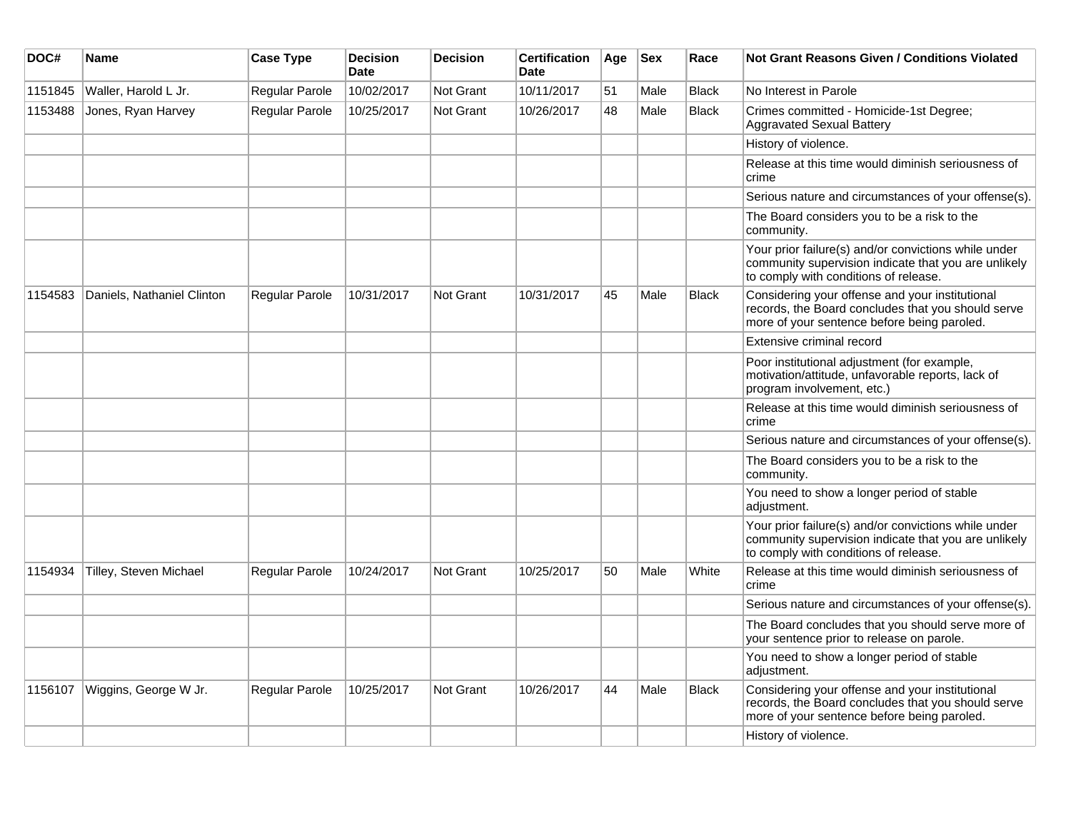| DOC# | Name | Case Type | Decision Date | Decision | Certification Date | Age | Sex | Race | Not Grant Reasons Given / Conditions Violated |
| --- | --- | --- | --- | --- | --- | --- | --- | --- | --- |
| 1151845 | Waller, Harold L Jr. | Regular Parole | 10/02/2017 | Not Grant | 10/11/2017 | 51 | Male | Black | No Interest in Parole |
| 1153488 | Jones, Ryan Harvey | Regular Parole | 10/25/2017 | Not Grant | 10/26/2017 | 48 | Male | Black | Crimes committed - Homicide-1st Degree; Aggravated Sexual Battery |
| | | | | | | | | | History of violence. |
| | | | | | | | | | Release at this time would diminish seriousness of crime |
| | | | | | | | | | Serious nature and circumstances of your offense(s). |
| | | | | | | | | | The Board considers you to be a risk to the community. |
| | | | | | | | | | Your prior failure(s) and/or convictions while under community supervision indicate that you are unlikely to comply with conditions of release. |
| 1154583 | Daniels, Nathaniel Clinton | Regular Parole | 10/31/2017 | Not Grant | 10/31/2017 | 45 | Male | Black | Considering your offense and your institutional records, the Board concludes that you should serve more of your sentence before being paroled. |
| | | | | | | | | | Extensive criminal record |
| | | | | | | | | | Poor institutional adjustment (for example, motivation/attitude, unfavorable reports, lack of program involvement, etc.) |
| | | | | | | | | | Release at this time would diminish seriousness of crime |
| | | | | | | | | | Serious nature and circumstances of your offense(s). |
| | | | | | | | | | The Board considers you to be a risk to the community. |
| | | | | | | | | | You need to show a longer period of stable adjustment. |
| | | | | | | | | | Your prior failure(s) and/or convictions while under community supervision indicate that you are unlikely to comply with conditions of release. |
| 1154934 | Tilley, Steven Michael | Regular Parole | 10/24/2017 | Not Grant | 10/25/2017 | 50 | Male | White | Release at this time would diminish seriousness of crime |
| | | | | | | | | | Serious nature and circumstances of your offense(s). |
| | | | | | | | | | The Board concludes that you should serve more of your sentence prior to release on parole. |
| | | | | | | | | | You need to show a longer period of stable adjustment. |
| 1156107 | Wiggins, George W Jr. | Regular Parole | 10/25/2017 | Not Grant | 10/26/2017 | 44 | Male | Black | Considering your offense and your institutional records, the Board concludes that you should serve more of your sentence before being paroled. |
| | | | | | | | | | History of violence. |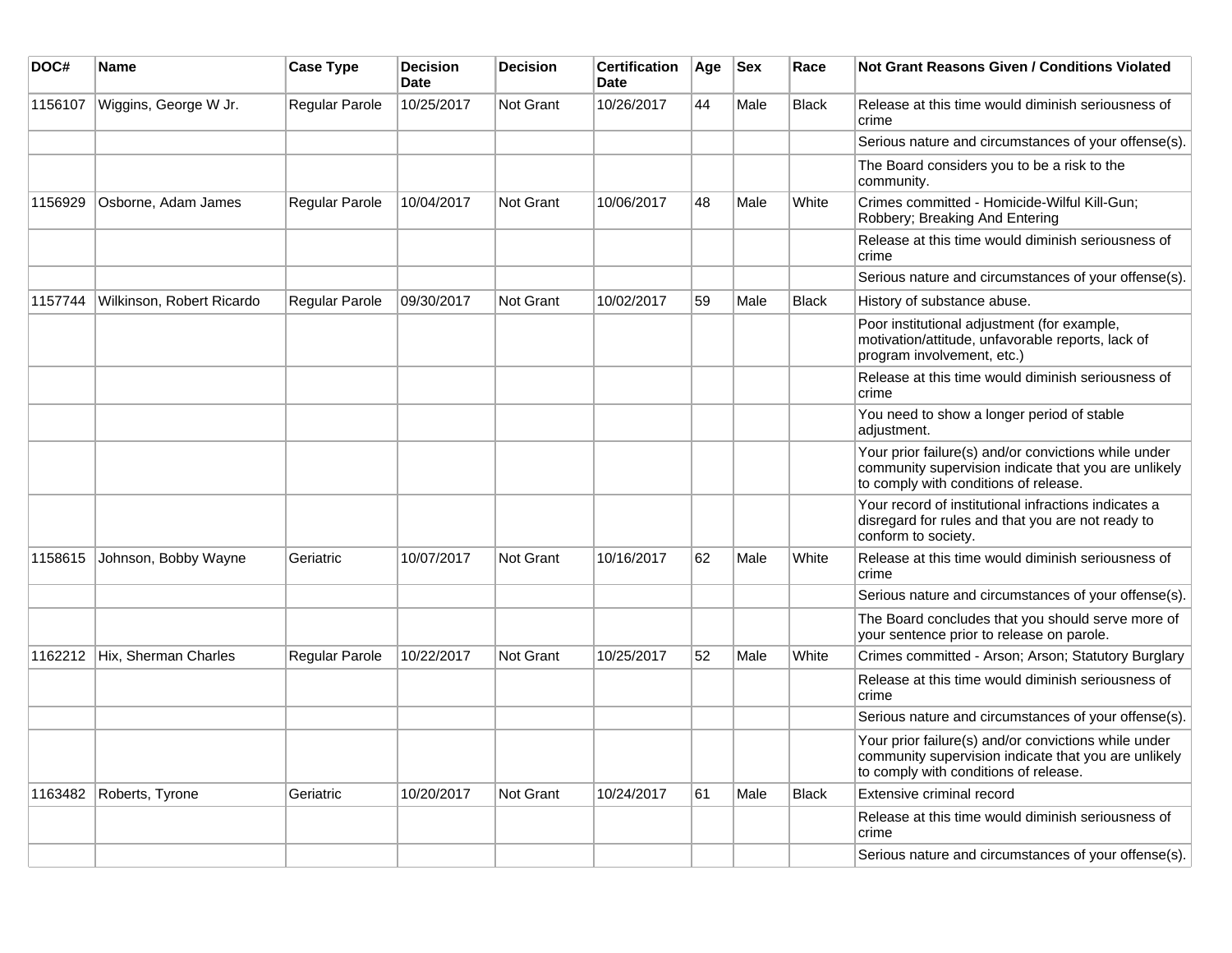| DOC# | Name | Case Type | Decision Date | Decision | Certification Date | Age | Sex | Race | Not Grant Reasons Given / Conditions Violated |
|---|---|---|---|---|---|---|---|---|---|
| 1156107 | Wiggins, George W Jr. | Regular Parole | 10/25/2017 | Not Grant | 10/26/2017 | 44 | Male | Black | Release at this time would diminish seriousness of crime |
| | | | | | | | | | Serious nature and circumstances of your offense(s). |
| | | | | | | | | | The Board considers you to be a risk to the community. |
| 1156929 | Osborne, Adam James | Regular Parole | 10/04/2017 | Not Grant | 10/06/2017 | 48 | Male | White | Crimes committed - Homicide-Wilful Kill-Gun; Robbery; Breaking And Entering |
| | | | | | | | | | Release at this time would diminish seriousness of crime |
| | | | | | | | | | Serious nature and circumstances of your offense(s). |
| 1157744 | Wilkinson, Robert Ricardo | Regular Parole | 09/30/2017 | Not Grant | 10/02/2017 | 59 | Male | Black | History of substance abuse. |
| | | | | | | | | | Poor institutional adjustment (for example, motivation/attitude, unfavorable reports, lack of program involvement, etc.) |
| | | | | | | | | | Release at this time would diminish seriousness of crime |
| | | | | | | | | | You need to show a longer period of stable adjustment. |
| | | | | | | | | | Your prior failure(s) and/or convictions while under community supervision indicate that you are unlikely to comply with conditions of release. |
| | | | | | | | | | Your record of institutional infractions indicates a disregard for rules and that you are not ready to conform to society. |
| 1158615 | Johnson, Bobby Wayne | Geriatric | 10/07/2017 | Not Grant | 10/16/2017 | 62 | Male | White | Release at this time would diminish seriousness of crime |
| | | | | | | | | | Serious nature and circumstances of your offense(s). |
| | | | | | | | | | The Board concludes that you should serve more of your sentence prior to release on parole. |
| 1162212 | Hix, Sherman Charles | Regular Parole | 10/22/2017 | Not Grant | 10/25/2017 | 52 | Male | White | Crimes committed - Arson; Arson; Statutory Burglary |
| | | | | | | | | | Release at this time would diminish seriousness of crime |
| | | | | | | | | | Serious nature and circumstances of your offense(s). |
| | | | | | | | | | Your prior failure(s) and/or convictions while under community supervision indicate that you are unlikely to comply with conditions of release. |
| 1163482 | Roberts, Tyrone | Geriatric | 10/20/2017 | Not Grant | 10/24/2017 | 61 | Male | Black | Extensive criminal record |
| | | | | | | | | | Release at this time would diminish seriousness of crime |
| | | | | | | | | | Serious nature and circumstances of your offense(s). |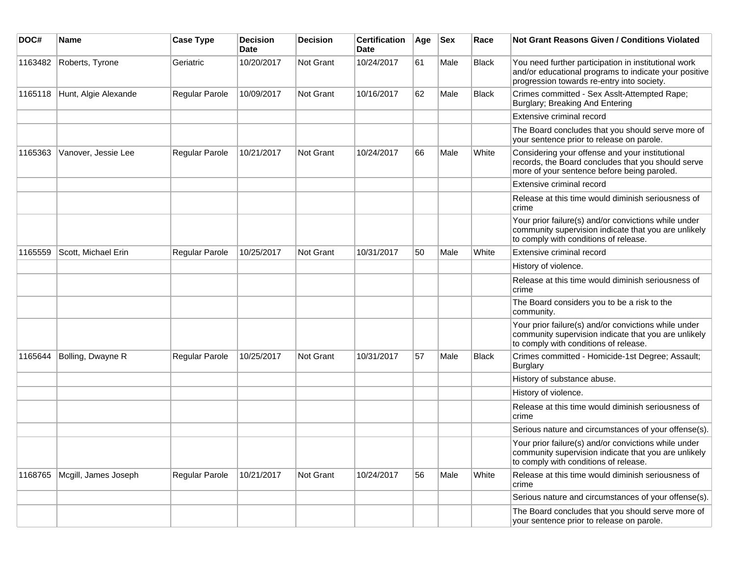| DOC# | Name | Case Type | Decision Date | Decision | Certification Date | Age | Sex | Race | Not Grant Reasons Given / Conditions Violated |
|---|---|---|---|---|---|---|---|---|---|
| 1163482 | Roberts, Tyrone | Geriatric | 10/20/2017 | Not Grant | 10/24/2017 | 61 | Male | Black | You need further participation in institutional work and/or educational programs to indicate your positive progression towards re-entry into society. |
| 1165118 | Hunt, Algie Alexande | Regular Parole | 10/09/2017 | Not Grant | 10/16/2017 | 62 | Male | Black | Crimes committed - Sex Asslt-Attempted Rape; Burglary; Breaking And Entering |
| | | | | | | | | | Extensive criminal record |
| | | | | | | | | | The Board concludes that you should serve more of your sentence prior to release on parole. |
| 1165363 | Vanover, Jessie Lee | Regular Parole | 10/21/2017 | Not Grant | 10/24/2017 | 66 | Male | White | Considering your offense and your institutional records, the Board concludes that you should serve more of your sentence before being paroled. |
| | | | | | | | | | Extensive criminal record |
| | | | | | | | | | Release at this time would diminish seriousness of crime |
| | | | | | | | | | Your prior failure(s) and/or convictions while under community supervision indicate that you are unlikely to comply with conditions of release. |
| 1165559 | Scott, Michael Erin | Regular Parole | 10/25/2017 | Not Grant | 10/31/2017 | 50 | Male | White | Extensive criminal record |
| | | | | | | | | | History of violence. |
| | | | | | | | | | Release at this time would diminish seriousness of crime |
| | | | | | | | | | The Board considers you to be a risk to the community. |
| | | | | | | | | | Your prior failure(s) and/or convictions while under community supervision indicate that you are unlikely to comply with conditions of release. |
| 1165644 | Bolling, Dwayne R | Regular Parole | 10/25/2017 | Not Grant | 10/31/2017 | 57 | Male | Black | Crimes committed - Homicide-1st Degree; Assault; Burglary |
| | | | | | | | | | History of substance abuse. |
| | | | | | | | | | History of violence. |
| | | | | | | | | | Release at this time would diminish seriousness of crime |
| | | | | | | | | | Serious nature and circumstances of your offense(s). |
| | | | | | | | | | Your prior failure(s) and/or convictions while under community supervision indicate that you are unlikely to comply with conditions of release. |
| 1168765 | Mcgill, James Joseph | Regular Parole | 10/21/2017 | Not Grant | 10/24/2017 | 56 | Male | White | Release at this time would diminish seriousness of crime |
| | | | | | | | | | Serious nature and circumstances of your offense(s). |
| | | | | | | | | | The Board concludes that you should serve more of your sentence prior to release on parole. |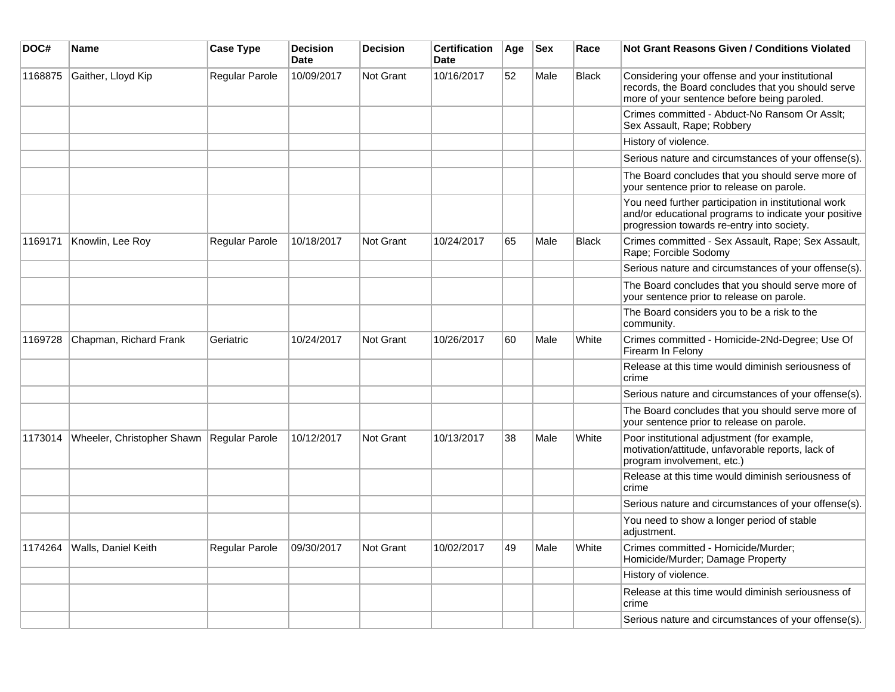| DOC# | Name | Case Type | Decision Date | Decision | Certification Date | Age | Sex | Race | Not Grant Reasons Given / Conditions Violated |
|---|---|---|---|---|---|---|---|---|---|
| 1168875 | Gaither, Lloyd Kip | Regular Parole | 10/09/2017 | Not Grant | 10/16/2017 | 52 | Male | Black | Considering your offense and your institutional records, the Board concludes that you should serve more of your sentence before being paroled. |
| | | | | | | | | | Crimes committed - Abduct-No Ransom Or Asslt; Sex Assault, Rape; Robbery |
| | | | | | | | | | History of violence. |
| | | | | | | | | | Serious nature and circumstances of your offense(s). |
| | | | | | | | | | The Board concludes that you should serve more of your sentence prior to release on parole. |
| | | | | | | | | | You need further participation in institutional work and/or educational programs to indicate your positive progression towards re-entry into society. |
| 1169171 | Knowlin, Lee Roy | Regular Parole | 10/18/2017 | Not Grant | 10/24/2017 | 65 | Male | Black | Crimes committed - Sex Assault, Rape; Sex Assault, Rape; Forcible Sodomy |
| | | | | | | | | | Serious nature and circumstances of your offense(s). |
| | | | | | | | | | The Board concludes that you should serve more of your sentence prior to release on parole. |
| | | | | | | | | | The Board considers you to be a risk to the community. |
| 1169728 | Chapman, Richard Frank | Geriatric | 10/24/2017 | Not Grant | 10/26/2017 | 60 | Male | White | Crimes committed - Homicide-2Nd-Degree; Use Of Firearm In Felony |
| | | | | | | | | | Release at this time would diminish seriousness of crime |
| | | | | | | | | | Serious nature and circumstances of your offense(s). |
| | | | | | | | | | The Board concludes that you should serve more of your sentence prior to release on parole. |
| 1173014 | Wheeler, Christopher Shawn | Regular Parole | 10/12/2017 | Not Grant | 10/13/2017 | 38 | Male | White | Poor institutional adjustment (for example, motivation/attitude, unfavorable reports, lack of program involvement, etc.) |
| | | | | | | | | | Release at this time would diminish seriousness of crime |
| | | | | | | | | | Serious nature and circumstances of your offense(s). |
| | | | | | | | | | You need to show a longer period of stable adjustment. |
| 1174264 | Walls, Daniel Keith | Regular Parole | 09/30/2017 | Not Grant | 10/02/2017 | 49 | Male | White | Crimes committed - Homicide/Murder; Homicide/Murder; Damage Property |
| | | | | | | | | | History of violence. |
| | | | | | | | | | Release at this time would diminish seriousness of crime |
| | | | | | | | | | Serious nature and circumstances of your offense(s). |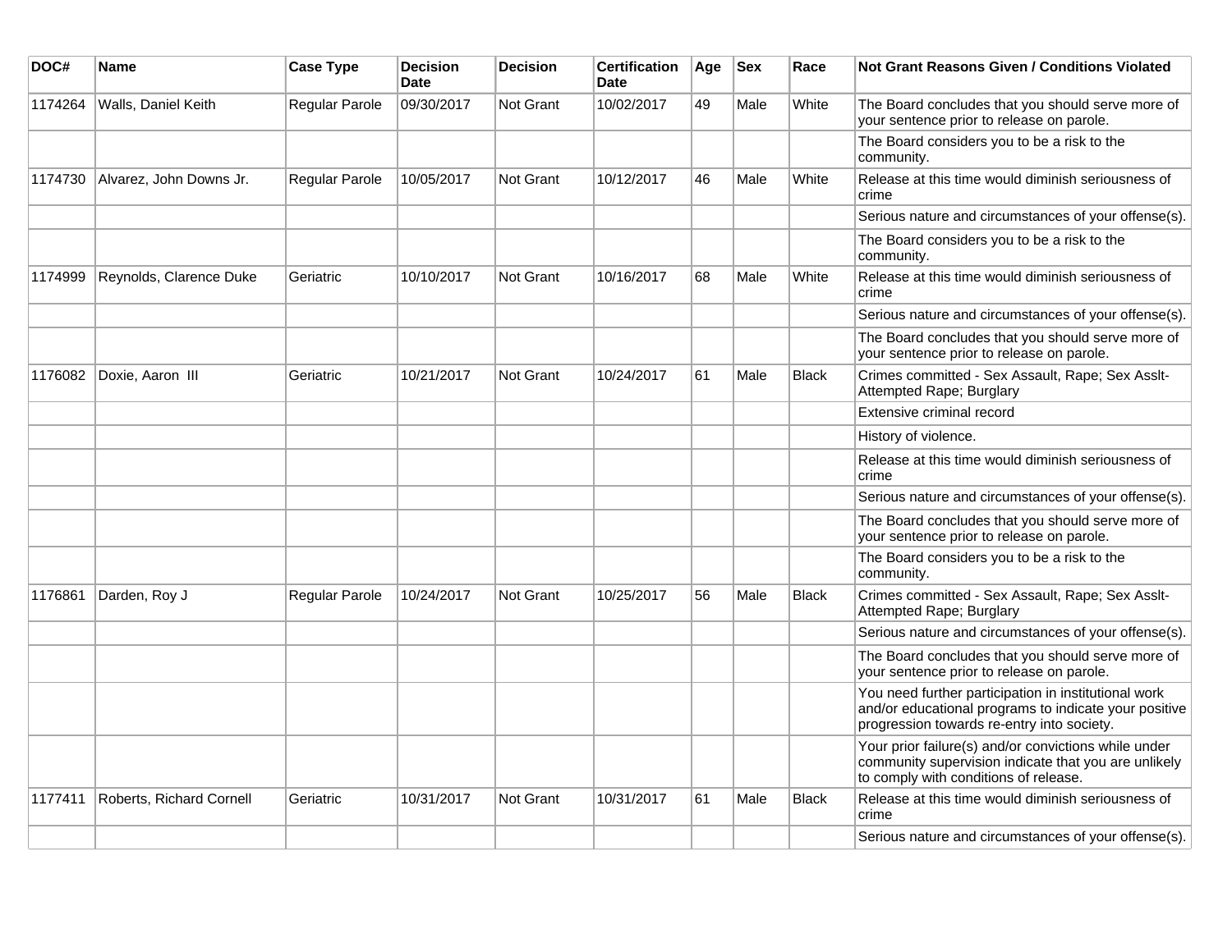| DOC# | Name | Case Type | Decision Date | Decision | Certification Date | Age | Sex | Race | Not Grant Reasons Given / Conditions Violated |
|---|---|---|---|---|---|---|---|---|---|
| 1174264 | Walls, Daniel Keith | Regular Parole | 09/30/2017 | Not Grant | 10/02/2017 | 49 | Male | White | The Board concludes that you should serve more of your sentence prior to release on parole. |
| | | | | | | | | | The Board considers you to be a risk to the community. |
| 1174730 | Alvarez, John Downs Jr. | Regular Parole | 10/05/2017 | Not Grant | 10/12/2017 | 46 | Male | White | Release at this time would diminish seriousness of crime |
| | | | | | | | | | Serious nature and circumstances of your offense(s). |
| | | | | | | | | | The Board considers you to be a risk to the community. |
| 1174999 | Reynolds, Clarence Duke | Geriatric | 10/10/2017 | Not Grant | 10/16/2017 | 68 | Male | White | Release at this time would diminish seriousness of crime |
| | | | | | | | | | Serious nature and circumstances of your offense(s). |
| | | | | | | | | | The Board concludes that you should serve more of your sentence prior to release on parole. |
| 1176082 | Doxie, Aaron III | Geriatric | 10/21/2017 | Not Grant | 10/24/2017 | 61 | Male | Black | Crimes committed - Sex Assault, Rape; Sex Asslt-Attempted Rape; Burglary |
| | | | | | | | | | Extensive criminal record |
| | | | | | | | | | History of violence. |
| | | | | | | | | | Release at this time would diminish seriousness of crime |
| | | | | | | | | | Serious nature and circumstances of your offense(s). |
| | | | | | | | | | The Board concludes that you should serve more of your sentence prior to release on parole. |
| | | | | | | | | | The Board considers you to be a risk to the community. |
| 1176861 | Darden, Roy J | Regular Parole | 10/24/2017 | Not Grant | 10/25/2017 | 56 | Male | Black | Crimes committed - Sex Assault, Rape; Sex Asslt-Attempted Rape; Burglary |
| | | | | | | | | | Serious nature and circumstances of your offense(s). |
| | | | | | | | | | The Board concludes that you should serve more of your sentence prior to release on parole. |
| | | | | | | | | | You need further participation in institutional work and/or educational programs to indicate your positive progression towards re-entry into society. |
| | | | | | | | | | Your prior failure(s) and/or convictions while under community supervision indicate that you are unlikely to comply with conditions of release. |
| 1177411 | Roberts, Richard Cornell | Geriatric | 10/31/2017 | Not Grant | 10/31/2017 | 61 | Male | Black | Release at this time would diminish seriousness of crime |
| | | | | | | | | | Serious nature and circumstances of your offense(s). |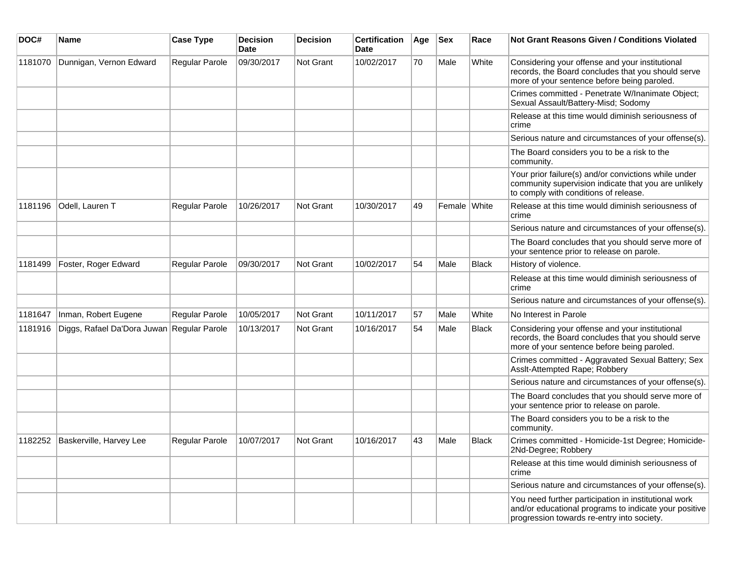| DOC# | Name | Case Type | Decision Date | Decision | Certification Date | Age | Sex | Race | Not Grant Reasons Given / Conditions Violated |
|---|---|---|---|---|---|---|---|---|---|
| 1181070 | Dunnigan, Vernon Edward | Regular Parole | 09/30/2017 | Not Grant | 10/02/2017 | 70 | Male | White | Considering your offense and your institutional records, the Board concludes that you should serve more of your sentence before being paroled. |
| | | | | | | | | | Crimes committed - Penetrate W/Inanimate Object; Sexual Assault/Battery-Misd; Sodomy |
| | | | | | | | | | Release at this time would diminish seriousness of crime |
| | | | | | | | | | Serious nature and circumstances of your offense(s). |
| | | | | | | | | | The Board considers you to be a risk to the community. |
| | | | | | | | | | Your prior failure(s) and/or convictions while under community supervision indicate that you are unlikely to comply with conditions of release. |
| 1181196 | Odell, Lauren T | Regular Parole | 10/26/2017 | Not Grant | 10/30/2017 | 49 | Female | White | Release at this time would diminish seriousness of crime |
| | | | | | | | | | Serious nature and circumstances of your offense(s). |
| | | | | | | | | | The Board concludes that you should serve more of your sentence prior to release on parole. |
| 1181499 | Foster, Roger Edward | Regular Parole | 09/30/2017 | Not Grant | 10/02/2017 | 54 | Male | Black | History of violence. |
| | | | | | | | | | Release at this time would diminish seriousness of crime |
| | | | | | | | | | Serious nature and circumstances of your offense(s). |
| 1181647 | Inman, Robert Eugene | Regular Parole | 10/05/2017 | Not Grant | 10/11/2017 | 57 | Male | White | No Interest in Parole |
| 1181916 | Diggs, Rafael Da'Dora Juwan | Regular Parole | 10/13/2017 | Not Grant | 10/16/2017 | 54 | Male | Black | Considering your offense and your institutional records, the Board concludes that you should serve more of your sentence before being paroled. |
| | | | | | | | | | Crimes committed - Aggravated Sexual Battery; Sex Asslt-Attempted Rape; Robbery |
| | | | | | | | | | Serious nature and circumstances of your offense(s). |
| | | | | | | | | | The Board concludes that you should serve more of your sentence prior to release on parole. |
| | | | | | | | | | The Board considers you to be a risk to the community. |
| 1182252 | Baskerville, Harvey Lee | Regular Parole | 10/07/2017 | Not Grant | 10/16/2017 | 43 | Male | Black | Crimes committed - Homicide-1st Degree; Homicide-2Nd-Degree; Robbery |
| | | | | | | | | | Release at this time would diminish seriousness of crime |
| | | | | | | | | | Serious nature and circumstances of your offense(s). |
| | | | | | | | | | You need further participation in institutional work and/or educational programs to indicate your positive progression towards re-entry into society. |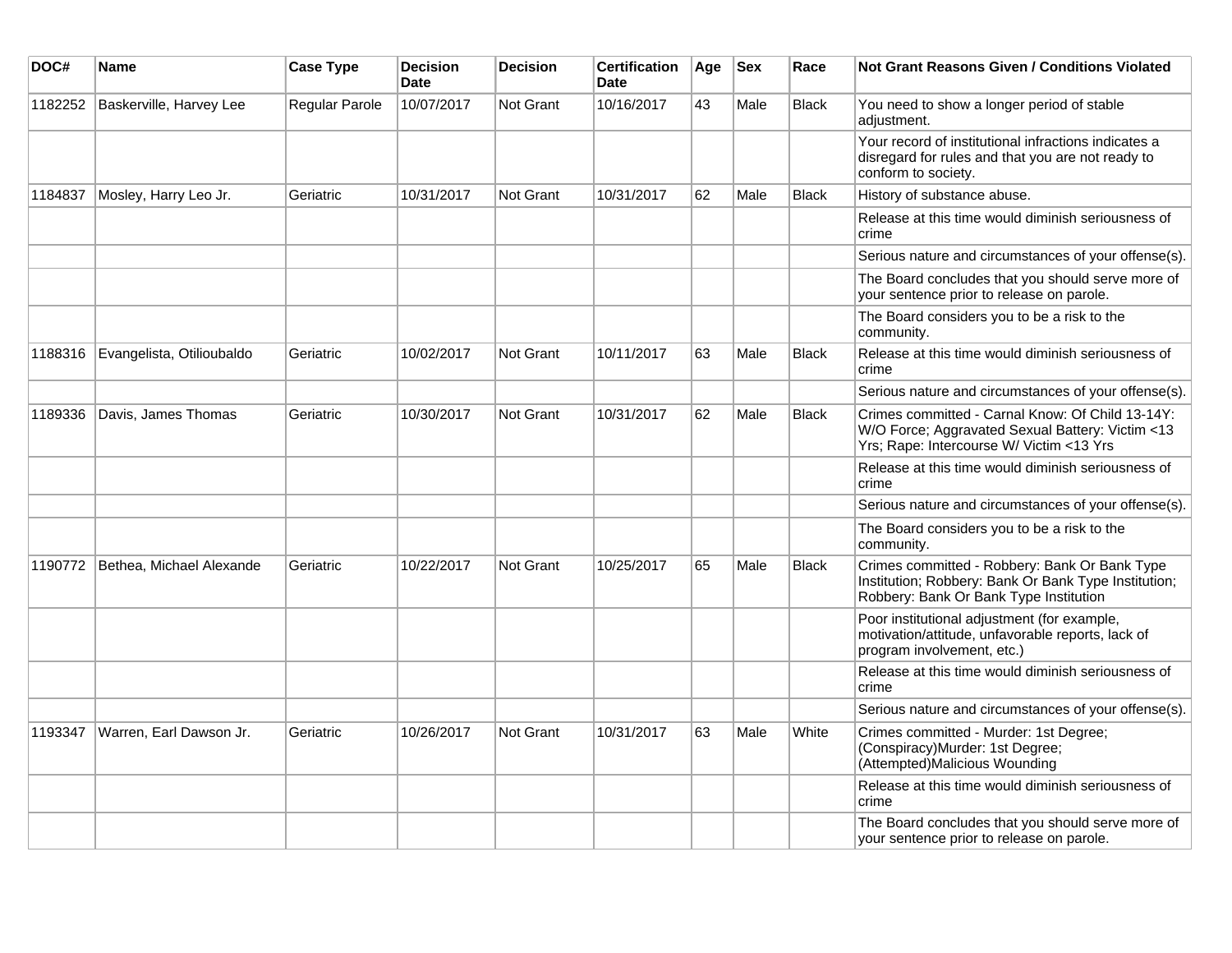| DOC# | Name | Case Type | Decision Date | Decision | Certification Date | Age | Sex | Race | Not Grant Reasons Given / Conditions Violated |
|---|---|---|---|---|---|---|---|---|---|
| 1182252 | Baskerville, Harvey Lee | Regular Parole | 10/07/2017 | Not Grant | 10/16/2017 | 43 | Male | Black | You need to show a longer period of stable adjustment. |
| | | | | | | | | | Your record of institutional infractions indicates a disregard for rules and that you are not ready to conform to society. |
| 1184837 | Mosley, Harry Leo Jr. | Geriatric | 10/31/2017 | Not Grant | 10/31/2017 | 62 | Male | Black | History of substance abuse. |
| | | | | | | | | | Release at this time would diminish seriousness of crime |
| | | | | | | | | | Serious nature and circumstances of your offense(s). |
| | | | | | | | | | The Board concludes that you should serve more of your sentence prior to release on parole. |
| | | | | | | | | | The Board considers you to be a risk to the community. |
| 1188316 | Evangelista, Otilioubaldo | Geriatric | 10/02/2017 | Not Grant | 10/11/2017 | 63 | Male | Black | Release at this time would diminish seriousness of crime |
| | | | | | | | | | Serious nature and circumstances of your offense(s). |
| 1189336 | Davis, James Thomas | Geriatric | 10/30/2017 | Not Grant | 10/31/2017 | 62 | Male | Black | Crimes committed - Carnal Know: Of Child 13-14Y: W/O Force; Aggravated Sexual Battery: Victim <13 Yrs; Rape: Intercourse W/ Victim <13 Yrs |
| | | | | | | | | | Release at this time would diminish seriousness of crime |
| | | | | | | | | | Serious nature and circumstances of your offense(s). |
| | | | | | | | | | The Board considers you to be a risk to the community. |
| 1190772 | Bethea, Michael Alexande | Geriatric | 10/22/2017 | Not Grant | 10/25/2017 | 65 | Male | Black | Crimes committed - Robbery: Bank Or Bank Type Institution; Robbery: Bank Or Bank Type Institution; Robbery: Bank Or Bank Type Institution |
| | | | | | | | | | Poor institutional adjustment (for example, motivation/attitude, unfavorable reports, lack of program involvement, etc.) |
| | | | | | | | | | Release at this time would diminish seriousness of crime |
| | | | | | | | | | Serious nature and circumstances of your offense(s). |
| 1193347 | Warren, Earl Dawson Jr. | Geriatric | 10/26/2017 | Not Grant | 10/31/2017 | 63 | Male | White | Crimes committed - Murder: 1st Degree; (Conspiracy)Murder: 1st Degree; (Attempted)Malicious Wounding |
| | | | | | | | | | Release at this time would diminish seriousness of crime |
| | | | | | | | | | The Board concludes that you should serve more of your sentence prior to release on parole. |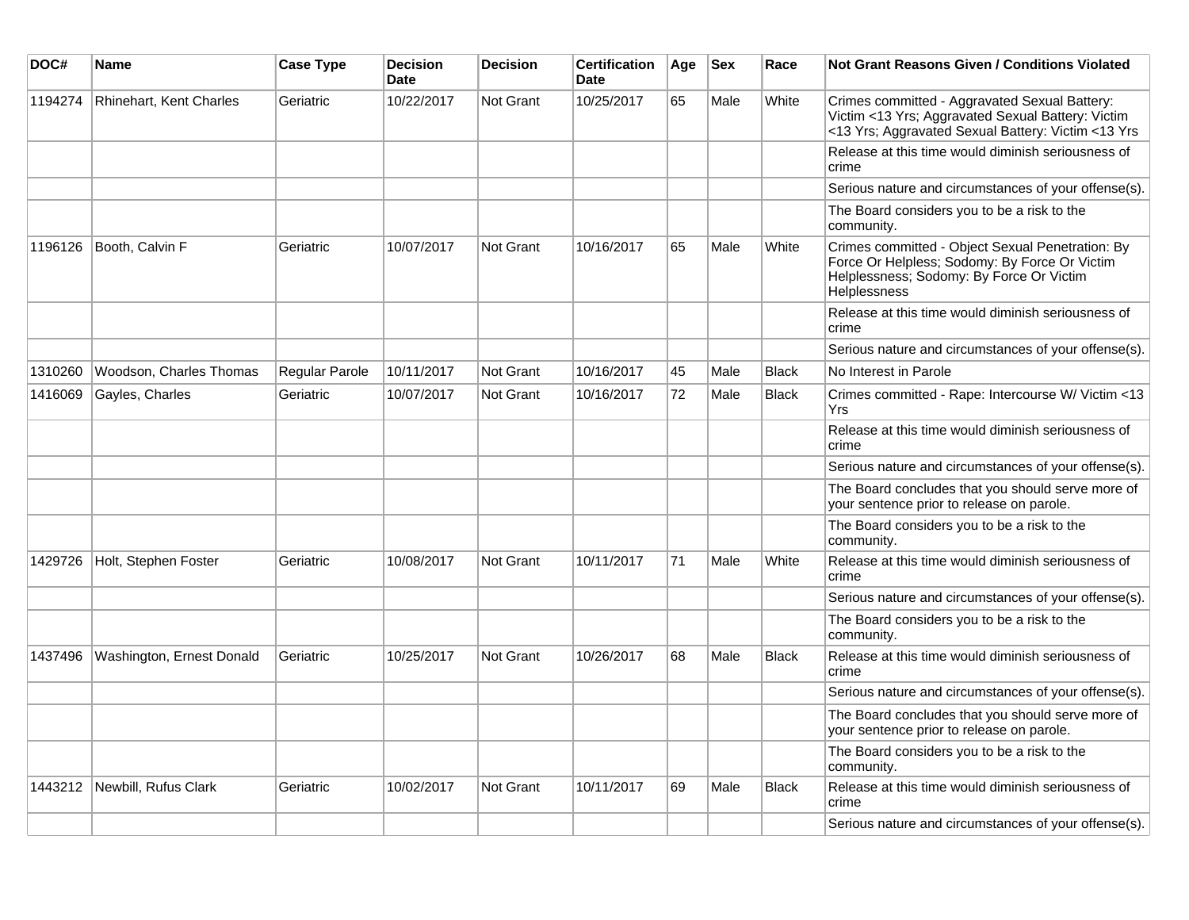| DOC# | Name | Case Type | Decision Date | Decision | Certification Date | Age | Sex | Race | Not Grant Reasons Given / Conditions Violated |
|---|---|---|---|---|---|---|---|---|---|
| 1194274 | Rhinehart, Kent Charles | Geriatric | 10/22/2017 | Not Grant | 10/25/2017 | 65 | Male | White | Crimes committed - Aggravated Sexual Battery: Victim <13 Yrs; Aggravated Sexual Battery: Victim <13 Yrs; Aggravated Sexual Battery: Victim <13 Yrs |
| | | | | | | | | | Release at this time would diminish seriousness of crime |
| | | | | | | | | | Serious nature and circumstances of your offense(s). |
| | | | | | | | | | The Board considers you to be a risk to the community. |
| 1196126 | Booth, Calvin F | Geriatric | 10/07/2017 | Not Grant | 10/16/2017 | 65 | Male | White | Crimes committed - Object Sexual Penetration: By Force Or Helpless; Sodomy: By Force Or Victim Helplessness; Sodomy: By Force Or Victim Helplessness |
| | | | | | | | | | Release at this time would diminish seriousness of crime |
| | | | | | | | | | Serious nature and circumstances of your offense(s). |
| 1310260 | Woodson, Charles Thomas | Regular Parole | 10/11/2017 | Not Grant | 10/16/2017 | 45 | Male | Black | No Interest in Parole |
| 1416069 | Gayles, Charles | Geriatric | 10/07/2017 | Not Grant | 10/16/2017 | 72 | Male | Black | Crimes committed - Rape: Intercourse W/ Victim <13 Yrs |
| | | | | | | | | | Release at this time would diminish seriousness of crime |
| | | | | | | | | | Serious nature and circumstances of your offense(s). |
| | | | | | | | | | The Board concludes that you should serve more of your sentence prior to release on parole. |
| | | | | | | | | | The Board considers you to be a risk to the community. |
| 1429726 | Holt, Stephen Foster | Geriatric | 10/08/2017 | Not Grant | 10/11/2017 | 71 | Male | White | Release at this time would diminish seriousness of crime |
| | | | | | | | | | Serious nature and circumstances of your offense(s). |
| | | | | | | | | | The Board considers you to be a risk to the community. |
| 1437496 | Washington, Ernest Donald | Geriatric | 10/25/2017 | Not Grant | 10/26/2017 | 68 | Male | Black | Release at this time would diminish seriousness of crime |
| | | | | | | | | | Serious nature and circumstances of your offense(s). |
| | | | | | | | | | The Board concludes that you should serve more of your sentence prior to release on parole. |
| | | | | | | | | | The Board considers you to be a risk to the community. |
| 1443212 | Newbill, Rufus Clark | Geriatric | 10/02/2017 | Not Grant | 10/11/2017 | 69 | Male | Black | Release at this time would diminish seriousness of crime |
| | | | | | | | | | Serious nature and circumstances of your offense(s). |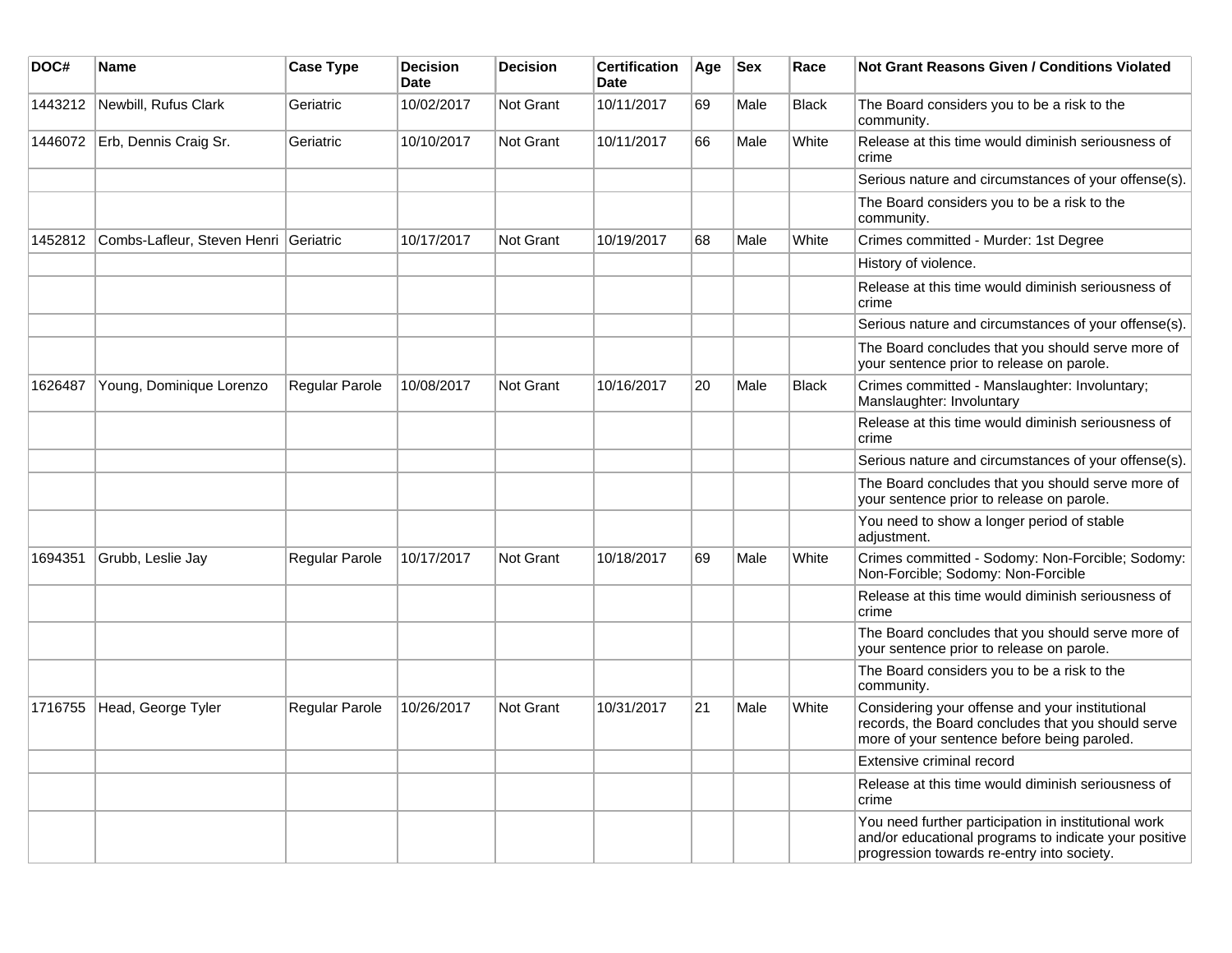| DOC# | Name | Case Type | Decision Date | Decision | Certification Date | Age | Sex | Race | Not Grant Reasons Given / Conditions Violated |
|---|---|---|---|---|---|---|---|---|---|
| 1443212 | Newbill, Rufus Clark | Geriatric | 10/02/2017 | Not Grant | 10/11/2017 | 69 | Male | Black | The Board considers you to be a risk to the community. |
| 1446072 | Erb, Dennis Craig Sr. | Geriatric | 10/10/2017 | Not Grant | 10/11/2017 | 66 | Male | White | Release at this time would diminish seriousness of crime |
| | | | | | | | | | Serious nature and circumstances of your offense(s). |
| | | | | | | | | | The Board considers you to be a risk to the community. |
| 1452812 | Combs-Lafleur, Steven Henri | Geriatric | 10/17/2017 | Not Grant | 10/19/2017 | 68 | Male | White | Crimes committed - Murder: 1st Degree |
| | | | | | | | | | History of violence. |
| | | | | | | | | | Release at this time would diminish seriousness of crime |
| | | | | | | | | | Serious nature and circumstances of your offense(s). |
| | | | | | | | | | The Board concludes that you should serve more of your sentence prior to release on parole. |
| 1626487 | Young, Dominique Lorenzo | Regular Parole | 10/08/2017 | Not Grant | 10/16/2017 | 20 | Male | Black | Crimes committed - Manslaughter: Involuntary; Manslaughter: Involuntary |
| | | | | | | | | | Release at this time would diminish seriousness of crime |
| | | | | | | | | | Serious nature and circumstances of your offense(s). |
| | | | | | | | | | The Board concludes that you should serve more of your sentence prior to release on parole. |
| | | | | | | | | | You need to show a longer period of stable adjustment. |
| 1694351 | Grubb, Leslie Jay | Regular Parole | 10/17/2017 | Not Grant | 10/18/2017 | 69 | Male | White | Crimes committed - Sodomy: Non-Forcible; Sodomy: Non-Forcible; Sodomy: Non-Forcible |
| | | | | | | | | | Release at this time would diminish seriousness of crime |
| | | | | | | | | | The Board concludes that you should serve more of your sentence prior to release on parole. |
| | | | | | | | | | The Board considers you to be a risk to the community. |
| 1716755 | Head, George Tyler | Regular Parole | 10/26/2017 | Not Grant | 10/31/2017 | 21 | Male | White | Considering your offense and your institutional records, the Board concludes that you should serve more of your sentence before being paroled. |
| | | | | | | | | | Extensive criminal record |
| | | | | | | | | | Release at this time would diminish seriousness of crime |
| | | | | | | | | | You need further participation in institutional work and/or educational programs to indicate your positive progression towards re-entry into society. |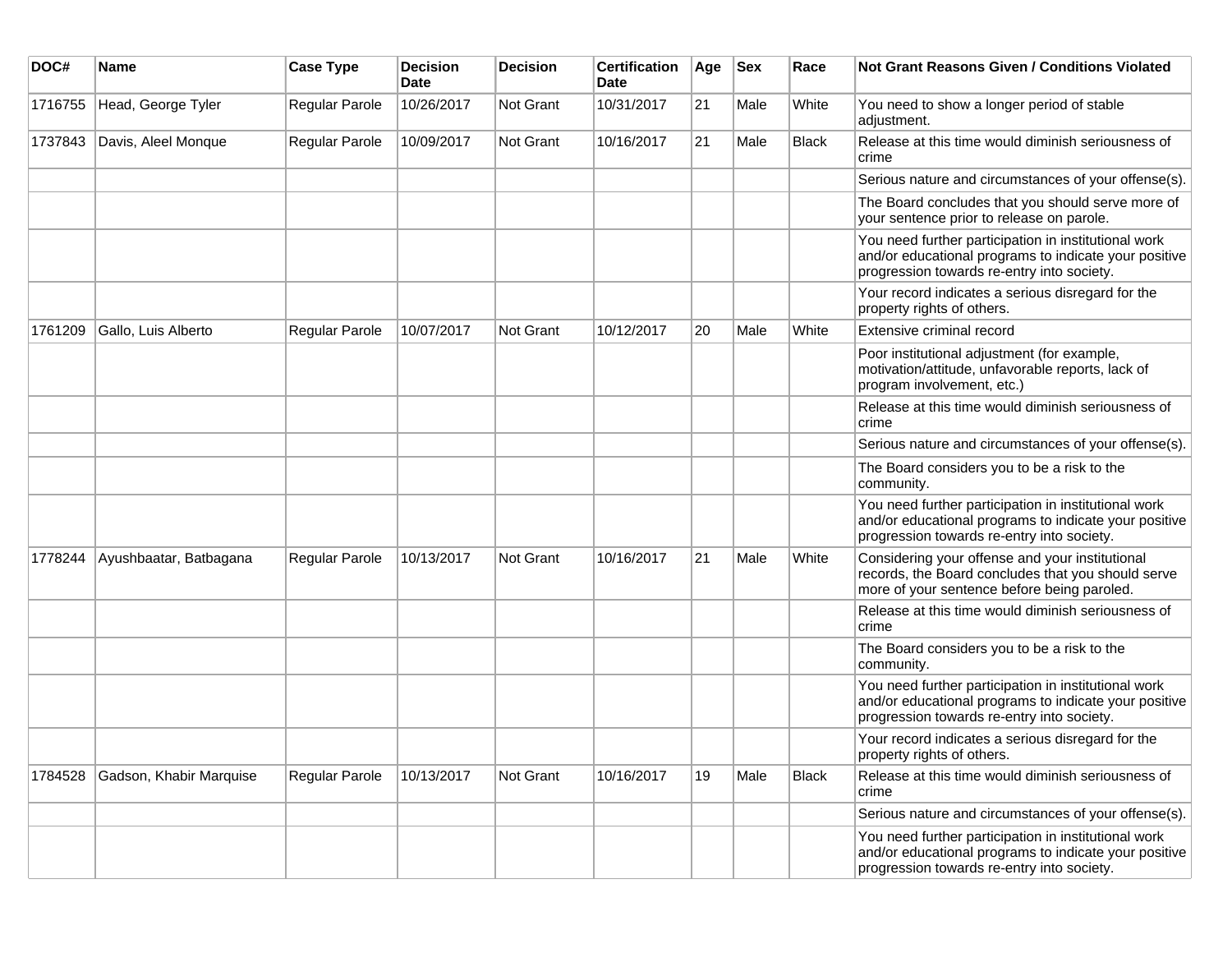| DOC# | Name | Case Type | Decision Date | Decision | Certification Date | Age | Sex | Race | Not Grant Reasons Given / Conditions Violated |
|---|---|---|---|---|---|---|---|---|---|
| 1716755 | Head, George Tyler | Regular Parole | 10/26/2017 | Not Grant | 10/31/2017 | 21 | Male | White | You need to show a longer period of stable adjustment. |
| 1737843 | Davis, Aleel Monque | Regular Parole | 10/09/2017 | Not Grant | 10/16/2017 | 21 | Male | Black | Release at this time would diminish seriousness of crime |
| | | | | | | | | | Serious nature and circumstances of your offense(s). |
| | | | | | | | | | The Board concludes that you should serve more of your sentence prior to release on parole. |
| | | | | | | | | | You need further participation in institutional work and/or educational programs to indicate your positive progression towards re-entry into society. |
| | | | | | | | | | Your record indicates a serious disregard for the property rights of others. |
| 1761209 | Gallo, Luis Alberto | Regular Parole | 10/07/2017 | Not Grant | 10/12/2017 | 20 | Male | White | Extensive criminal record |
| | | | | | | | | | Poor institutional adjustment (for example, motivation/attitude, unfavorable reports, lack of program involvement, etc.) |
| | | | | | | | | | Release at this time would diminish seriousness of crime |
| | | | | | | | | | Serious nature and circumstances of your offense(s). |
| | | | | | | | | | The Board considers you to be a risk to the community. |
| | | | | | | | | | You need further participation in institutional work and/or educational programs to indicate your positive progression towards re-entry into society. |
| 1778244 | Ayushbaatar, Batbagana | Regular Parole | 10/13/2017 | Not Grant | 10/16/2017 | 21 | Male | White | Considering your offense and your institutional records, the Board concludes that you should serve more of your sentence before being paroled. |
| | | | | | | | | | Release at this time would diminish seriousness of crime |
| | | | | | | | | | The Board considers you to be a risk to the community. |
| | | | | | | | | | You need further participation in institutional work and/or educational programs to indicate your positive progression towards re-entry into society. |
| | | | | | | | | | Your record indicates a serious disregard for the property rights of others. |
| 1784528 | Gadson, Khabir Marquise | Regular Parole | 10/13/2017 | Not Grant | 10/16/2017 | 19 | Male | Black | Release at this time would diminish seriousness of crime |
| | | | | | | | | | Serious nature and circumstances of your offense(s). |
| | | | | | | | | | You need further participation in institutional work and/or educational programs to indicate your positive progression towards re-entry into society. |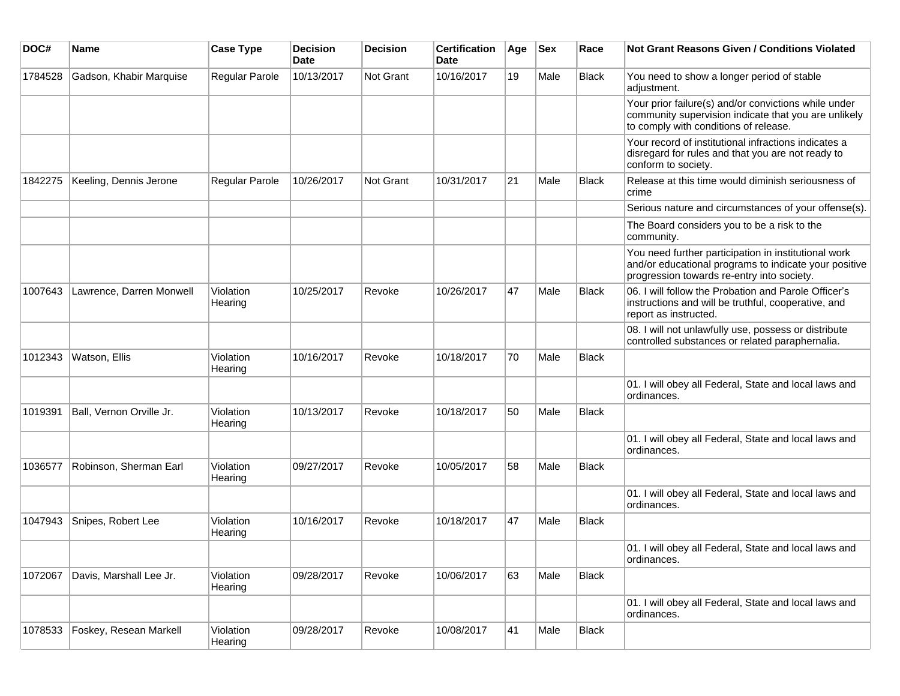| DOC# | Name | Case Type | Decision Date | Decision | Certification Date | Age | Sex | Race | Not Grant Reasons Given / Conditions Violated |
|---|---|---|---|---|---|---|---|---|---|
| 1784528 | Gadson, Khabir Marquise | Regular Parole | 10/13/2017 | Not Grant | 10/16/2017 | 19 | Male | Black | You need to show a longer period of stable adjustment. |
| | | | | | | | | | Your prior failure(s) and/or convictions while under community supervision indicate that you are unlikely to comply with conditions of release. |
| | | | | | | | | | Your record of institutional infractions indicates a disregard for rules and that you are not ready to conform to society. |
| 1842275 | Keeling, Dennis Jerone | Regular Parole | 10/26/2017 | Not Grant | 10/31/2017 | 21 | Male | Black | Release at this time would diminish seriousness of crime |
| | | | | | | | | | Serious nature and circumstances of your offense(s). |
| | | | | | | | | | The Board considers you to be a risk to the community. |
| | | | | | | | | | You need further participation in institutional work and/or educational programs to indicate your positive progression towards re-entry into society. |
| 1007643 | Lawrence, Darren Monwell | Violation Hearing | 10/25/2017 | Revoke | 10/26/2017 | 47 | Male | Black | 06. I will follow the Probation and Parole Officer's instructions and will be truthful, cooperative, and report as instructed. |
| | | | | | | | | | 08. I will not unlawfully use, possess or distribute controlled substances or related paraphernalia. |
| 1012343 | Watson, Ellis | Violation Hearing | 10/16/2017 | Revoke | 10/18/2017 | 70 | Male | Black | |
| | | | | | | | | | 01. I will obey all Federal, State and local laws and ordinances. |
| 1019391 | Ball, Vernon Orville Jr. | Violation Hearing | 10/13/2017 | Revoke | 10/18/2017 | 50 | Male | Black | |
| | | | | | | | | | 01. I will obey all Federal, State and local laws and ordinances. |
| 1036577 | Robinson, Sherman Earl | Violation Hearing | 09/27/2017 | Revoke | 10/05/2017 | 58 | Male | Black | |
| | | | | | | | | | 01. I will obey all Federal, State and local laws and ordinances. |
| 1047943 | Snipes, Robert Lee | Violation Hearing | 10/16/2017 | Revoke | 10/18/2017 | 47 | Male | Black | |
| | | | | | | | | | 01. I will obey all Federal, State and local laws and ordinances. |
| 1072067 | Davis, Marshall Lee Jr. | Violation Hearing | 09/28/2017 | Revoke | 10/06/2017 | 63 | Male | Black | |
| | | | | | | | | | 01. I will obey all Federal, State and local laws and ordinances. |
| 1078533 | Foskey, Resean Markell | Violation Hearing | 09/28/2017 | Revoke | 10/08/2017 | 41 | Male | Black | |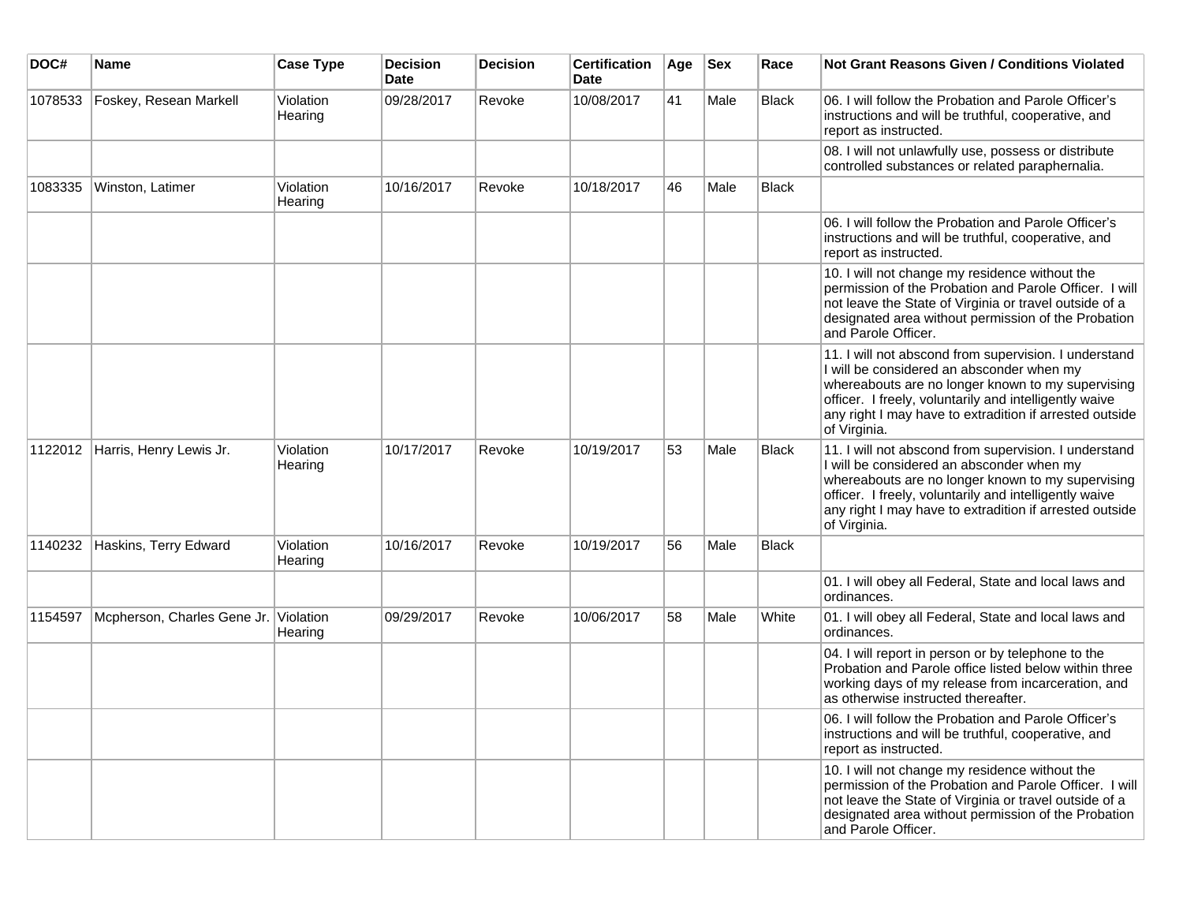| DOC# | Name | Case Type | Decision Date | Decision | Certification Date | Age | Sex | Race | Not Grant Reasons Given / Conditions Violated |
|---|---|---|---|---|---|---|---|---|---|
| 1078533 | Foskey, Resean Markell | Violation Hearing | 09/28/2017 | Revoke | 10/08/2017 | 41 | Male | Black | 06. I will follow the Probation and Parole Officer's instructions and will be truthful, cooperative, and report as instructed. |
| | | | | | | | | | 08. I will not unlawfully use, possess or distribute controlled substances or related paraphernalia. |
| 1083335 | Winston, Latimer | Violation Hearing | 10/16/2017 | Revoke | 10/18/2017 | 46 | Male | Black | |
| | | | | | | | | | 06. I will follow the Probation and Parole Officer's instructions and will be truthful, cooperative, and report as instructed. |
| | | | | | | | | | 10. I will not change my residence without the permission of the Probation and Parole Officer. I will not leave the State of Virginia or travel outside of a designated area without permission of the Probation and Parole Officer. |
| | | | | | | | | | 11. I will not abscond from supervision. I understand I will be considered an absconder when my whereabouts are no longer known to my supervising officer. I freely, voluntarily and intelligently waive any right I may have to extradition if arrested outside of Virginia. |
| 1122012 | Harris, Henry Lewis Jr. | Violation Hearing | 10/17/2017 | Revoke | 10/19/2017 | 53 | Male | Black | 11. I will not abscond from supervision. I understand I will be considered an absconder when my whereabouts are no longer known to my supervising officer. I freely, voluntarily and intelligently waive any right I may have to extradition if arrested outside of Virginia. |
| 1140232 | Haskins, Terry Edward | Violation Hearing | 10/16/2017 | Revoke | 10/19/2017 | 56 | Male | Black | |
| | | | | | | | | | 01. I will obey all Federal, State and local laws and ordinances. |
| 1154597 | Mcpherson, Charles Gene Jr. | Violation Hearing | 09/29/2017 | Revoke | 10/06/2017 | 58 | Male | White | 01. I will obey all Federal, State and local laws and ordinances. |
| | | | | | | | | | 04. I will report in person or by telephone to the Probation and Parole office listed below within three working days of my release from incarceration, and as otherwise instructed thereafter. |
| | | | | | | | | | 06. I will follow the Probation and Parole Officer's instructions and will be truthful, cooperative, and report as instructed. |
| | | | | | | | | | 10. I will not change my residence without the permission of the Probation and Parole Officer. I will not leave the State of Virginia or travel outside of a designated area without permission of the Probation and Parole Officer. |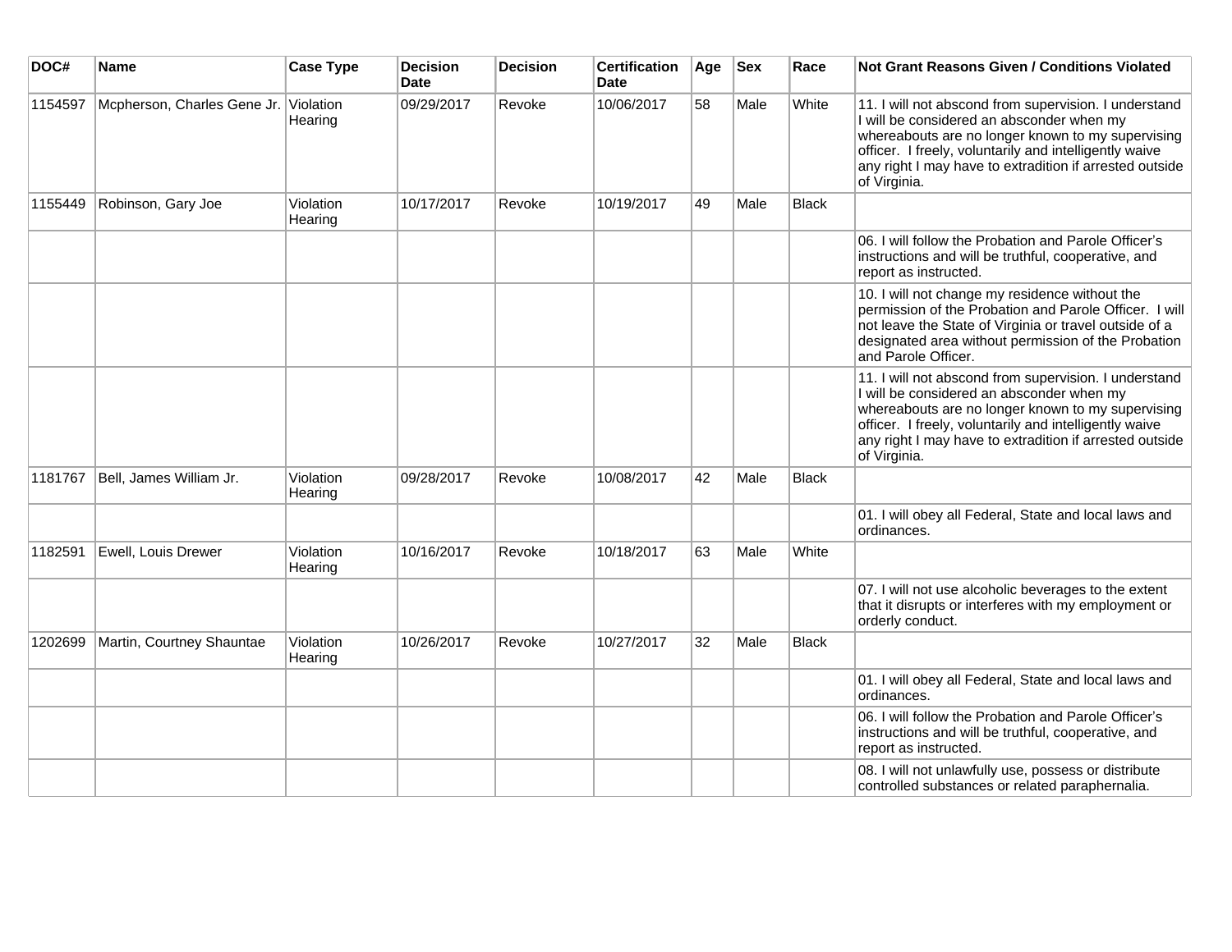| DOC# | Name | Case Type | Decision Date | Decision | Certification Date | Age | Sex | Race | Not Grant Reasons Given / Conditions Violated |
| --- | --- | --- | --- | --- | --- | --- | --- | --- | --- |
| 1154597 | Mcpherson, Charles Gene Jr. | Violation Hearing | 09/29/2017 | Revoke | 10/06/2017 | 58 | Male | White | 11. I will not abscond from supervision. I understand I will be considered an absconder when my whereabouts are no longer known to my supervising officer. I freely, voluntarily and intelligently waive any right I may have to extradition if arrested outside of Virginia. |
| 1155449 | Robinson, Gary Joe | Violation Hearing | 10/17/2017 | Revoke | 10/19/2017 | 49 | Male | Black | |
| | | | | | | | | | 06. I will follow the Probation and Parole Officer's instructions and will be truthful, cooperative, and report as instructed. |
| | | | | | | | | | 10. I will not change my residence without the permission of the Probation and Parole Officer. I will not leave the State of Virginia or travel outside of a designated area without permission of the Probation and Parole Officer. |
| | | | | | | | | | 11. I will not abscond from supervision. I understand I will be considered an absconder when my whereabouts are no longer known to my supervising officer. I freely, voluntarily and intelligently waive any right I may have to extradition if arrested outside of Virginia. |
| 1181767 | Bell, James William Jr. | Violation Hearing | 09/28/2017 | Revoke | 10/08/2017 | 42 | Male | Black | |
| | | | | | | | | | 01. I will obey all Federal, State and local laws and ordinances. |
| 1182591 | Ewell, Louis Drewer | Violation Hearing | 10/16/2017 | Revoke | 10/18/2017 | 63 | Male | White | |
| | | | | | | | | | 07. I will not use alcoholic beverages to the extent that it disrupts or interferes with my employment or orderly conduct. |
| 1202699 | Martin, Courtney Shauntae | Violation Hearing | 10/26/2017 | Revoke | 10/27/2017 | 32 | Male | Black | |
| | | | | | | | | | 01. I will obey all Federal, State and local laws and ordinances. |
| | | | | | | | | | 06. I will follow the Probation and Parole Officer's instructions and will be truthful, cooperative, and report as instructed. |
| | | | | | | | | | 08. I will not unlawfully use, possess or distribute controlled substances or related paraphernalia. |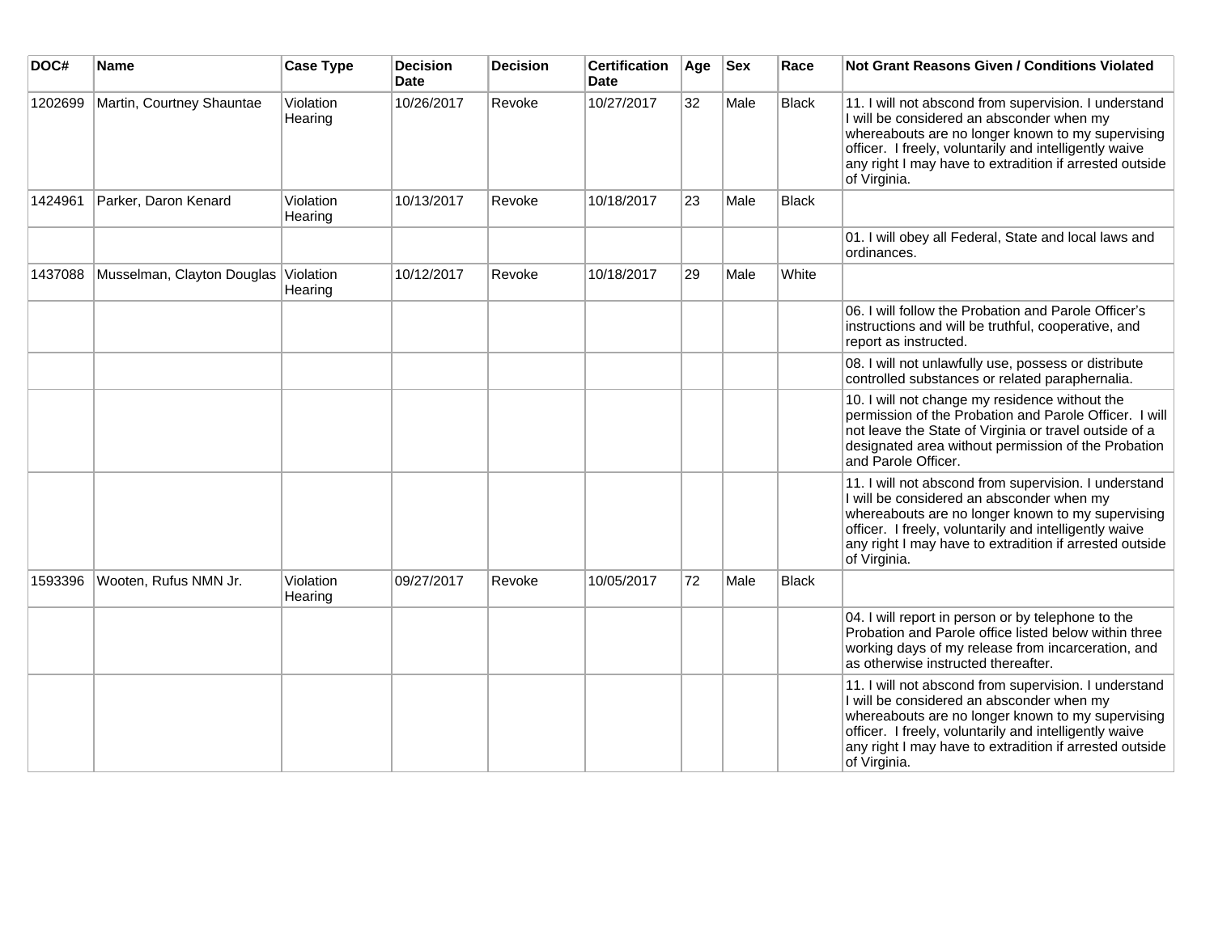| DOC# | Name | Case Type | Decision Date | Decision | Certification Date | Age | Sex | Race | Not Grant Reasons Given / Conditions Violated |
|---|---|---|---|---|---|---|---|---|---|
| 1202699 | Martin, Courtney Shauntae | Violation Hearing | 10/26/2017 | Revoke | 10/27/2017 | 32 | Male | Black | 11. I will not abscond from supervision. I understand I will be considered an absconder when my whereabouts are no longer known to my supervising officer. I freely, voluntarily and intelligently waive any right I may have to extradition if arrested outside of Virginia. |
| 1424961 | Parker, Daron Kenard | Violation Hearing | 10/13/2017 | Revoke | 10/18/2017 | 23 | Male | Black | |
| | | | | | | | | | 01. I will obey all Federal, State and local laws and ordinances. |
| 1437088 | Musselman, Clayton Douglas | Violation Hearing | 10/12/2017 | Revoke | 10/18/2017 | 29 | Male | White | |
| | | | | | | | | | 06. I will follow the Probation and Parole Officer's instructions and will be truthful, cooperative, and report as instructed. |
| | | | | | | | | | 08. I will not unlawfully use, possess or distribute controlled substances or related paraphernalia. |
| | | | | | | | | | 10. I will not change my residence without the permission of the Probation and Parole Officer. I will not leave the State of Virginia or travel outside of a designated area without permission of the Probation and Parole Officer. |
| | | | | | | | | | 11. I will not abscond from supervision. I understand I will be considered an absconder when my whereabouts are no longer known to my supervising officer. I freely, voluntarily and intelligently waive any right I may have to extradition if arrested outside of Virginia. |
| 1593396 | Wooten, Rufus NMN Jr. | Violation Hearing | 09/27/2017 | Revoke | 10/05/2017 | 72 | Male | Black | |
| | | | | | | | | | 04. I will report in person or by telephone to the Probation and Parole office listed below within three working days of my release from incarceration, and as otherwise instructed thereafter. |
| | | | | | | | | | 11. I will not abscond from supervision. I understand I will be considered an absconder when my whereabouts are no longer known to my supervising officer. I freely, voluntarily and intelligently waive any right I may have to extradition if arrested outside of Virginia. |